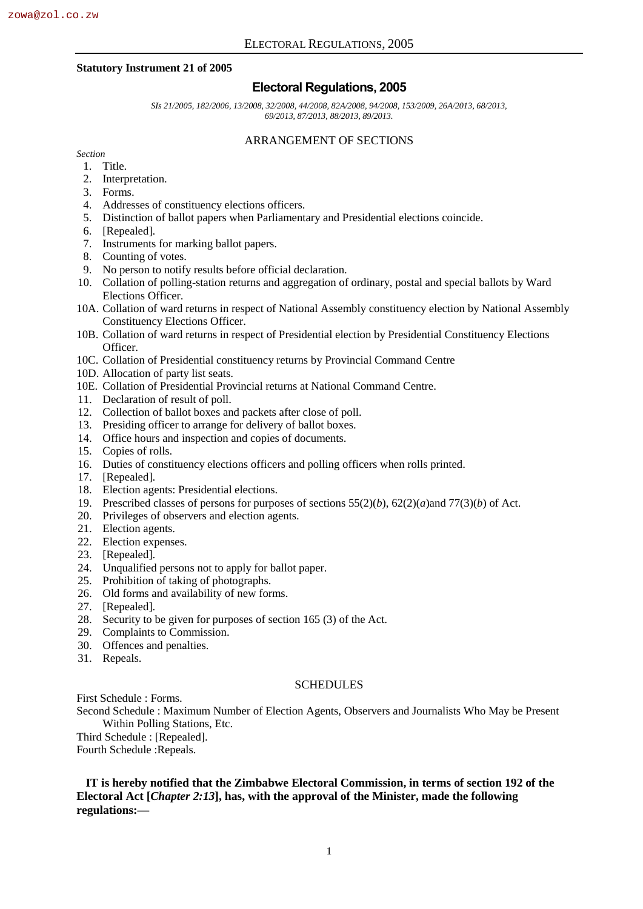**Statutory Instrument 21 of 2005**

# Electoral Regulations, 2005

*SIs 21/2005, 182/2006, 13/2008, 32/2008, 44/2008, 82A/2008, 94/2008, 153/2009, 26A/2013, 68/2013, 69/2013, 87/2013, 88/2013, 89/2013.*

## ARRANGEMENT OF SECTIONS

*Section*

1. Title.
2. Interpretation.
3. Forms.
4. Addresses of constituency elections officers.
5. Distinction of ballot papers when Parliamentary and Presidential elections coincide.
6. [Repealed].
7. Instruments for marking ballot papers.
8. Counting of votes.
9. No person to notify results before official declaration.
10. Collation of polling-station returns and aggregation of ordinary, postal and special ballots by Ward Elections Officer.

10A. Collation of ward returns in respect of National Assembly constituency election by National Assembly Constituency Elections Officer.

10B. Collation of ward returns in respect of Presidential election by Presidential Constituency Elections Officer.

10C. Collation of Presidential constituency returns by Provincial Command Centre

10D. Allocation of party list seats.

10E. Collation of Presidential Provincial returns at National Command Centre.

11. Declaration of result of poll.
12. Collection of ballot boxes and packets after close of poll.
13. Presiding officer to arrange for delivery of ballot boxes.
14. Office hours and inspection and copies of documents.
15. Copies of rolls.
16. Duties of constituency elections officers and polling officers when rolls printed.
17. [Repealed].
18. Election agents: Presidential elections.
19. Prescribed classes of persons for purposes of sections 55(2)(*b*), 62(2)(*a*)and 77(3)(*b*) of Act.
20. Privileges of observers and election agents.
21. Election agents.
22. Election expenses.
23. [Repealed].
24. Unqualified persons not to apply for ballot paper.
25. Prohibition of taking of photographs.
26. Old forms and availability of new forms.
27. [Repealed].
28. Security to be given for purposes of section 165 (3) of the Act.
29. Complaints to Commission.
30. Offences and penalties.
31. Repeals.

## SCHEDULES

First Schedule : Forms.

Second Schedule : Maximum Number of Election Agents, Observers and Journalists Who May be Present Within Polling Stations, Etc.

Third Schedule : [Repealed].

Fourth Schedule :Repeals.

**IT is hereby notified that the Zimbabwe Electoral Commission, in terms of section 192 of the Electoral Act [*Chapter 2:13*], has, with the approval of the Minister, made the following regulations:—**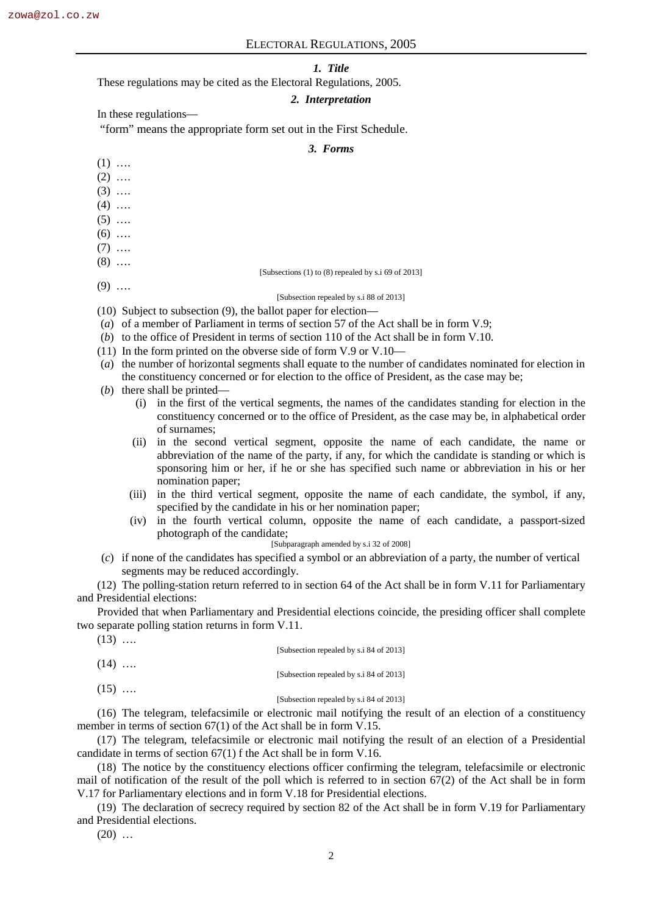### *1. Title*

These regulations may be cited as the Electoral Regulations, 2005.

### *2. Interpretation*

In these regulations—

"form" means the appropriate form set out in the First Schedule.

### *3. Forms*

(1) ….

(2) ….

(3) ….

(4) ….

(5) ….

(6) ….

(7) ….

(8) ….

[Subsections (1) to (8) repealed by s.i 69 of 2013]

(9) ….

[Subsection repealed by s.i 88 of 2013]

(10) Subject to subsection (9), the ballot paper for election—

(*a*) of a member of Parliament in terms of section 57 of the Act shall be in form V.9;

(*b*) to the office of President in terms of section 110 of the Act shall be in form V.10.

(11) In the form printed on the obverse side of form V.9 or V.10—

(*a*) the number of horizontal segments shall equate to the number of candidates nominated for election in the constituency concerned or for election to the office of President, as the case may be;

(*b*) there shall be printed—

(i) in the first of the vertical segments, the names of the candidates standing for election in the constituency concerned or to the office of President, as the case may be, in alphabetical order of surnames;

(ii) in the second vertical segment, opposite the name of each candidate, the name or abbreviation of the name of the party, if any, for which the candidate is standing or which is sponsoring him or her, if he or she has specified such name or abbreviation in his or her nomination paper;

(iii) in the third vertical segment, opposite the name of each candidate, the symbol, if any, specified by the candidate in his or her nomination paper;

(iv) in the fourth vertical column, opposite the name of each candidate, a passport-sized photograph of the candidate;

[Subparagraph amended by s.i 32 of 2008]

(*c*) if none of the candidates has specified a symbol or an abbreviation of a party, the number of vertical segments may be reduced accordingly.

(12) The polling-station return referred to in section 64 of the Act shall be in form V.11 for Parliamentary and Presidential elections:

Provided that when Parliamentary and Presidential elections coincide, the presiding officer shall complete two separate polling station returns in form V.11.

(13) ….

[Subsection repealed by s.i 84 of 2013]

(14) ….

[Subsection repealed by s.i 84 of 2013]

(15) ….

[Subsection repealed by s.i 84 of 2013]

(16) The telegram, telefacsimile or electronic mail notifying the result of an election of a constituency member in terms of section 67(1) of the Act shall be in form V.15.

(17) The telegram, telefacsimile or electronic mail notifying the result of an election of a Presidential candidate in terms of section 67(1) f the Act shall be in form V.16.

(18) The notice by the constituency elections officer confirming the telegram, telefacsimile or electronic mail of notification of the result of the poll which is referred to in section 67(2) of the Act shall be in form V.17 for Parliamentary elections and in form V.18 for Presidential elections.

(19) The declaration of secrecy required by section 82 of the Act shall be in form V.19 for Parliamentary and Presidential elections.

(20) …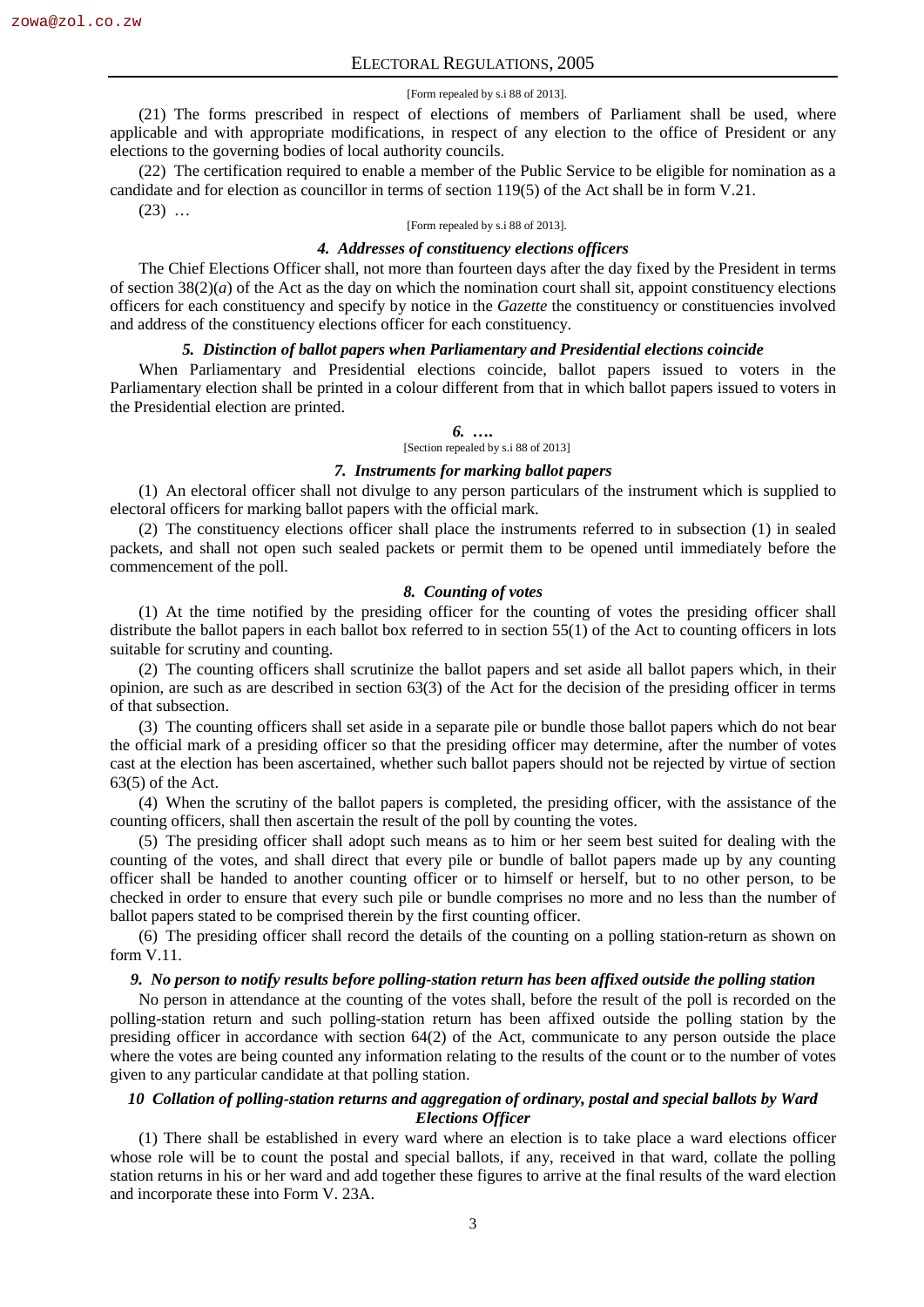[Form repealed by s.i 88 of 2013].

(21) The forms prescribed in respect of elections of members of Parliament shall be used, where applicable and with appropriate modifications, in respect of any election to the office of President or any elections to the governing bodies of local authority councils.

(22) The certification required to enable a member of the Public Service to be eligible for nomination as a candidate and for election as councillor in terms of section 119(5) of the Act shall be in form V.21.

(23) …

[Form repealed by s.i 88 of 2013].

#### *4. Addresses of constituency elections officers*

The Chief Elections Officer shall, not more than fourteen days after the day fixed by the President in terms of section 38(2)(*a*) of the Act as the day on which the nomination court shall sit, appoint constituency elections officers for each constituency and specify by notice in the *Gazette* the constituency or constituencies involved and address of the constituency elections officer for each constituency.

#### *5. Distinction of ballot papers when Parliamentary and Presidential elections coincide*

When Parliamentary and Presidential elections coincide, ballot papers issued to voters in the Parliamentary election shall be printed in a colour different from that in which ballot papers issued to voters in the Presidential election are printed.

#### *6. ….*

[Section repealed by s.i 88 of 2013]

#### *7. Instruments for marking ballot papers*

(1) An electoral officer shall not divulge to any person particulars of the instrument which is supplied to electoral officers for marking ballot papers with the official mark.

(2) The constituency elections officer shall place the instruments referred to in subsection (1) in sealed packets, and shall not open such sealed packets or permit them to be opened until immediately before the commencement of the poll.

#### *8. Counting of votes*

(1) At the time notified by the presiding officer for the counting of votes the presiding officer shall distribute the ballot papers in each ballot box referred to in section 55(1) of the Act to counting officers in lots suitable for scrutiny and counting.

(2) The counting officers shall scrutinize the ballot papers and set aside all ballot papers which, in their opinion, are such as are described in section 63(3) of the Act for the decision of the presiding officer in terms of that subsection.

(3) The counting officers shall set aside in a separate pile or bundle those ballot papers which do not bear the official mark of a presiding officer so that the presiding officer may determine, after the number of votes cast at the election has been ascertained, whether such ballot papers should not be rejected by virtue of section 63(5) of the Act.

(4) When the scrutiny of the ballot papers is completed, the presiding officer, with the assistance of the counting officers, shall then ascertain the result of the poll by counting the votes.

(5) The presiding officer shall adopt such means as to him or her seem best suited for dealing with the counting of the votes, and shall direct that every pile or bundle of ballot papers made up by any counting officer shall be handed to another counting officer or to himself or herself, but to no other person, to be checked in order to ensure that every such pile or bundle comprises no more and no less than the number of ballot papers stated to be comprised therein by the first counting officer.

(6) The presiding officer shall record the details of the counting on a polling station-return as shown on form V.11.

#### *9. No person to notify results before polling-station return has been affixed outside the polling station*

No person in attendance at the counting of the votes shall, before the result of the poll is recorded on the polling-station return and such polling-station return has been affixed outside the polling station by the presiding officer in accordance with section 64(2) of the Act, communicate to any person outside the place where the votes are being counted any information relating to the results of the count or to the number of votes given to any particular candidate at that polling station.

#### *10 Collation of polling-station returns and aggregation of ordinary, postal and special ballots by Ward Elections Officer*

(1) There shall be established in every ward where an election is to take place a ward elections officer whose role will be to count the postal and special ballots, if any, received in that ward, collate the polling station returns in his or her ward and add together these figures to arrive at the final results of the ward election and incorporate these into Form V. 23A.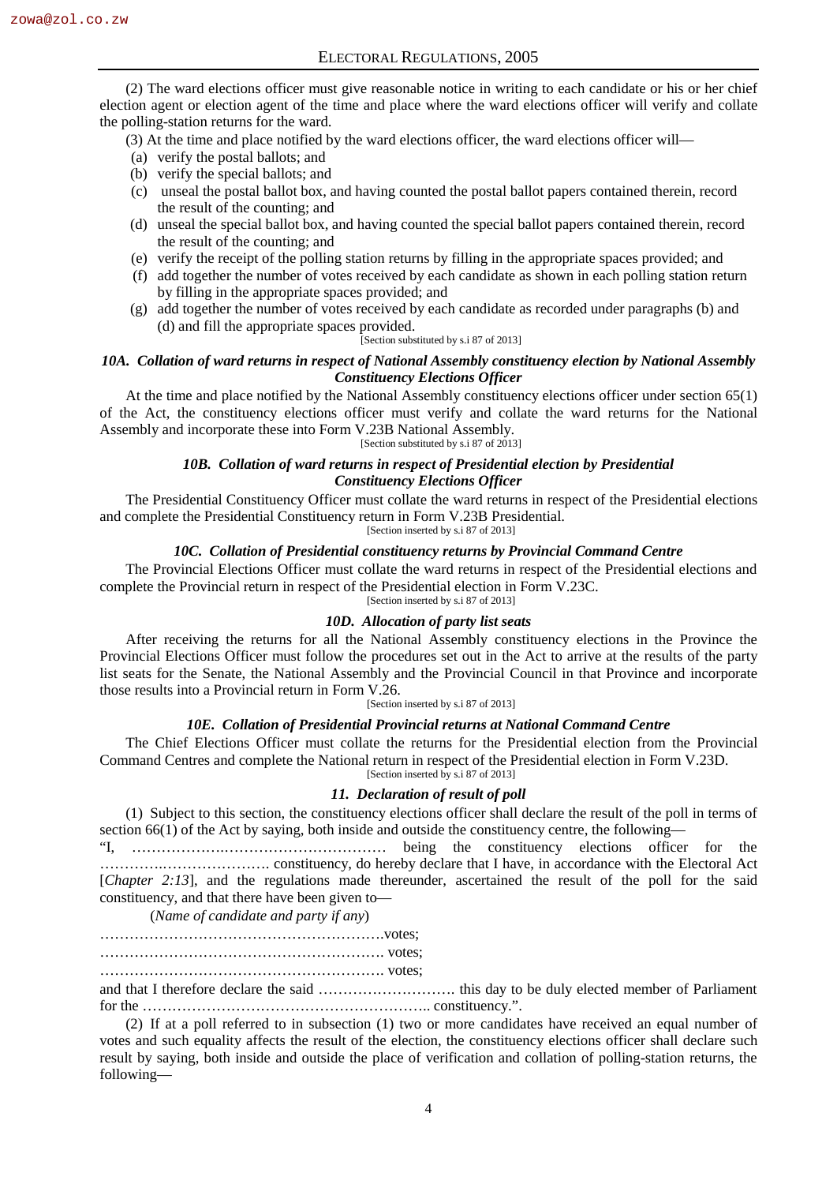(2) The ward elections officer must give reasonable notice in writing to each candidate or his or her chief election agent or election agent of the time and place where the ward elections officer will verify and collate the polling-station returns for the ward.

(3) At the time and place notified by the ward elections officer, the ward elections officer will—

(a) verify the postal ballots; and

(b) verify the special ballots; and

(c) unseal the postal ballot box, and having counted the postal ballot papers contained therein, record the result of the counting; and

(d) unseal the special ballot box, and having counted the special ballot papers contained therein, record the result of the counting; and

(e) verify the receipt of the polling station returns by filling in the appropriate spaces provided; and

(f) add together the number of votes received by each candidate as shown in each polling station return by filling in the appropriate spaces provided; and

(g) add together the number of votes received by each candidate as recorded under paragraphs (b) and (d) and fill the appropriate spaces provided.

[Section substituted by s.i 87 of 2013]

### *10A. Collation of ward returns in respect of National Assembly constituency election by National Assembly Constituency Elections Officer*

At the time and place notified by the National Assembly constituency elections officer under section 65(1) of the Act, the constituency elections officer must verify and collate the ward returns for the National Assembly and incorporate these into Form V.23B National Assembly.

[Section substituted by s.i 87 of 2013]

### *10B. Collation of ward returns in respect of Presidential election by Presidential Constituency Elections Officer*

The Presidential Constituency Officer must collate the ward returns in respect of the Presidential elections and complete the Presidential Constituency return in Form V.23B Presidential.

[Section inserted by s.i 87 of 2013]

### *10C. Collation of Presidential constituency returns by Provincial Command Centre*

The Provincial Elections Officer must collate the ward returns in respect of the Presidential elections and complete the Provincial return in respect of the Presidential election in Form V.23C.

[Section inserted by s.i 87 of 2013]

### *10D. Allocation of party list seats*

After receiving the returns for all the National Assembly constituency elections in the Province the Provincial Elections Officer must follow the procedures set out in the Act to arrive at the results of the party list seats for the Senate, the National Assembly and the Provincial Council in that Province and incorporate those results into a Provincial return in Form V.26.

[Section inserted by s.i 87 of 2013]

### *10E. Collation of Presidential Provincial returns at National Command Centre*

The Chief Elections Officer must collate the returns for the Presidential election from the Provincial Command Centres and complete the National return in respect of the Presidential election in Form V.23D.

[Section inserted by s.i 87 of 2013]

### *11. Declaration of result of poll*

(1) Subject to this section, the constituency elections officer shall declare the result of the poll in terms of section 66(1) of the Act by saying, both inside and outside the constituency centre, the following—

"I, ……………….…………………………… being the constituency elections officer for the …………..…………………. constituency, do hereby declare that I have, in accordance with the Electoral Act [*Chapter 2:13*], and the regulations made thereunder, ascertained the result of the poll for the said constituency, and that there have been given to—

(*Name of candidate and party if any*)

………………………………………………….votes;

…………………………………………………. votes;

…………………………………………………. votes;

and that I therefore declare the said ………………………. this day to be duly elected member of Parliament for the ………………………………………………….. constituency.".

(2) If at a poll referred to in subsection (1) two or more candidates have received an equal number of votes and such equality affects the result of the election, the constituency elections officer shall declare such result by saying, both inside and outside the place of verification and collation of polling-station returns, the following—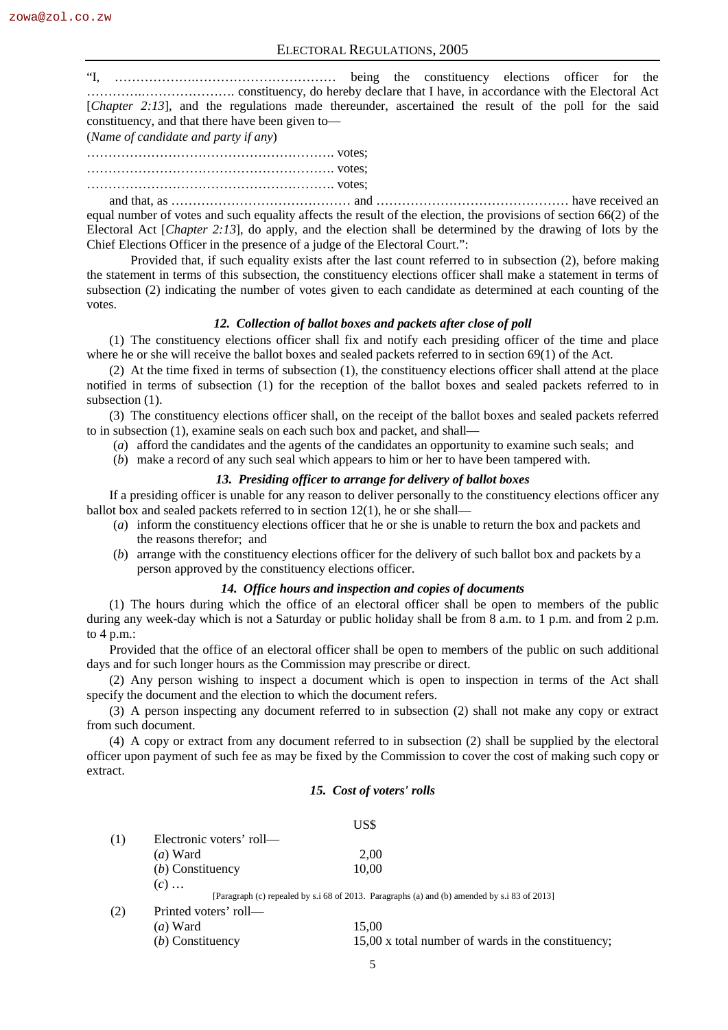"I, ……………….…………………………… being the constituency elections officer for the ……………..…………………. constituency, do hereby declare that I have, in accordance with the Electoral Act [*Chapter 2:13*], and the regulations made thereunder, ascertained the result of the poll for the said constituency, and that there have been given to—

(*Name of candidate and party if any*)

…………………………………………………. votes;
…………………………………………………. votes;
…………………………………………………. votes;

and that, as …………………………………… and ……………………………………… have received an equal number of votes and such equality affects the result of the election, the provisions of section 66(2) of the Electoral Act [*Chapter 2:13*], do apply, and the election shall be determined by the drawing of lots by the Chief Elections Officer in the presence of a judge of the Electoral Court.":

Provided that, if such equality exists after the last count referred to in subsection (2), before making the statement in terms of this subsection, the constituency elections officer shall make a statement in terms of subsection (2) indicating the number of votes given to each candidate as determined at each counting of the votes.

### *12. Collection of ballot boxes and packets after close of poll*

(1) The constituency elections officer shall fix and notify each presiding officer of the time and place where he or she will receive the ballot boxes and sealed packets referred to in section 69(1) of the Act.

(2) At the time fixed in terms of subsection (1), the constituency elections officer shall attend at the place notified in terms of subsection (1) for the reception of the ballot boxes and sealed packets referred to in subsection (1).

(3) The constituency elections officer shall, on the receipt of the ballot boxes and sealed packets referred to in subsection (1), examine seals on each such box and packet, and shall—

(*a*) afford the candidates and the agents of the candidates an opportunity to examine such seals; and

(*b*) make a record of any such seal which appears to him or her to have been tampered with.

### *13. Presiding officer to arrange for delivery of ballot boxes*

If a presiding officer is unable for any reason to deliver personally to the constituency elections officer any ballot box and sealed packets referred to in section 12(1), he or she shall—

(*a*) inform the constituency elections officer that he or she is unable to return the box and packets and the reasons therefor; and

(*b*) arrange with the constituency elections officer for the delivery of such ballot box and packets by a person approved by the constituency elections officer.

### *14. Office hours and inspection and copies of documents*

(1) The hours during which the office of an electoral officer shall be open to members of the public during any week-day which is not a Saturday or public holiday shall be from 8 a.m. to 1 p.m. and from 2 p.m. to 4 p.m.:

Provided that the office of an electoral officer shall be open to members of the public on such additional days and for such longer hours as the Commission may prescribe or direct.

(2) Any person wishing to inspect a document which is open to inspection in terms of the Act shall specify the document and the election to which the document refers.

(3) A person inspecting any document referred to in subsection (2) shall not make any copy or extract from such document.

(4) A copy or extract from any document referred to in subsection (2) shall be supplied by the electoral officer upon payment of such fee as may be fixed by the Commission to cover the cost of making such copy or extract.

### *15. Cost of voters' rolls*

| | | US$ |
|---|---|---|
| (1) | Electronic voters' roll— | |
| | (*a*) Ward | 2,00 |
| | (*b*) Constituency | 10,00 |
| | (*c*) … | |

[Paragraph (c) repealed by s.i 68 of 2013. Paragraphs (a) and (b) amended by s.i 83 of 2013]

| | | |
|---|---|---|
| (2) | Printed voters' roll— | |
| | (*a*) Ward | 15,00 |
| | (*b*) Constituency | 15,00 x total number of wards in the constituency; |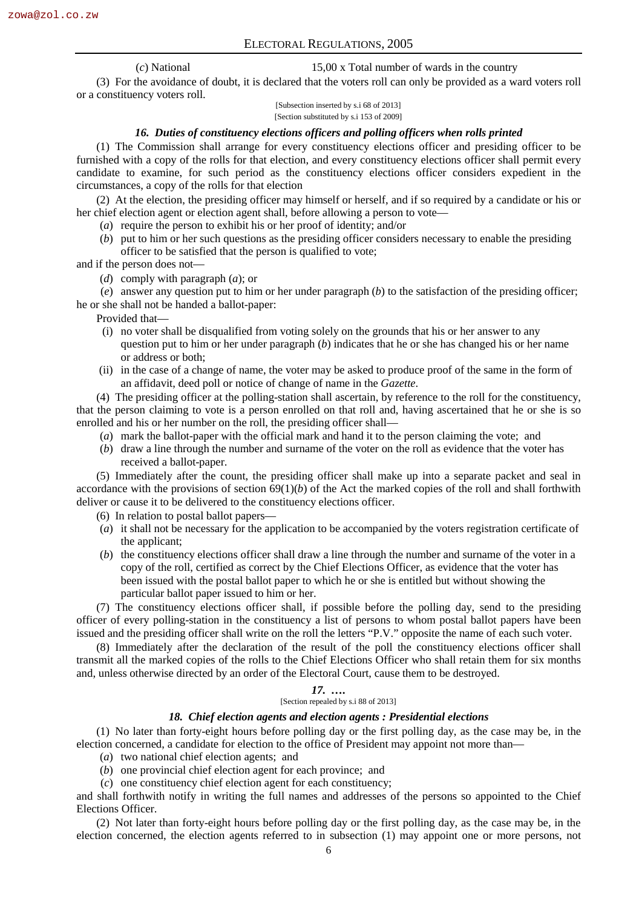(*c*) National 15,00 x Total number of wards in the country

(3) For the avoidance of doubt, it is declared that the voters roll can only be provided as a ward voters roll or a constituency voters roll.

[Subsection inserted by s.i 68 of 2013]
[Section substituted by s.i 153 of 2009]

### *16. Duties of constituency elections officers and polling officers when rolls printed*

(1) The Commission shall arrange for every constituency elections officer and presiding officer to be furnished with a copy of the rolls for that election, and every constituency elections officer shall permit every candidate to examine, for such period as the constituency elections officer considers expedient in the circumstances, a copy of the rolls for that election

(2) At the election, the presiding officer may himself or herself, and if so required by a candidate or his or her chief election agent or election agent shall, before allowing a person to vote—

(*a*) require the person to exhibit his or her proof of identity; and/or

(*b*) put to him or her such questions as the presiding officer considers necessary to enable the presiding officer to be satisfied that the person is qualified to vote;

and if the person does not—

(*d*) comply with paragraph (*a*); or

(*e*) answer any question put to him or her under paragraph (*b*) to the satisfaction of the presiding officer;

he or she shall not be handed a ballot-paper:

Provided that—

(i) no voter shall be disqualified from voting solely on the grounds that his or her answer to any question put to him or her under paragraph (*b*) indicates that he or she has changed his or her name or address or both;

(ii) in the case of a change of name, the voter may be asked to produce proof of the same in the form of an affidavit, deed poll or notice of change of name in the *Gazette*.

(4) The presiding officer at the polling-station shall ascertain, by reference to the roll for the constituency, that the person claiming to vote is a person enrolled on that roll and, having ascertained that he or she is so enrolled and his or her number on the roll, the presiding officer shall—

(*a*) mark the ballot-paper with the official mark and hand it to the person claiming the vote; and

(*b*) draw a line through the number and surname of the voter on the roll as evidence that the voter has received a ballot-paper.

(5) Immediately after the count, the presiding officer shall make up into a separate packet and seal in accordance with the provisions of section 69(1)(*b*) of the Act the marked copies of the roll and shall forthwith deliver or cause it to be delivered to the constituency elections officer.

(6) In relation to postal ballot papers—

(*a*) it shall not be necessary for the application to be accompanied by the voters registration certificate of the applicant;

(*b*) the constituency elections officer shall draw a line through the number and surname of the voter in a copy of the roll, certified as correct by the Chief Elections Officer, as evidence that the voter has been issued with the postal ballot paper to which he or she is entitled but without showing the particular ballot paper issued to him or her.

(7) The constituency elections officer shall, if possible before the polling day, send to the presiding officer of every polling-station in the constituency a list of persons to whom postal ballot papers have been issued and the presiding officer shall write on the roll the letters "P.V." opposite the name of each such voter.

(8) Immediately after the declaration of the result of the poll the constituency elections officer shall transmit all the marked copies of the rolls to the Chief Elections Officer who shall retain them for six months and, unless otherwise directed by an order of the Electoral Court, cause them to be destroyed.

### *17. ….*

[Section repealed by s.i 88 of 2013]

### *18. Chief election agents and election agents : Presidential elections*

(1) No later than forty-eight hours before polling day or the first polling day, as the case may be, in the election concerned, a candidate for election to the office of President may appoint not more than—

(*a*) two national chief election agents; and

(*b*) one provincial chief election agent for each province; and

(*c*) one constituency chief election agent for each constituency;

and shall forthwith notify in writing the full names and addresses of the persons so appointed to the Chief Elections Officer.

(2) Not later than forty-eight hours before polling day or the first polling day, as the case may be, in the election concerned, the election agents referred to in subsection (1) may appoint one or more persons, not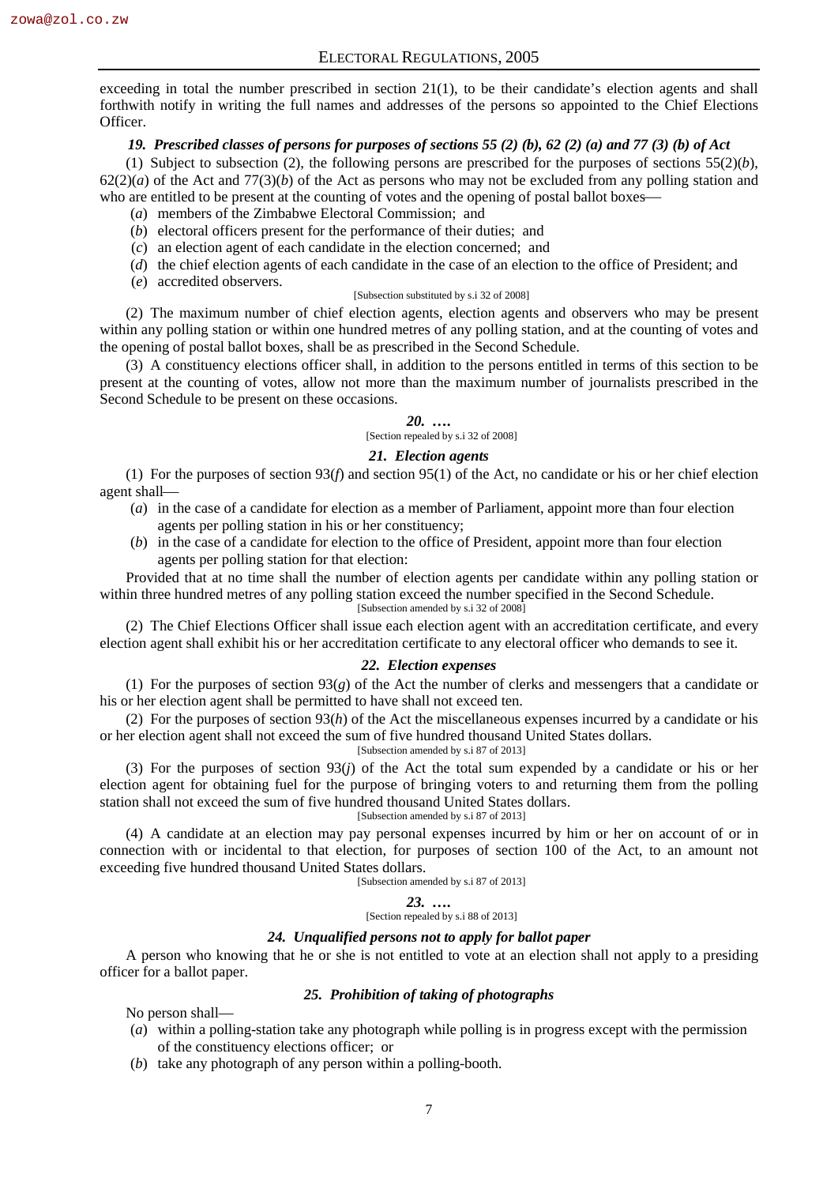exceeding in total the number prescribed in section 21(1), to be their candidate's election agents and shall forthwith notify in writing the full names and addresses of the persons so appointed to the Chief Elections Officer.

### *19. Prescribed classes of persons for purposes of sections 55 (2) (b), 62 (2) (a) and 77 (3) (b) of Act*

(1) Subject to subsection (2), the following persons are prescribed for the purposes of sections 55(2)(*b*), 62(2)(*a*) of the Act and 77(3)(*b*) of the Act as persons who may not be excluded from any polling station and who are entitled to be present at the counting of votes and the opening of postal ballot boxes—

(*a*) members of the Zimbabwe Electoral Commission; and

(*b*) electoral officers present for the performance of their duties; and

(*c*) an election agent of each candidate in the election concerned; and

(*d*) the chief election agents of each candidate in the case of an election to the office of President; and

(*e*) accredited observers.

[Subsection substituted by s.i 32 of 2008]

(2) The maximum number of chief election agents, election agents and observers who may be present within any polling station or within one hundred metres of any polling station, and at the counting of votes and the opening of postal ballot boxes, shall be as prescribed in the Second Schedule.

(3) A constituency elections officer shall, in addition to the persons entitled in terms of this section to be present at the counting of votes, allow not more than the maximum number of journalists prescribed in the Second Schedule to be present on these occasions.

### *20. ….*

[Section repealed by s.i 32 of 2008]

### *21. Election agents*

(1) For the purposes of section 93(*f*) and section 95(1) of the Act, no candidate or his or her chief election agent shall—

(*a*) in the case of a candidate for election as a member of Parliament, appoint more than four election agents per polling station in his or her constituency;

(*b*) in the case of a candidate for election to the office of President, appoint more than four election agents per polling station for that election:

Provided that at no time shall the number of election agents per candidate within any polling station or within three hundred metres of any polling station exceed the number specified in the Second Schedule.

[Subsection amended by s.i 32 of 2008]

(2) The Chief Elections Officer shall issue each election agent with an accreditation certificate, and every election agent shall exhibit his or her accreditation certificate to any electoral officer who demands to see it.

### *22. Election expenses*

(1) For the purposes of section 93(*g*) of the Act the number of clerks and messengers that a candidate or his or her election agent shall be permitted to have shall not exceed ten.

(2) For the purposes of section 93(*h*) of the Act the miscellaneous expenses incurred by a candidate or his or her election agent shall not exceed the sum of five hundred thousand United States dollars.

[Subsection amended by s.i 87 of 2013]

(3) For the purposes of section 93(*j*) of the Act the total sum expended by a candidate or his or her election agent for obtaining fuel for the purpose of bringing voters to and returning them from the polling station shall not exceed the sum of five hundred thousand United States dollars.

[Subsection amended by s.i 87 of 2013]

(4) A candidate at an election may pay personal expenses incurred by him or her on account of or in connection with or incidental to that election, for purposes of section 100 of the Act, to an amount not exceeding five hundred thousand United States dollars.

[Subsection amended by s.i 87 of 2013]

### *23. ….*

[Section repealed by s.i 88 of 2013]

### *24. Unqualified persons not to apply for ballot paper*

A person who knowing that he or she is not entitled to vote at an election shall not apply to a presiding officer for a ballot paper.

### *25. Prohibition of taking of photographs*

No person shall—

(*a*) within a polling-station take any photograph while polling is in progress except with the permission of the constituency elections officer; or

(*b*) take any photograph of any person within a polling-booth.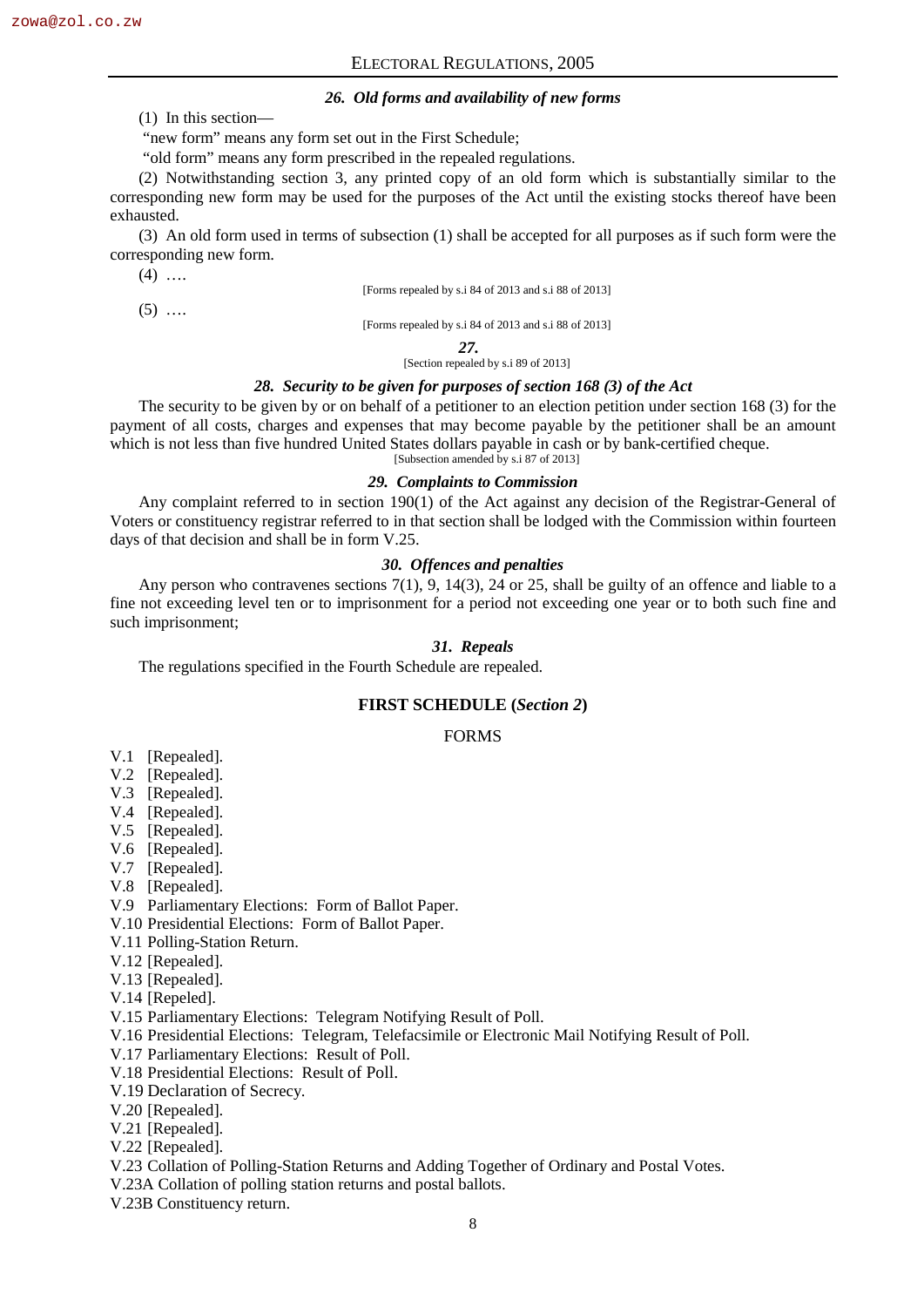### *26. Old forms and availability of new forms*

(1) In this section—

"new form" means any form set out in the First Schedule;

"old form" means any form prescribed in the repealed regulations.

(2) Notwithstanding section 3, any printed copy of an old form which is substantially similar to the corresponding new form may be used for the purposes of the Act until the existing stocks thereof have been exhausted.

(3) An old form used in terms of subsection (1) shall be accepted for all purposes as if such form were the corresponding new form.

(4) ….

[Forms repealed by s.i 84 of 2013 and s.i 88 of 2013]

(5) ….

[Forms repealed by s.i 84 of 2013 and s.i 88 of 2013]

### *27.*

[Section repealed by s.i 89 of 2013]

### *28. Security to be given for purposes of section 168 (3) of the Act*

The security to be given by or on behalf of a petitioner to an election petition under section 168 (3) for the payment of all costs, charges and expenses that may become payable by the petitioner shall be an amount which is not less than five hundred United States dollars payable in cash or by bank-certified cheque.

[Subsection amended by s.i 87 of 2013]

### *29. Complaints to Commission*

Any complaint referred to in section 190(1) of the Act against any decision of the Registrar-General of Voters or constituency registrar referred to in that section shall be lodged with the Commission within fourteen days of that decision and shall be in form V.25.

### *30. Offences and penalties*

Any person who contravenes sections 7(1), 9, 14(3), 24 or 25, shall be guilty of an offence and liable to a fine not exceeding level ten or to imprisonment for a period not exceeding one year or to both such fine and such imprisonment;

### *31. Repeals*

The regulations specified in the Fourth Schedule are repealed.

## FIRST SCHEDULE (*Section 2*)

FORMS

V.1 [Repealed].
V.2 [Repealed].
V.3 [Repealed].
V.4 [Repealed].
V.5 [Repealed].
V.6 [Repealed].
V.7 [Repealed].
V.8 [Repealed].
V.9 Parliamentary Elections: Form of Ballot Paper.
V.10 Presidential Elections: Form of Ballot Paper.
V.11 Polling-Station Return.
V.12 [Repealed].
V.13 [Repealed].
V.14 [Repeled].
V.15 Parliamentary Elections: Telegram Notifying Result of Poll.
V.16 Presidential Elections: Telegram, Telefacsimile or Electronic Mail Notifying Result of Poll.
V.17 Parliamentary Elections: Result of Poll.
V.18 Presidential Elections: Result of Poll.
V.19 Declaration of Secrecy.
V.20 [Repealed].
V.21 [Repealed].
V.22 [Repealed].
V.23 Collation of Polling-Station Returns and Adding Together of Ordinary and Postal Votes.
V.23A Collation of polling station returns and postal ballots.
V.23B Constituency return.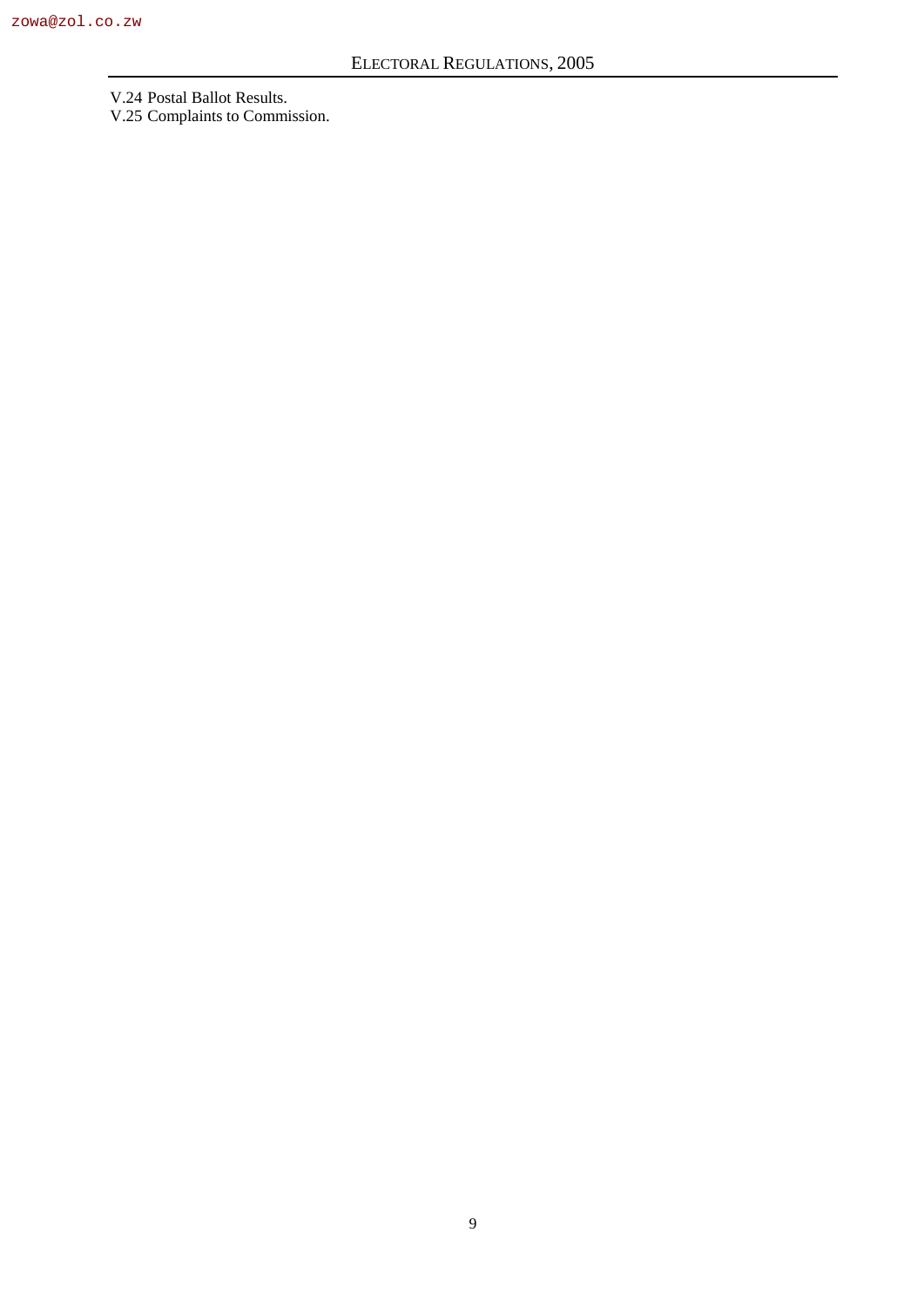V.24 Postal Ballot Results.

V.25 Complaints to Commission.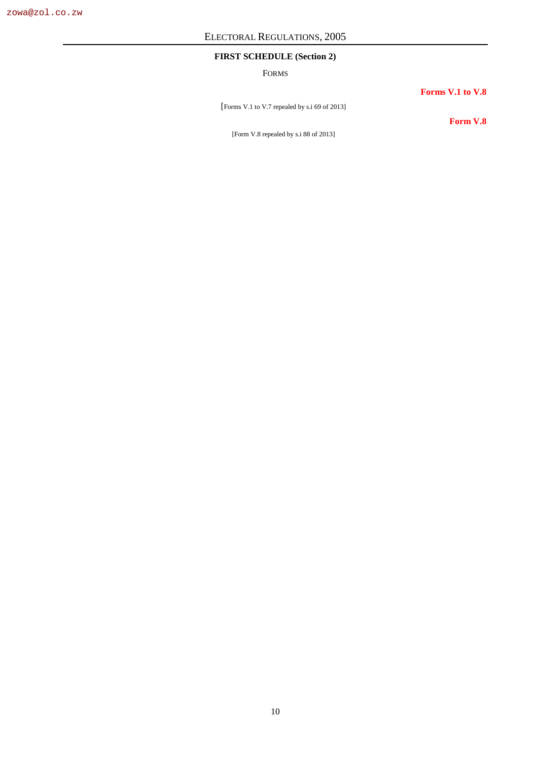## FIRST SCHEDULE (Section 2)

FORMS

**Forms V.1 to V.8**

[Forms V.1 to V.7 repealed by s.i 69 of 2013]

**Form V.8**

[Form V.8 repealed by s.i 88 of 2013]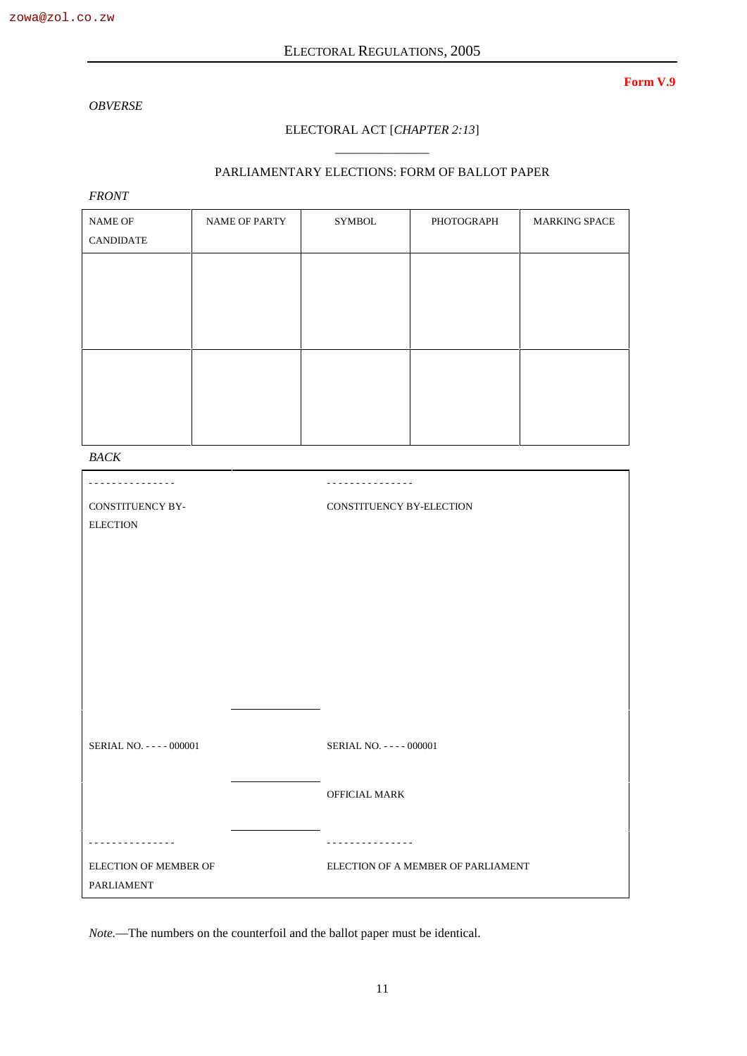Form V.9

*OBVERSE*

ELECTORAL ACT [*CHAPTER 2:13*]

PARLIAMENTARY ELECTIONS: FORM OF BALLOT PAPER

*FRONT*

| NAME OF CANDIDATE | NAME OF PARTY | SYMBOL | PHOTOGRAPH | MARKING SPACE |
|---|---|---|---|---|
| | | | | |
| | | | | |

*BACK*

| | |
|---|---|
| - - - - - - - - - - - - - - - | - - - - - - - - - - - - - - - |
| CONSTITUENCY BY-ELECTION | CONSTITUENCY BY-ELECTION |
| SERIAL NO. - - - - 000001 | SERIAL NO. - - - - 000001 |
| | OFFICIAL MARK |
| - - - - - - - - - - - - - - - | - - - - - - - - - - - - - - - |
| ELECTION OF MEMBER OF PARLIAMENT | ELECTION OF A MEMBER OF PARLIAMENT |

*Note.*—The numbers on the counterfoil and the ballot paper must be identical.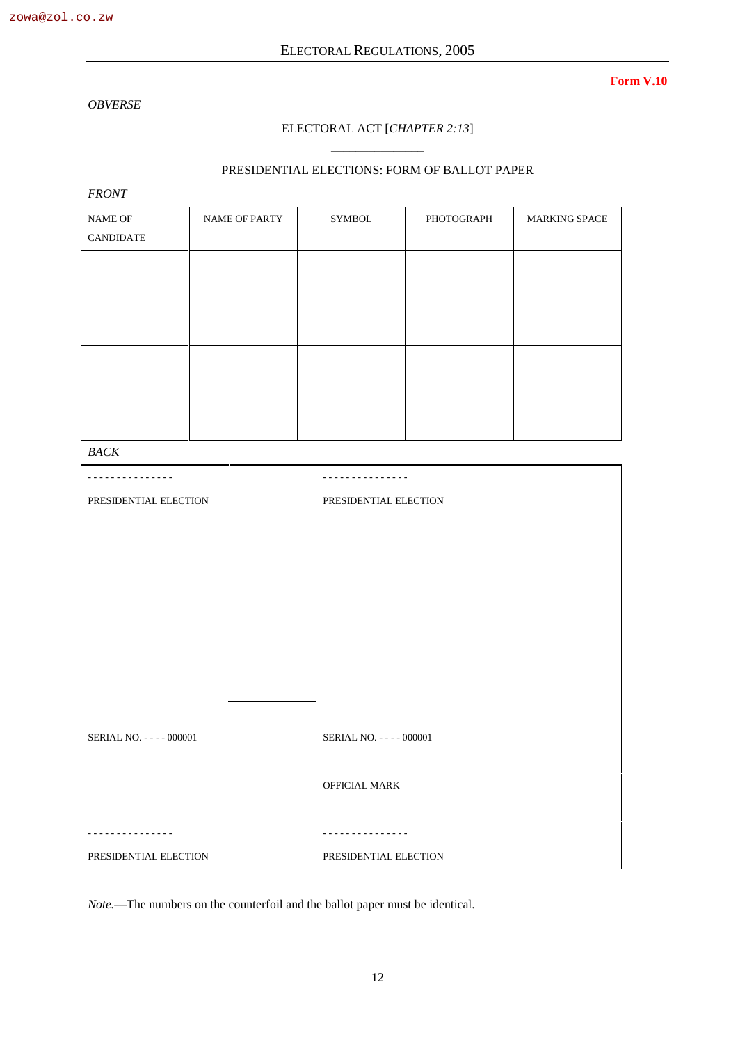**Form V.10**

*OBVERSE*

ELECTORAL ACT [*CHAPTER 2:13*]

PRESIDENTIAL ELECTIONS: FORM OF BALLOT PAPER

*FRONT*

| NAME OF CANDIDATE | NAME OF PARTY | SYMBOL | PHOTOGRAPH | MARKING SPACE |
|---|---|---|---|---|
| | | | | |
| | | | | |

*BACK*

| | |
|---|---|
| - - - - - - - - - - - - - - - | - - - - - - - - - - - - - - - |
| PRESIDENTIAL ELECTION | PRESIDENTIAL ELECTION |
| SERIAL NO. - - - - 000001 | SERIAL NO. - - - - 000001 |
| | OFFICIAL MARK |
| - - - - - - - - - - - - - - - | - - - - - - - - - - - - - - - |
| PRESIDENTIAL ELECTION | PRESIDENTIAL ELECTION |

*Note.*—The numbers on the counterfoil and the ballot paper must be identical.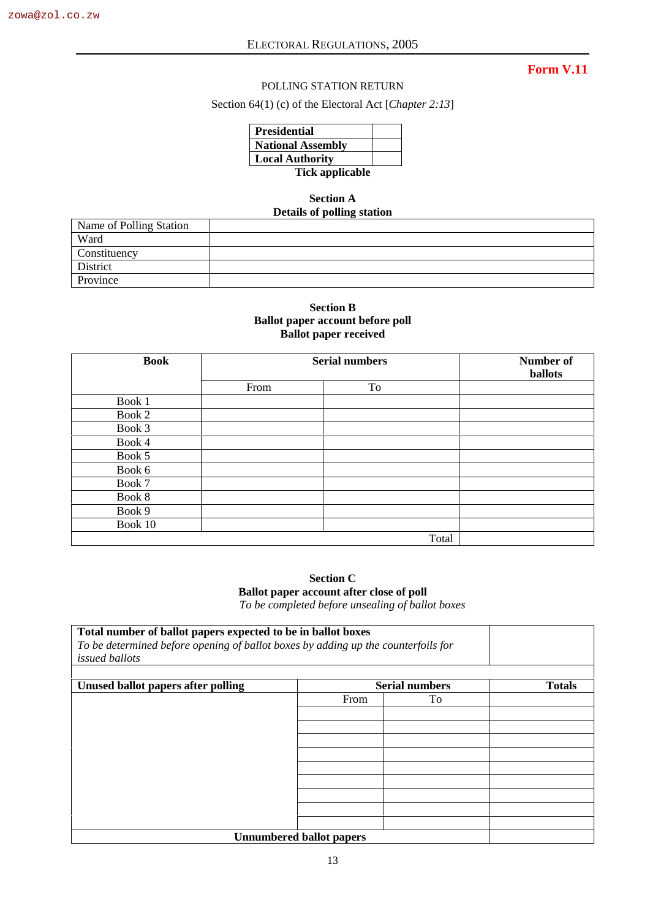# Form V.11

## POLLING STATION RETURN

Section 64(1) (c) of the Electoral Act [*Chapter 2:13*]

| | |
|---|---|
| **Presidential** | |
| **National Assembly** | |
| **Local Authority** | |

**Tick applicable**

### Section A
### Details of polling station

| | |
|---|---|
| Name of Polling Station | |
| Ward | |
| Constituency | |
| District | |
| Province | |

### Section B
### Ballot paper account before poll
### Ballot paper received

| **Book** | **Serial numbers** | | **Number of ballots** |
|---|---|---|---|
| | From | To | |
| Book 1 | | | |
| Book 2 | | | |
| Book 3 | | | |
| Book 4 | | | |
| Book 5 | | | |
| Book 6 | | | |
| Book 7 | | | |
| Book 8 | | | |
| Book 9 | | | |
| Book 10 | | | |
| | | Total | |

### Section C
### Ballot paper account after close of poll

*To be completed before unsealing of ballot boxes*

| **Total number of ballot papers expected to be in ballot boxes** *To be determined before opening of ballot boxes by adding up the counterfoils for issued ballots* | | | |
|---|---|---|---|
| | | | |
| **Unused ballot papers after polling** | **Serial numbers** | | **Totals** |
| | From | To | |
| | | | |
| | | | |
| | | | |
| | | | |
| | | | |
| | | | |
| | | | |
| | | | |
| | | | |
| **Unnumbered ballot papers** | | | |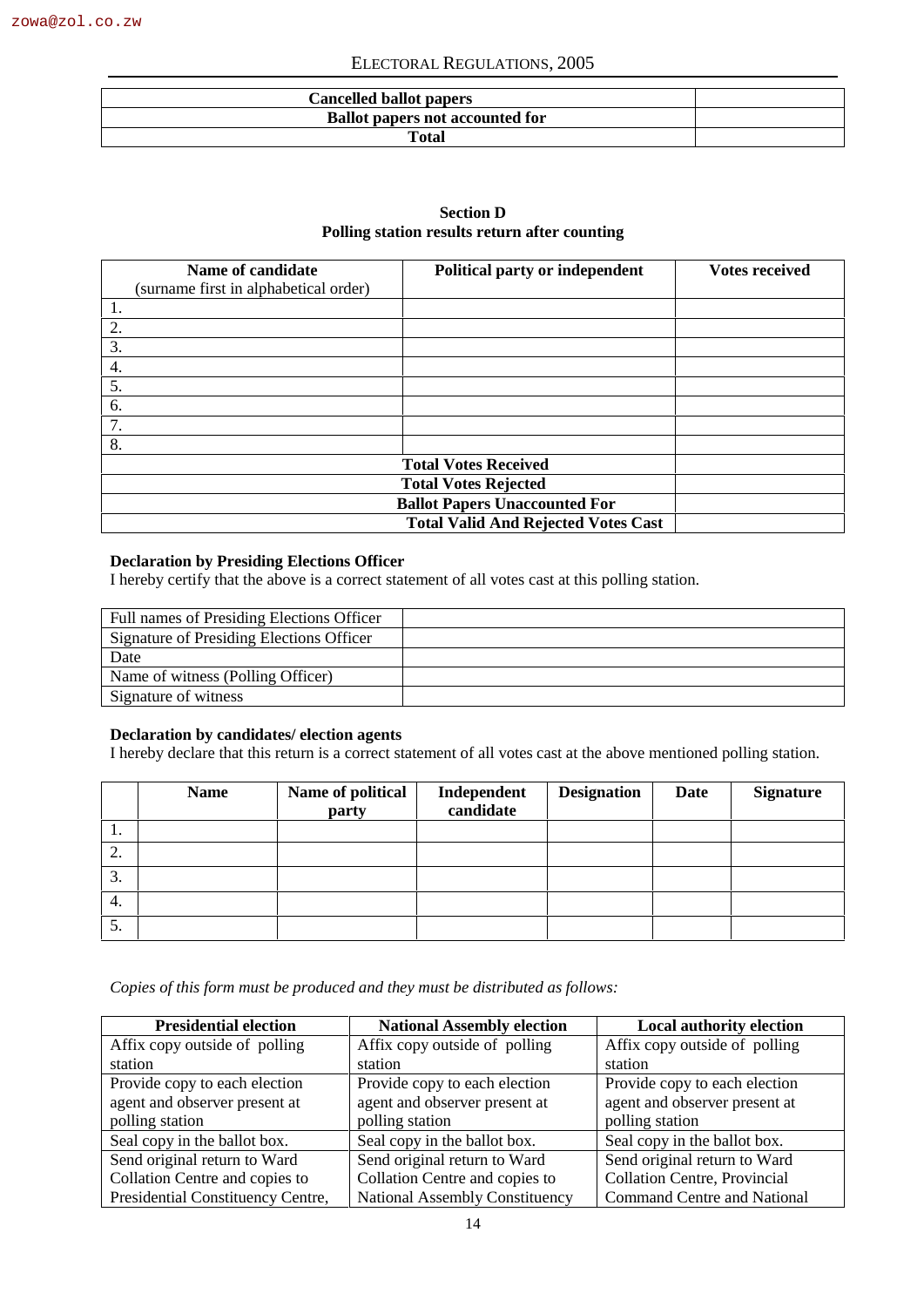| Cancelled ballot papers | |
|---|---|
| Ballot papers not accounted for | |
| Total | |

**Section D**
**Polling station results return after counting**

| Name of candidate (surname first in alphabetical order) | Political party or independent | Votes received |
|---|---|---|
| 1. | | |
| 2. | | |
| 3. | | |
| 4. | | |
| 5. | | |
| 6. | | |
| 7. | | |
| 8. | | |
| Total Votes Received | | |
| Total Votes Rejected | | |
| Ballot Papers Unaccounted For | | |
| Total Valid And Rejected Votes Cast | | |

**Declaration by Presiding Elections Officer**

I hereby certify that the above is a correct statement of all votes cast at this polling station.

| Full names of Presiding Elections Officer | |
|---|---|
| Signature of Presiding Elections Officer | |
| Date | |
| Name of witness (Polling Officer) | |
| Signature of witness | |

**Declaration by candidates/ election agents**

I hereby declare that this return is a correct statement of all votes cast at the above mentioned polling station.

| | Name | Name of political party | Independent candidate | Designation | Date | Signature |
|---|---|---|---|---|---|---|
| 1. | | | | | | |
| 2. | | | | | | |
| 3. | | | | | | |
| 4. | | | | | | |
| 5. | | | | | | |

*Copies of this form must be produced and they must be distributed as follows:*

| Presidential election | National Assembly election | Local authority election |
|---|---|---|
| Affix copy outside of polling station | Affix copy outside of polling station | Affix copy outside of polling station |
| Provide copy to each election agent and observer present at polling station | Provide copy to each election agent and observer present at polling station | Provide copy to each election agent and observer present at polling station |
| Seal copy in the ballot box. | Seal copy in the ballot box. | Seal copy in the ballot box. |
| Send original return to Ward Collation Centre and copies to Presidential Constituency Centre, | Send original return to Ward Collation Centre and copies to National Assembly Constituency | Send original return to Ward Collation Centre, Provincial Command Centre and National |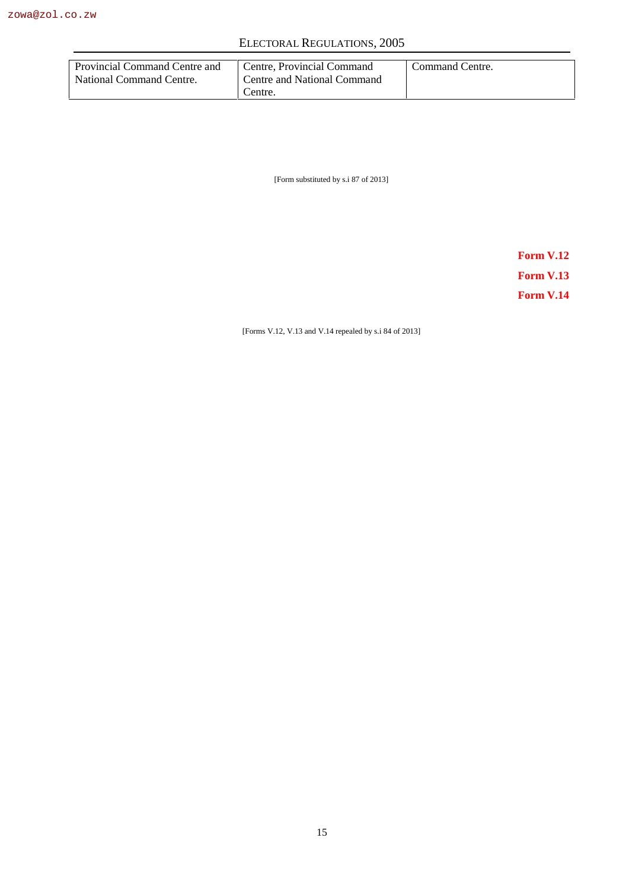| Provincial Command Centre and National Command Centre. | Centre, Provincial Command Centre and National Command Centre. | Command Centre. |
|---|---|---|

[Form substituted by s.i 87 of 2013]

**Form V.12**

**Form V.13**

**Form V.14**

[Forms V.12, V.13 and V.14 repealed by s.i 84 of 2013]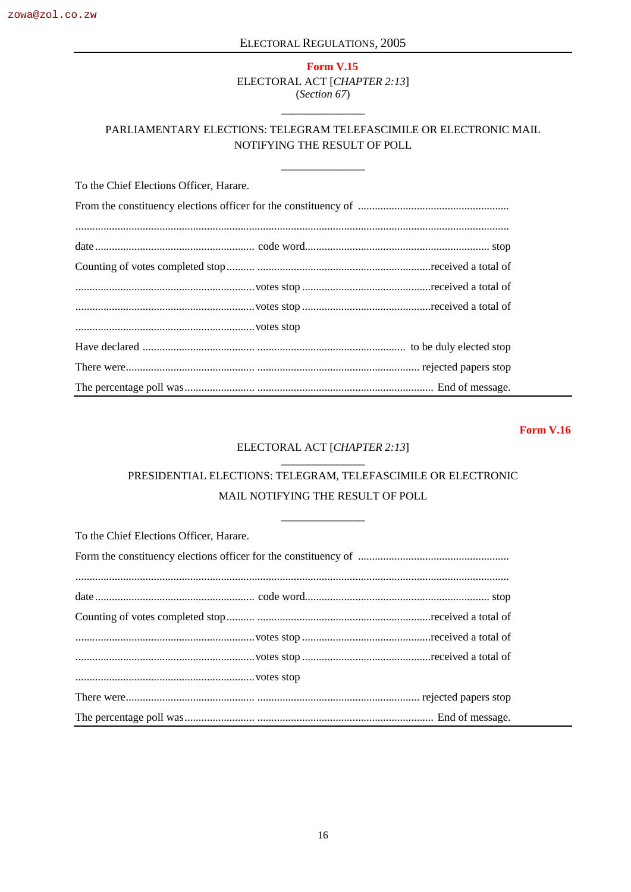**Form V.15**

ELECTORAL ACT [*CHAPTER 2:13*]
(*Section 67*)

---

PARLIAMENTARY ELECTIONS: TELEGRAM TELEFASCIMILE OR ELECTRONIC MAIL NOTIFYING THE RESULT OF POLL

---

To the Chief Elections Officer, Harare.

From the constituency elections officer for the constituency of .....................................................

.........................................................................................................................................

date ........................................................ code word................................................................. stop

Counting of votes completed stop .......... ..............................................................received a total of

................................................................votes stop .............................................received a total of

................................................................votes stop .............................................received a total of

................................................................votes stop

Have declared ........................................ .................................................... to be duly elected stop

There were............................................... .......................................................... rejected papers stop

The percentage poll was......................... .............................................................. End of message.

---

**Form V.16**

ELECTORAL ACT [*CHAPTER 2:13*]

---

PRESIDENTIAL ELECTIONS: TELEGRAM, TELEFASCIMILE OR ELECTRONIC MAIL NOTIFYING THE RESULT OF POLL

---

To the Chief Elections Officer, Harare.

Form the constituency elections officer for the constituency of .....................................................

.........................................................................................................................................

date ........................................................ code word................................................................. stop

Counting of votes completed stop .......... ..............................................................received a total of

................................................................votes stop .............................................received a total of

................................................................votes stop .............................................received a total of

................................................................votes stop

There were............................................... .......................................................... rejected papers stop

The percentage poll was......................... .............................................................. End of message.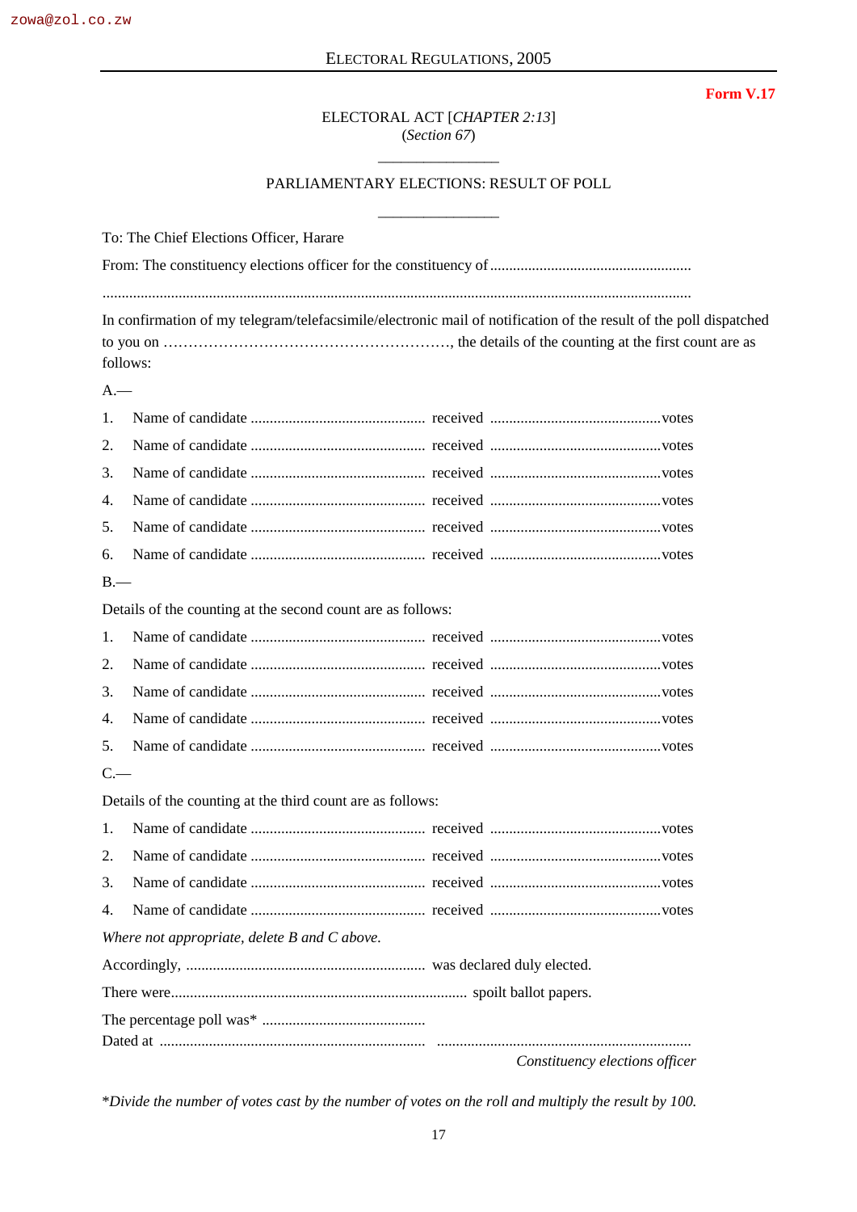**Form V.17**

ELECTORAL ACT [*CHAPTER 2:13*]
(*Section 67*)

PARLIAMENTARY ELECTIONS: RESULT OF POLL

To: The Chief Elections Officer, Harare

From: The constituency elections officer for the constituency of ....................................................

.........................................................................................................................................................

In confirmation of my telegram/telefacsimile/electronic mail of notification of the result of the poll dispatched to you on ………………………………………………, the details of the counting at the first count are as follows:

A.—

1. Name of candidate ............................................. received ............................................votes
2. Name of candidate ............................................. received ............................................votes
3. Name of candidate ............................................. received ............................................votes
4. Name of candidate ............................................. received ............................................votes
5. Name of candidate ............................................. received ............................................votes
6. Name of candidate ............................................. received ............................................votes

B.—

Details of the counting at the second count are as follows:

1. Name of candidate ............................................. received ............................................votes
2. Name of candidate ............................................. received ............................................votes
3. Name of candidate ............................................. received ............................................votes
4. Name of candidate ............................................. received ............................................votes
5. Name of candidate ............................................. received ............................................votes

C.—

Details of the counting at the third count are as follows:

1. Name of candidate ............................................. received ............................................votes
2. Name of candidate ............................................. received ............................................votes
3. Name of candidate ............................................. received ............................................votes
4. Name of candidate ............................................. received ............................................votes

*Where not appropriate, delete B and C above.*

Accordingly, .............................................................. was declared duly elected.

There were............................................................................ spoilt ballot papers.

The percentage poll was* ..........................................

Dated at ..................................................................... ..................................................................

*Constituency elections officer*

**Divide the number of votes cast by the number of votes on the roll and multiply the result by 100.*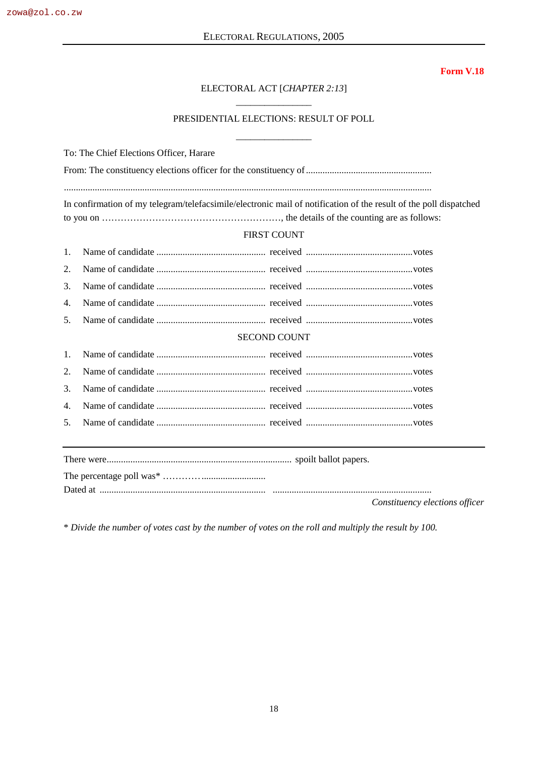**Form V.18**

ELECTORAL ACT [*CHAPTER 2:13*]

---

PRESIDENTIAL ELECTIONS: RESULT OF POLL

---

To: The Chief Elections Officer, Harare

From: The constituency elections officer for the constituency of ....................................................

..........................................................................................................................................................

In confirmation of my telegram/telefacsimile/electronic mail of notification of the result of the poll dispatched to you on …………………………………………………, the details of the counting are as follows:

FIRST COUNT

1. Name of candidate ............................................. received .............................................votes
2. Name of candidate ............................................. received .............................................votes
3. Name of candidate ............................................. received .............................................votes
4. Name of candidate ............................................. received .............................................votes
5. Name of candidate ............................................. received .............................................votes

SECOND COUNT

1. Name of candidate ............................................. received .............................................votes
2. Name of candidate ............................................. received .............................................votes
3. Name of candidate ............................................. received .............................................votes
4. Name of candidate ............................................. received .............................................votes
5. Name of candidate ............................................. received .............................................votes

---

There were............................................................................. spoilt ballot papers.

The percentage poll was* …………..........................

Dated at ...................................................................... ...................................................................

*Constituency elections officer*

* *Divide the number of votes cast by the number of votes on the roll and multiply the result by 100.*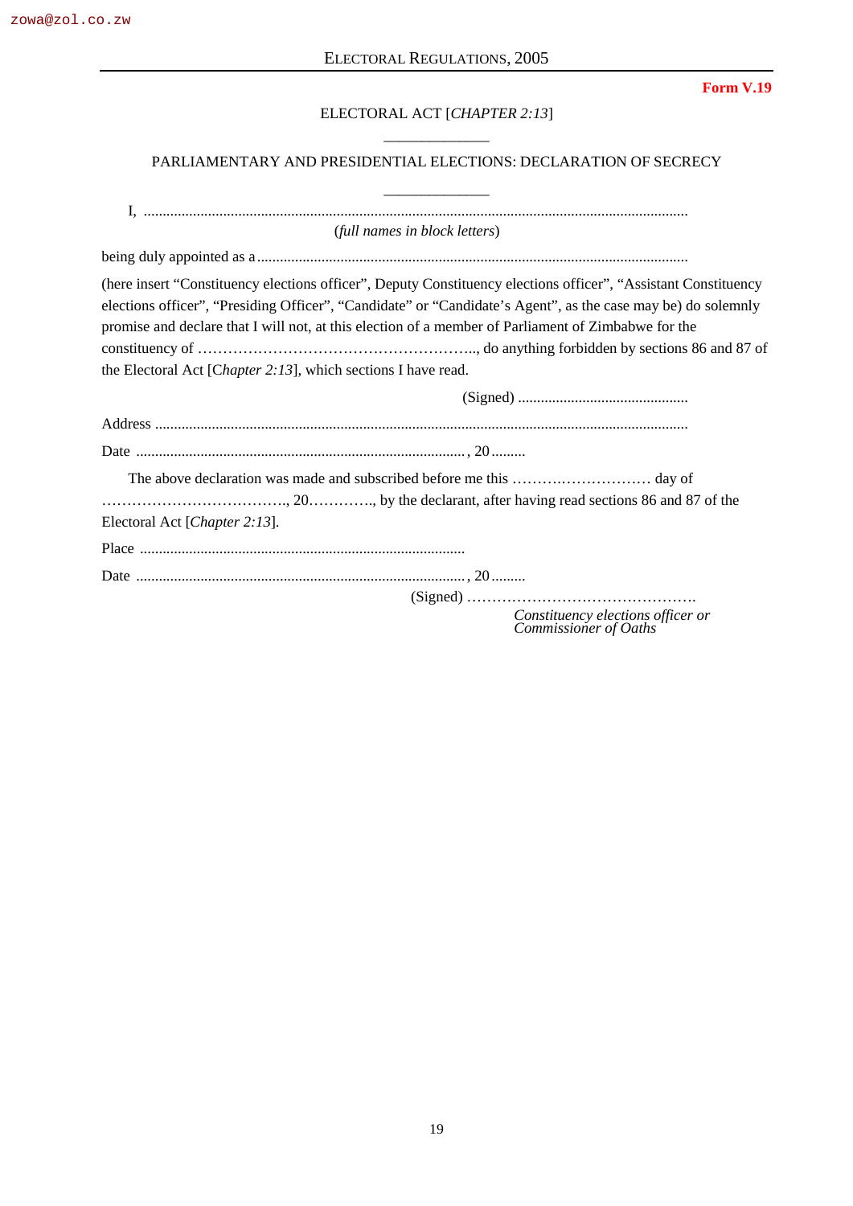Form V.19

ELECTORAL ACT [*CHAPTER 2:13*]

PARLIAMENTARY AND PRESIDENTIAL ELECTIONS: DECLARATION OF SECRECY

I, ..............................................................................................................................................
(*full names in block letters*)

being duly appointed as a ................................................................................................................

(here insert "Constituency elections officer", Deputy Constituency elections officer", "Assistant Constituency elections officer", "Presiding Officer", "Candidate" or "Candidate's Agent", as the case may be) do solemnly promise and declare that I will not, at this election of a member of Parliament of Zimbabwe for the constituency of ……………………………………………….., do anything forbidden by sections 86 and 87 of the Electoral Act [C*hapter 2:13*], which sections I have read.

(Signed) .............................................

Address ..............................................................................................................................................

Date ......................................................................................, 20 .........

The above declaration was made and subscribed before me this ……………………… day of ……………………………….., 20…………., by the declarant, after having read sections 86 and 87 of the Electoral Act [*Chapter 2:13*].

Place .....................................................................................

Date ......................................................................................, 20 .........

(Signed) ……………………………………….
*Constituency elections officer or Commissioner of Oaths*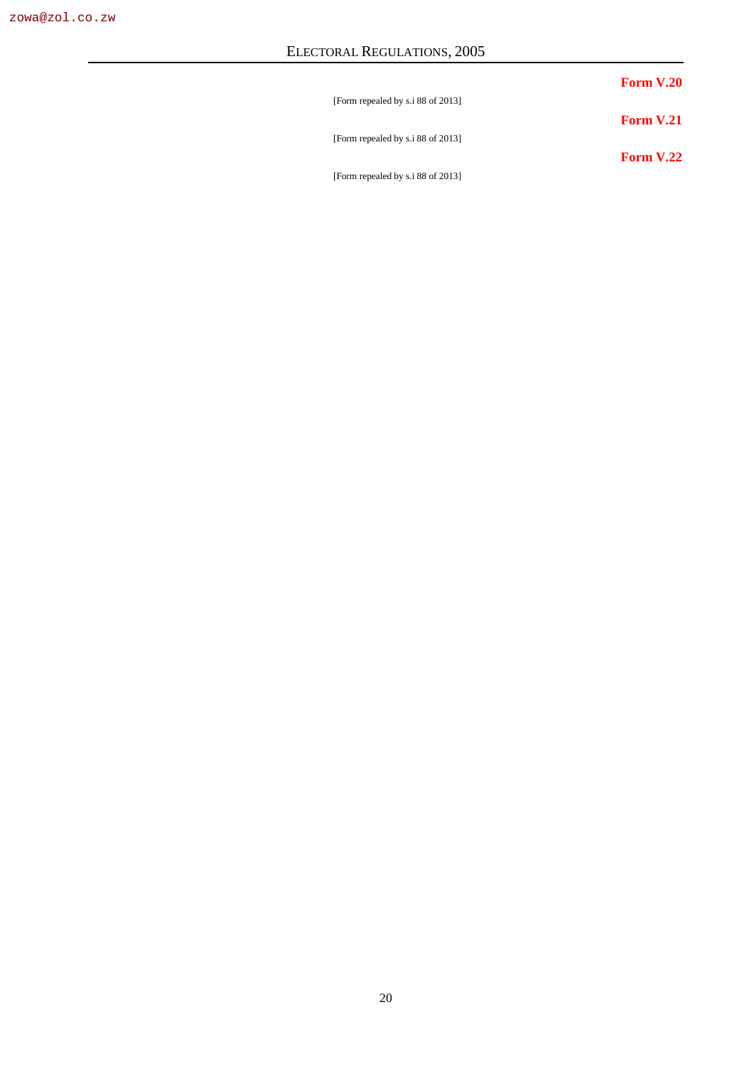**Form V.20**

[Form repealed by s.i 88 of 2013]

**Form V.21**

[Form repealed by s.i 88 of 2013]

**Form V.22**

[Form repealed by s.i 88 of 2013]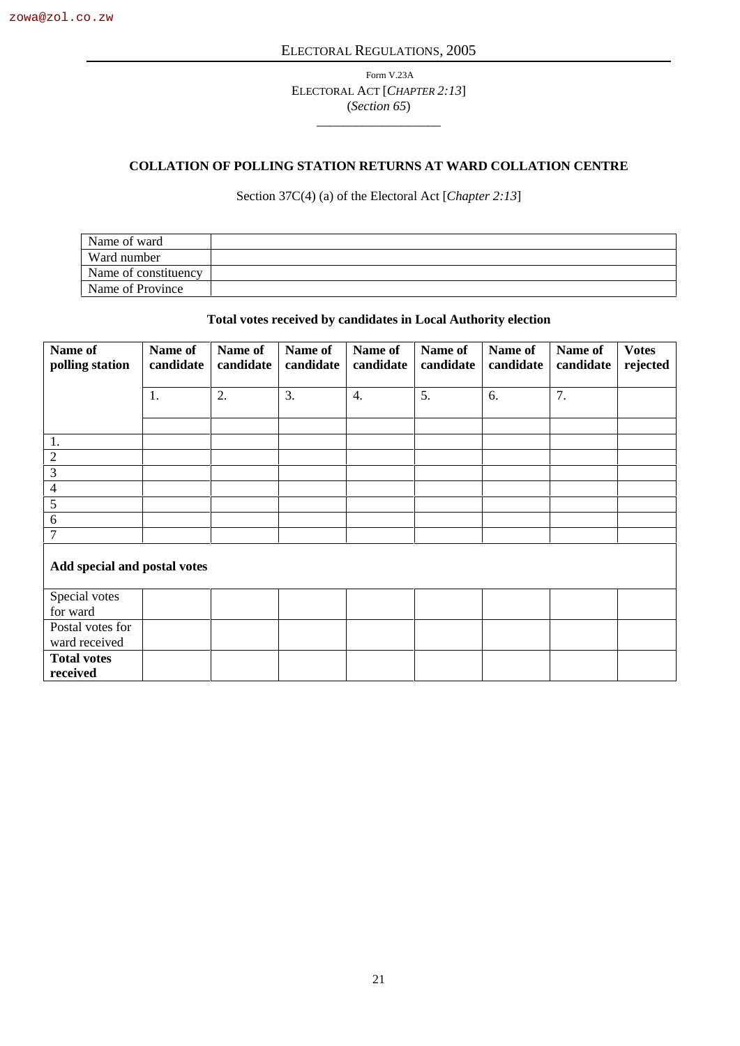Form V.23A

ELECTORAL ACT [*CHAPTER 2:13*]

(*Section 65*)

---

## COLLATION OF POLLING STATION RETURNS AT WARD COLLATION CENTRE

Section 37C(4) (a) of the Electoral Act [*Chapter 2:13*]

| Name of ward | |
|---|---|
| Ward number | |
| Name of constituency | |
| Name of Province | |

**Total votes received by candidates in Local Authority election**

| **Name of polling station** | **Name of candidate** | **Name of candidate** | **Name of candidate** | **Name of candidate** | **Name of candidate** | **Name of candidate** | **Name of candidate** | **Votes rejected** |
|---|---|---|---|---|---|---|---|---|
| | 1. | 2. | 3. | 4. | 5. | 6. | 7. | |
| | | | | | | | | |
| 1. | | | | | | | | |
| 2 | | | | | | | | |
| 3 | | | | | | | | |
| 4 | | | | | | | | |
| 5 | | | | | | | | |
| 6 | | | | | | | | |
| 7 | | | | | | | | |
| **Add special and postal votes** | | | | | | | | |
| Special votes for ward | | | | | | | | |
| Postal votes for ward received | | | | | | | | |
| **Total votes received** | | | | | | | | |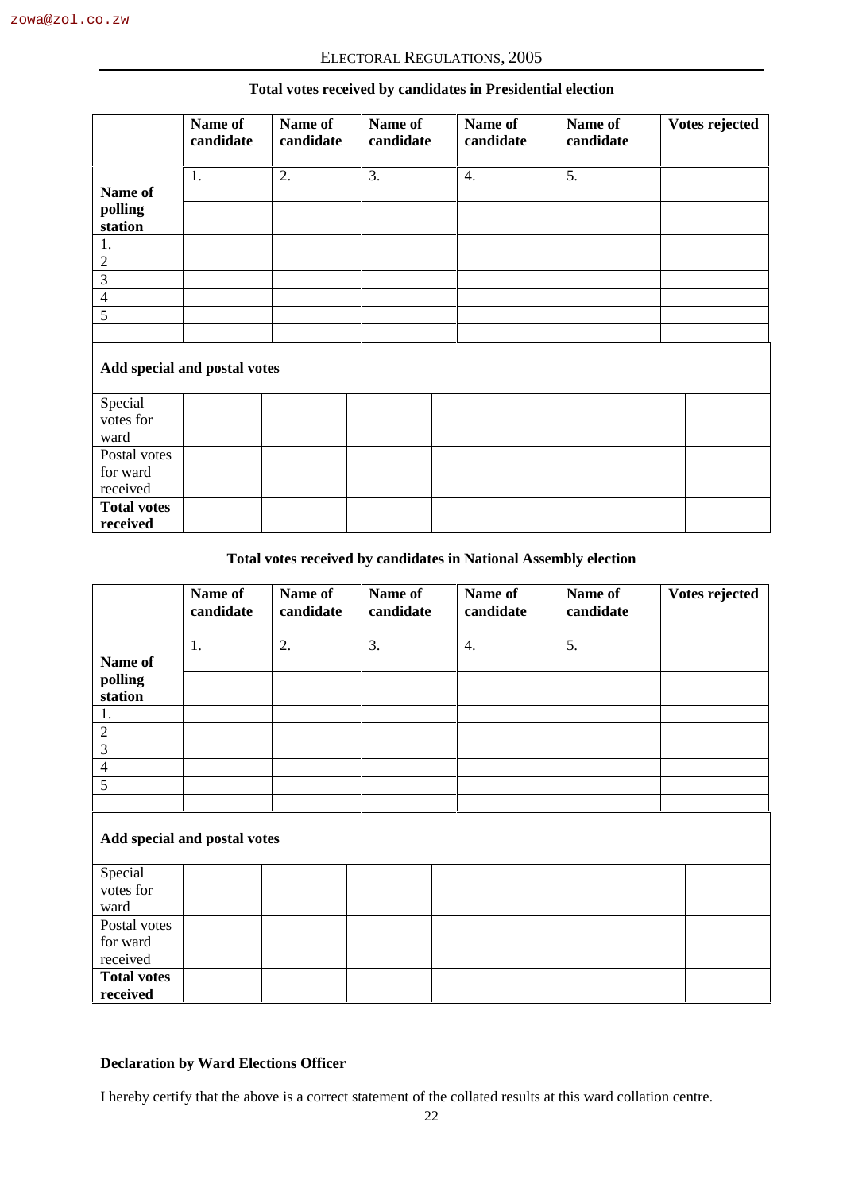### Total votes received by candidates in Presidential election

| | Name of candidate | Name of candidate | Name of candidate | Name of candidate | Name of candidate | Votes rejected |
|---|---|---|---|---|---|---|
| **Name of polling station** | 1. | 2. | 3. | 4. | 5. | |
| | | | | | | |
| 1. | | | | | | |
| 2 | | | | | | |
| 3 | | | | | | |
| 4 | | | | | | |
| 5 | | | | | | |
| | | | | | | |

**Add special and postal votes**

| | | | | | | |
|---|---|---|---|---|---|---|
| Special votes for ward | | | | | | |
| Postal votes for ward received | | | | | | |
| **Total votes received** | | | | | | |

### Total votes received by candidates in National Assembly election

| | Name of candidate | Name of candidate | Name of candidate | Name of candidate | Name of candidate | Votes rejected |
|---|---|---|---|---|---|---|
| **Name of polling station** | 1. | 2. | 3. | 4. | 5. | |
| | | | | | | |
| 1. | | | | | | |
| 2 | | | | | | |
| 3 | | | | | | |
| 4 | | | | | | |
| 5 | | | | | | |
| | | | | | | |

**Add special and postal votes**

| | | | | | | |
|---|---|---|---|---|---|---|
| Special votes for ward | | | | | | |
| Postal votes for ward received | | | | | | |
| **Total votes received** | | | | | | |

**Declaration by Ward Elections Officer**

I hereby certify that the above is a correct statement of the collated results at this ward collation centre.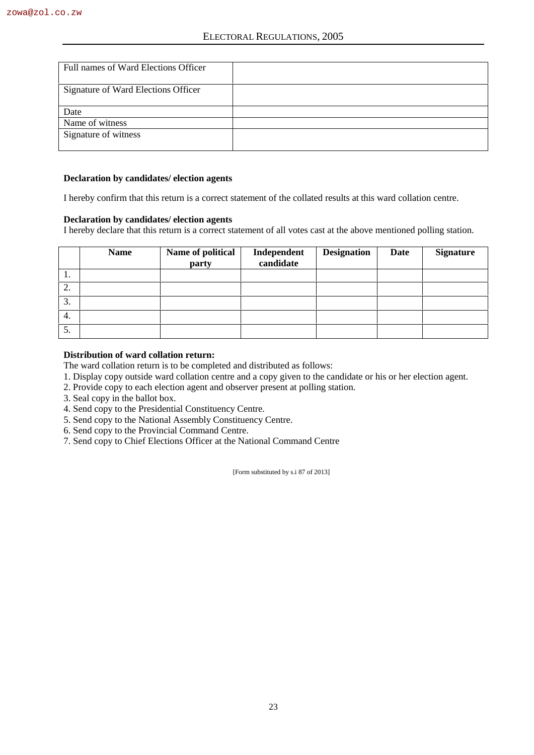| Full names of Ward Elections Officer | |
|---|---|
| Signature of Ward Elections Officer | |
| Date | |
| Name of witness | |
| Signature of witness | |

**Declaration by candidates/ election agents**

I hereby confirm that this return is a correct statement of the collated results at this ward collation centre.

**Declaration by candidates/ election agents**

I hereby declare that this return is a correct statement of all votes cast at the above mentioned polling station.

| | Name | Name of political party | Independent candidate | Designation | Date | Signature |
|---|---|---|---|---|---|---|
| 1. | | | | | | |
| 2. | | | | | | |
| 3. | | | | | | |
| 4. | | | | | | |
| 5. | | | | | | |

**Distribution of ward collation return:**

The ward collation return is to be completed and distributed as follows:

1. Display copy outside ward collation centre and a copy given to the candidate or his or her election agent.
2. Provide copy to each election agent and observer present at polling station.
3. Seal copy in the ballot box.
4. Send copy to the Presidential Constituency Centre.
5. Send copy to the National Assembly Constituency Centre.
6. Send copy to the Provincial Command Centre.
7. Send copy to Chief Elections Officer at the National Command Centre

[Form substituted by s.i 87 of 2013]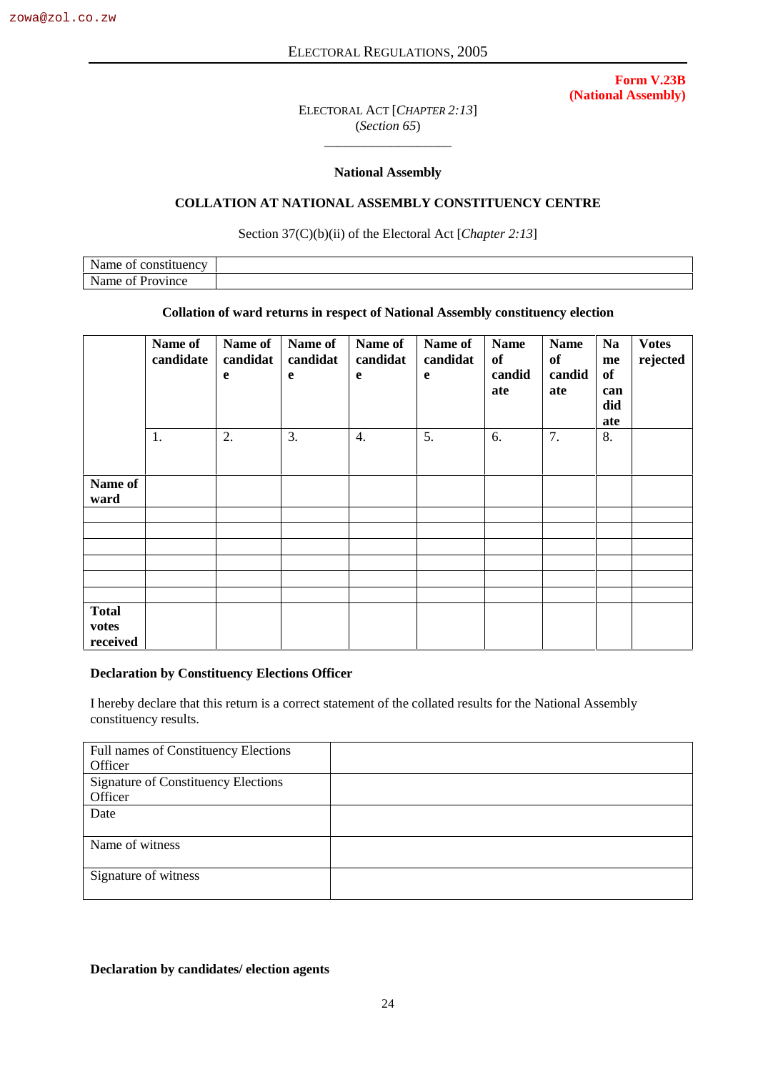zowa@zol.co.zw

**Form V.23B**
**(National Assembly)**

ELECTORAL ACT [*CHAPTER 2:13*]
(*Section 65*)

---

**National Assembly**

**COLLATION AT NATIONAL ASSEMBLY CONSTITUENCY CENTRE**

Section 37(C)(b)(ii) of the Electoral Act [*Chapter 2:13*]

| Name of constituency | |
|---|---|
| Name of Province | |

**Collation of ward returns in respect of National Assembly constituency election**

| | **Name of candidate** | **Name of candidate** | **Name of candidate** | **Name of candidate** | **Name of candidate** | **Name of candidate** | **Name of candidate** | **Name of candidate** | **Votes rejected** |
|---|---|---|---|---|---|---|---|---|---|
| | 1. | 2. | 3. | 4. | 5. | 6. | 7. | 8. | |
| **Name of ward** | | | | | | | | | |
| | | | | | | | | | |
| | | | | | | | | | |
| | | | | | | | | | |
| | | | | | | | | | |
| | | | | | | | | | |
| | | | | | | | | | |
| **Total votes received** | | | | | | | | | |

**Declaration by Constituency Elections Officer**

I hereby declare that this return is a correct statement of the collated results for the National Assembly constituency results.

| Full names of Constituency Elections Officer | |
|---|---|
| Signature of Constituency Elections Officer | |
| Date | |
| Name of witness | |
| Signature of witness | |

**Declaration by candidates/ election agents**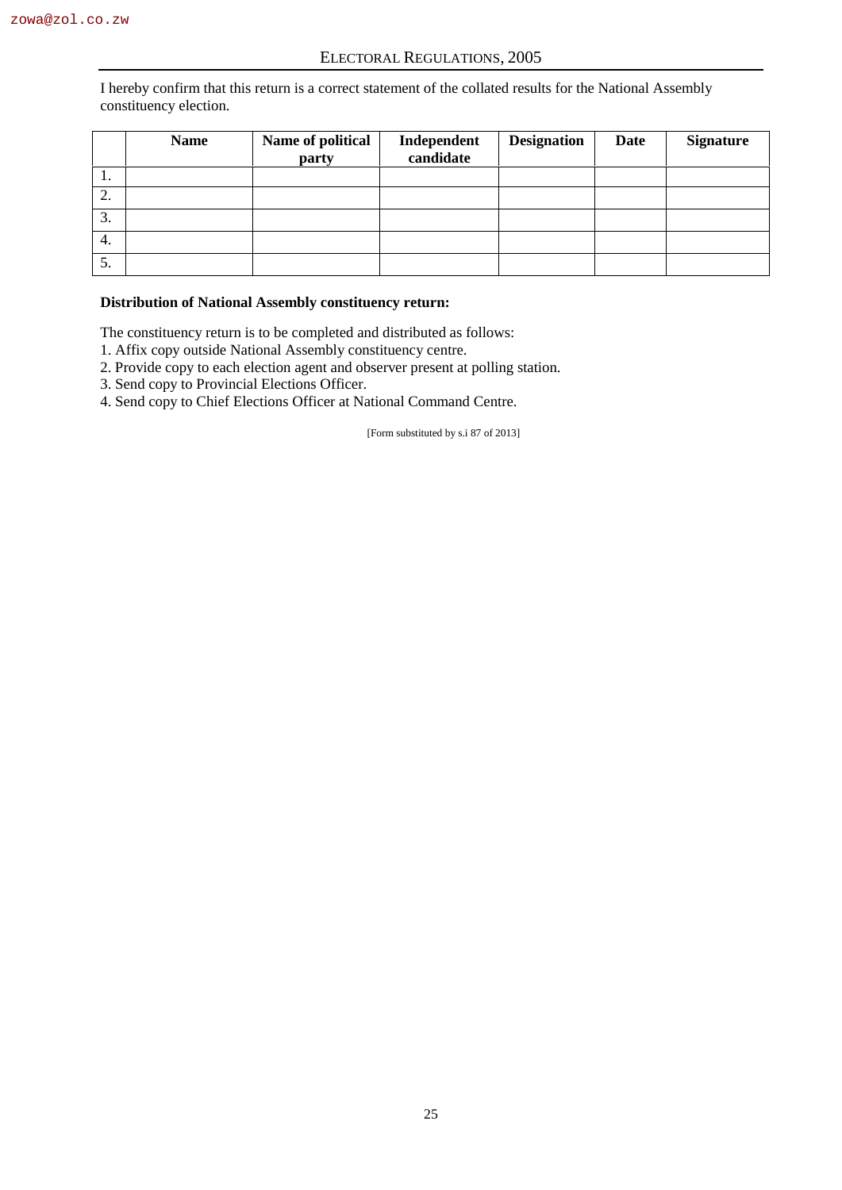I hereby confirm that this return is a correct statement of the collated results for the National Assembly constituency election.

| | Name | Name of political party | Independent candidate | Designation | Date | Signature |
|---|---|---|---|---|---|---|
| 1. | | | | | | |
| 2. | | | | | | |
| 3. | | | | | | |
| 4. | | | | | | |
| 5. | | | | | | |

**Distribution of National Assembly constituency return:**

The constituency return is to be completed and distributed as follows:

1. Affix copy outside National Assembly constituency centre.
2. Provide copy to each election agent and observer present at polling station.
3. Send copy to Provincial Elections Officer.
4. Send copy to Chief Elections Officer at National Command Centre.

[Form substituted by s.i 87 of 2013]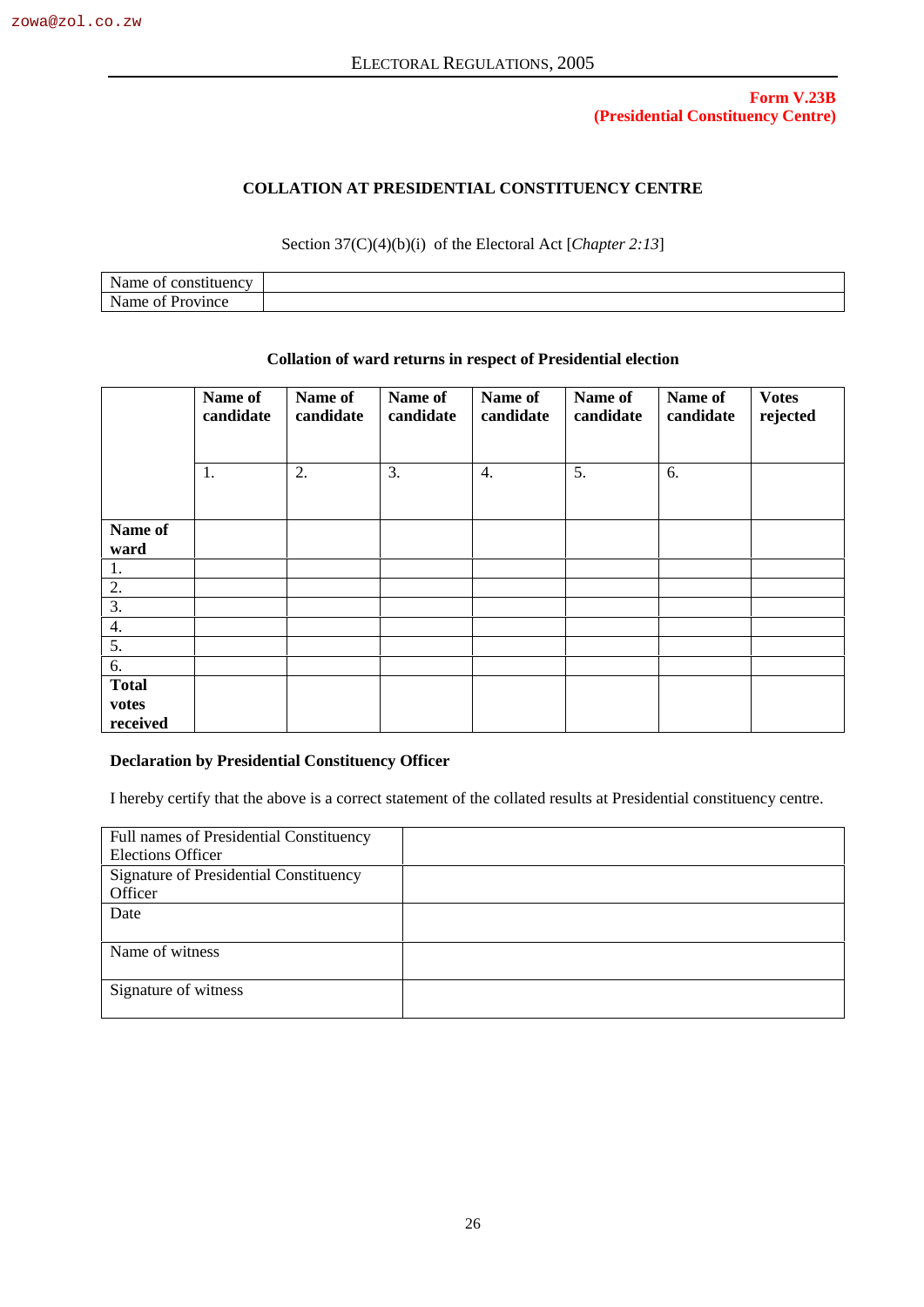**Form V.23B**
**(Presidential Constituency Centre)**

## COLLATION AT PRESIDENTIAL CONSTITUENCY CENTRE

Section 37(C)(4)(b)(i) of the Electoral Act [*Chapter 2:13*]

| Name of constituency | |
|---|---|
| Name of Province | |

### Collation of ward returns in respect of Presidential election

| | **Name of candidate** | **Name of candidate** | **Name of candidate** | **Name of candidate** | **Name of candidate** | **Name of candidate** | **Votes rejected** |
|---|---|---|---|---|---|---|---|
| | 1. | 2. | 3. | 4. | 5. | 6. | |
| **Name of ward** | | | | | | | |
| 1. | | | | | | | |
| 2. | | | | | | | |
| 3. | | | | | | | |
| 4. | | | | | | | |
| 5. | | | | | | | |
| 6. | | | | | | | |
| **Total votes received** | | | | | | | |

**Declaration by Presidential Constituency Officer**

I hereby certify that the above is a correct statement of the collated results at Presidential constituency centre.

| Full names of Presidential Constituency Elections Officer | |
|---|---|
| Signature of Presidential Constituency Officer | |
| Date | |
| Name of witness | |
| Signature of witness | |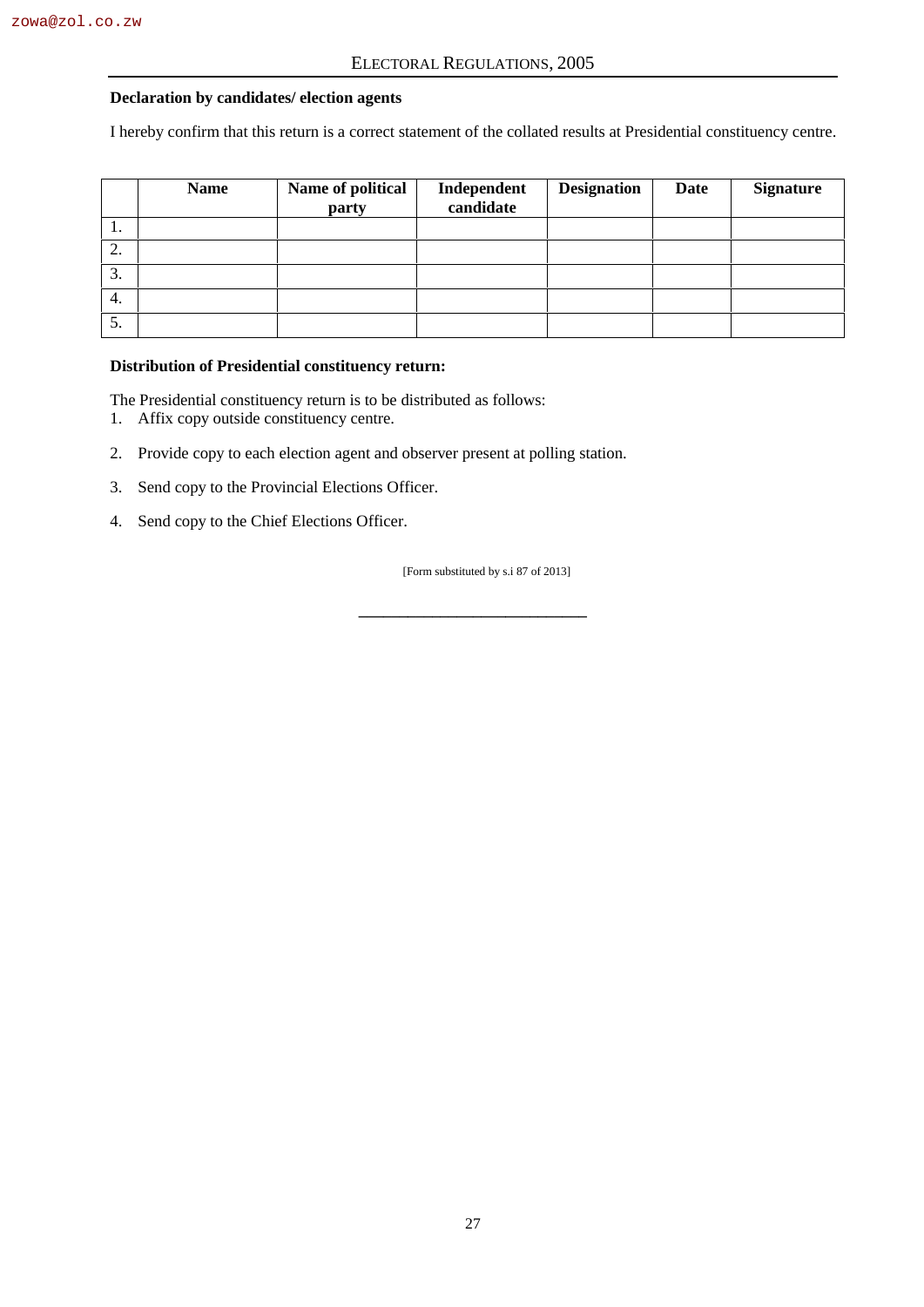**Declaration by candidates/ election agents**

I hereby confirm that this return is a correct statement of the collated results at Presidential constituency centre.

| | Name | Name of political party | Independent candidate | Designation | Date | Signature |
|---|---|---|---|---|---|---|
| 1. | | | | | | |
| 2. | | | | | | |
| 3. | | | | | | |
| 4. | | | | | | |
| 5. | | | | | | |

**Distribution of Presidential constituency return:**

The Presidential constituency return is to be distributed as follows:

1. Affix copy outside constituency centre.
2. Provide copy to each election agent and observer present at polling station.
3. Send copy to the Provincial Elections Officer.
4. Send copy to the Chief Elections Officer.

[Form substituted by s.i 87 of 2013]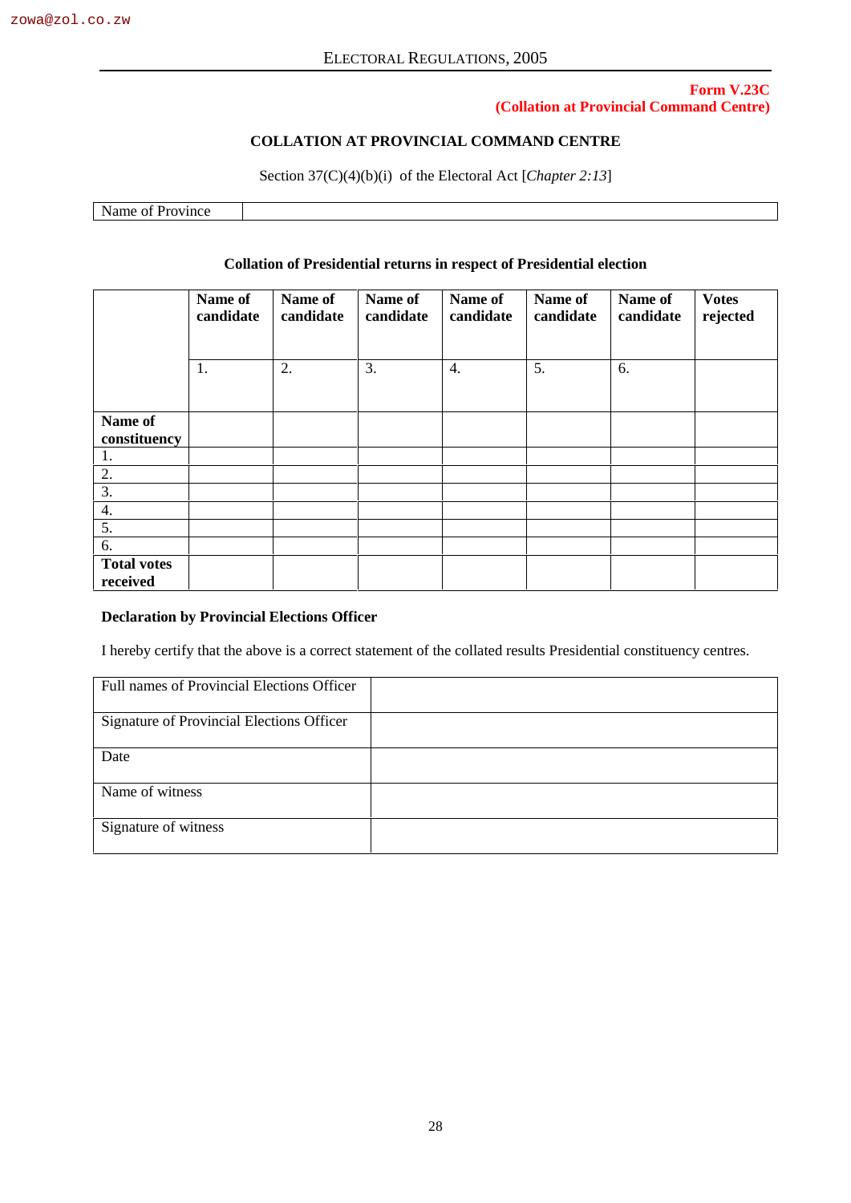**Form V.23C**
**(Collation at Provincial Command Centre)**

## COLLATION AT PROVINCIAL COMMAND CENTRE

Section 37(C)(4)(b)(i) of the Electoral Act [*Chapter 2:13*]

| Name of Province | |
|---|---|

### Collation of Presidential returns in respect of Presidential election

| | **Name of candidate** | **Name of candidate** | **Name of candidate** | **Name of candidate** | **Name of candidate** | **Name of candidate** | **Votes rejected** |
|---|---|---|---|---|---|---|---|
| | 1. | 2. | 3. | 4. | 5. | 6. | |
| **Name of constituency** | | | | | | | |
| 1. | | | | | | | |
| 2. | | | | | | | |
| 3. | | | | | | | |
| 4. | | | | | | | |
| 5. | | | | | | | |
| 6. | | | | | | | |
| **Total votes received** | | | | | | | |

**Declaration by Provincial Elections Officer**

I hereby certify that the above is a correct statement of the collated results Presidential constituency centres.

| Full names of Provincial Elections Officer | |
|---|---|
| Signature of Provincial Elections Officer | |
| Date | |
| Name of witness | |
| Signature of witness | |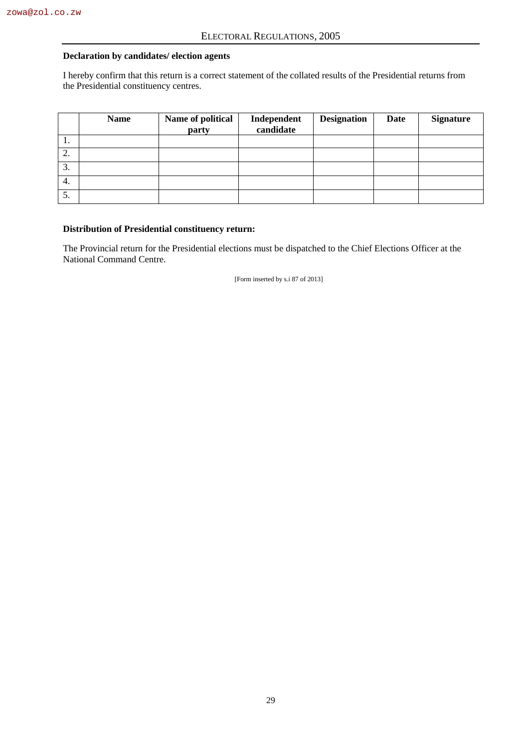**Declaration by candidates/ election agents**

I hereby confirm that this return is a correct statement of the collated results of the Presidential returns from the Presidential constituency centres.

| | Name | Name of political party | Independent candidate | Designation | Date | Signature |
|---|---|---|---|---|---|---|
| 1. | | | | | | |
| 2. | | | | | | |
| 3. | | | | | | |
| 4. | | | | | | |
| 5. | | | | | | |

**Distribution of Presidential constituency return:**

The Provincial return for the Presidential elections must be dispatched to the Chief Elections Officer at the National Command Centre.

[Form inserted by s.i 87 of 2013]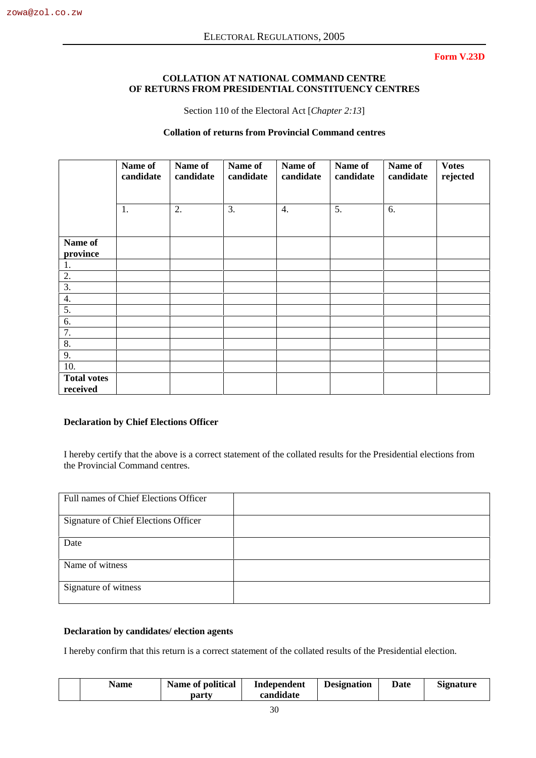**Form V.23D**

### COLLATION AT NATIONAL COMMAND CENTRE OF RETURNS FROM PRESIDENTIAL CONSTITUENCY CENTRES

Section 110 of the Electoral Act [*Chapter 2:13*]

**Collation of returns from Provincial Command centres**

| | **Name of candidate** | **Name of candidate** | **Name of candidate** | **Name of candidate** | **Name of candidate** | **Name of candidate** | **Votes rejected** |
|---|---|---|---|---|---|---|---|
| | 1. | 2. | 3. | 4. | 5. | 6. | |
| **Name of province** | | | | | | | |
| 1. | | | | | | | |
| 2. | | | | | | | |
| 3. | | | | | | | |
| 4. | | | | | | | |
| 5. | | | | | | | |
| 6. | | | | | | | |
| 7. | | | | | | | |
| 8. | | | | | | | |
| 9. | | | | | | | |
| 10. | | | | | | | |
| **Total votes received** | | | | | | | |

**Declaration by Chief Elections Officer**

I hereby certify that the above is a correct statement of the collated results for the Presidential elections from the Provincial Command centres.

| | |
|---|---|
| Full names of Chief Elections Officer | |
| Signature of Chief Elections Officer | |
| Date | |
| Name of witness | |
| Signature of witness | |

**Declaration by candidates/ election agents**

I hereby confirm that this return is a correct statement of the collated results of the Presidential election.

| | **Name** | **Name of political party** | **Independent candidate** | **Designation** | **Date** | **Signature** |
|---|---|---|---|---|---|---|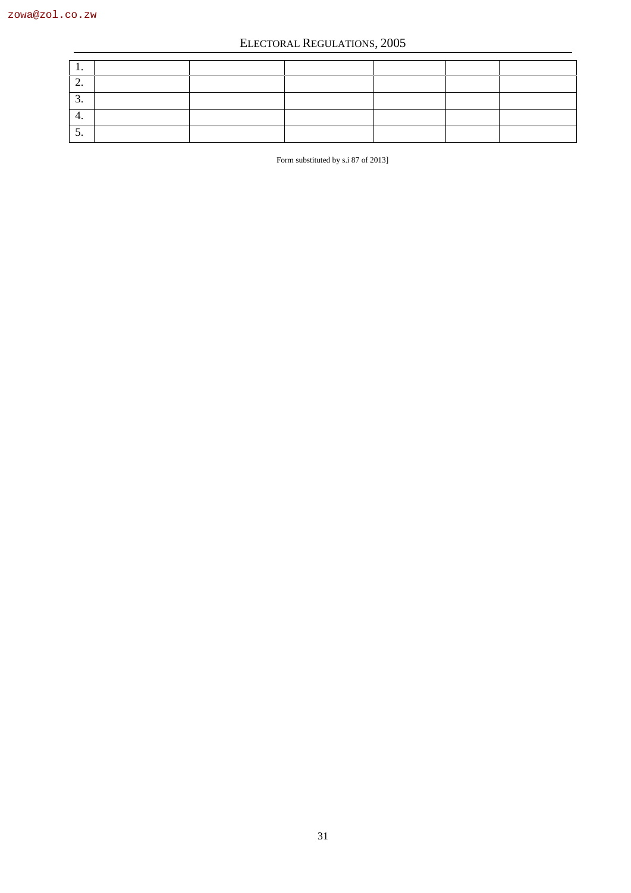| | | | | | | |
|---|---|---|---|---|---|---|
| 1. | | | | | | |
| 2. | | | | | | |
| 3. | | | | | | |
| 4. | | | | | | |
| 5. | | | | | | |

Form substituted by s.i 87 of 2013]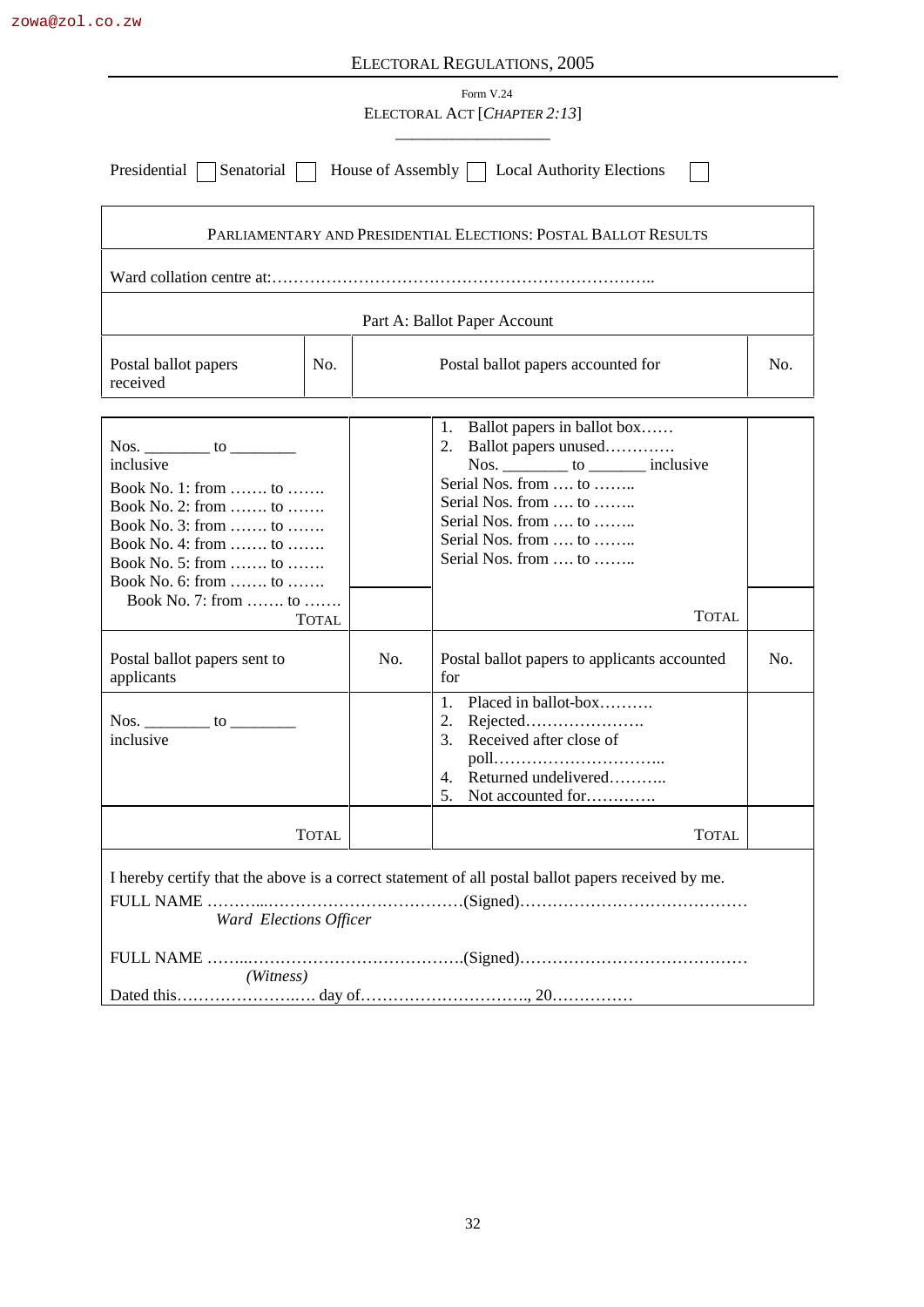Form V.24

ELECTORAL ACT [*CHAPTER 2:13*]

Presidential ☐ Senatorial ☐ House of Assembly ☐ Local Authority Elections ☐

| PARLIAMENTARY AND PRESIDENTIAL ELECTIONS: POSTAL BALLOT RESULTS | | | |
|---|---|---|---|
| Ward collation centre at:…………………………………………………………….. | | | |
| Part A: Ballot Paper Account | | | |
| Postal ballot papers received | No. | Postal ballot papers accounted for | No. |
| Nos. ________ to ________ inclusive<br>Book No. 1: from ……. to …….<br>Book No. 2: from ……. to …….<br>Book No. 3: from ……. to …….<br>Book No. 4: from ……. to …….<br>Book No. 5: from ……. to …….<br>Book No. 6: from ……. to …….<br>Book No. 7: from ……. to ……. | | 1. Ballot papers in ballot box……<br>2. Ballot papers unused…………<br>Nos. ________ to _______ inclusive<br>Serial Nos. from …. to ……..<br>Serial Nos. from …. to ……..<br>Serial Nos. from …. to ……..<br>Serial Nos. from …. to ……..<br>Serial Nos. from …. to …….. | |
| TOTAL | | TOTAL | |
| Postal ballot papers sent to applicants | No. | Postal ballot papers to applicants accounted for | No. |
| Nos. ________ to ________ inclusive | | 1. Placed in ballot-box……….<br>2. Rejected………………….<br>3. Received after close of poll…………………………..<br>4. Returned undelivered………..<br>5. Not accounted for………… | |
| TOTAL | | TOTAL | |

I hereby certify that the above is a correct statement of all postal ballot papers received by me.

FULL NAME ………..………………………………(Signed)……………………………………
*Ward Elections Officer*

FULL NAME ……..…………………………………….(Signed)……………………………………
*(Witness)*

Dated this……………………..…. day of…………………………., 20……………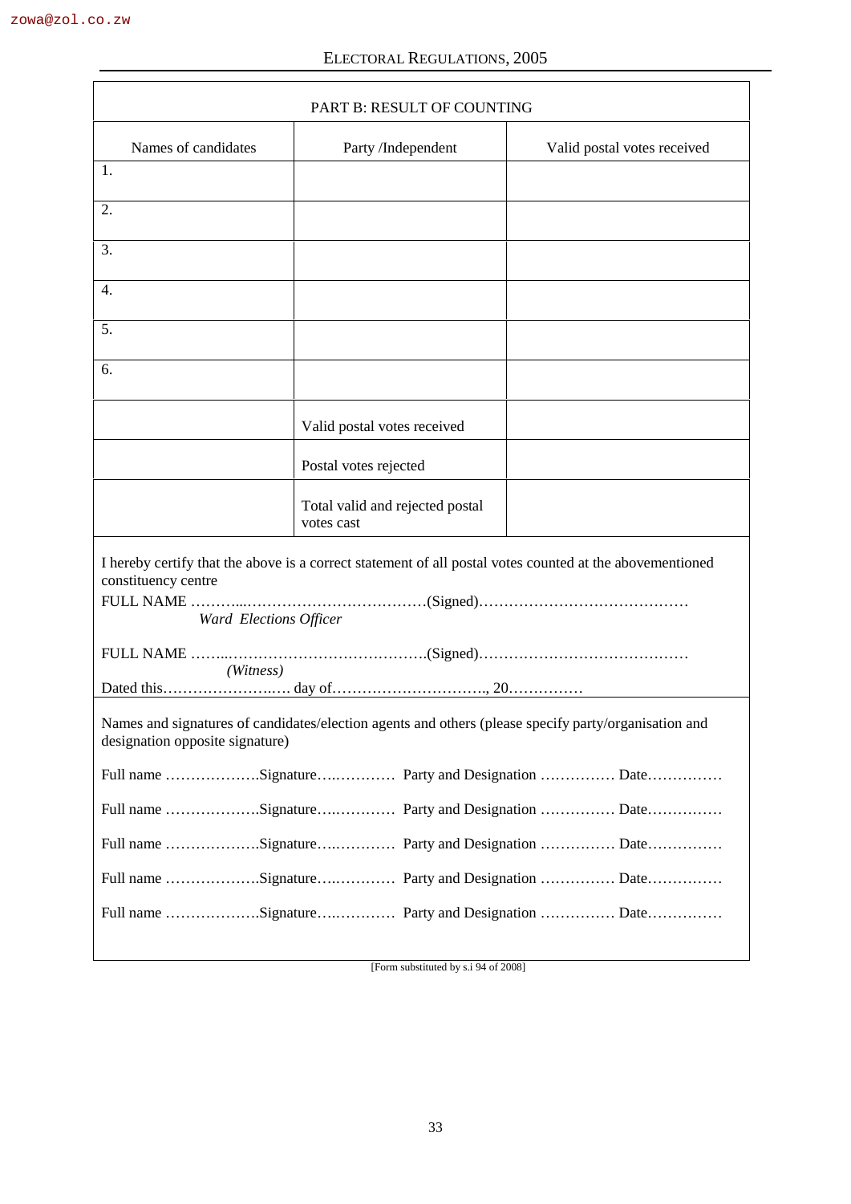## PART B: RESULT OF COUNTING

| Names of candidates | Party /Independent | Valid postal votes received |
|---|---|---|
| 1. | | |
| 2. | | |
| 3. | | |
| 4. | | |
| 5. | | |
| 6. | | |
| | Valid postal votes received | |
| | Postal votes rejected | |
| | Total valid and rejected postal votes cast | |

I hereby certify that the above is a correct statement of all postal votes counted at the abovementioned constituency centre

FULL NAME ……….………………………………(Signed)……………………………………
*Ward Elections Officer*

FULL NAME ……..……………………………….(Signed)……………………………………
*(Witness)*

Dated this…………………..… day of…………………………., 20……………

Names and signatures of candidates/election agents and others (please specify party/organisation and designation opposite signature)

Full name ……………….Signature…..………… Party and Designation …………… Date……………

Full name ……………….Signature…..………… Party and Designation …………… Date……………

Full name ……………….Signature…..………… Party and Designation …………… Date……………

Full name ……………….Signature…..………… Party and Designation …………… Date……………

Full name ……………….Signature…..………… Party and Designation …………… Date……………

[Form substituted by s.i 94 of 2008]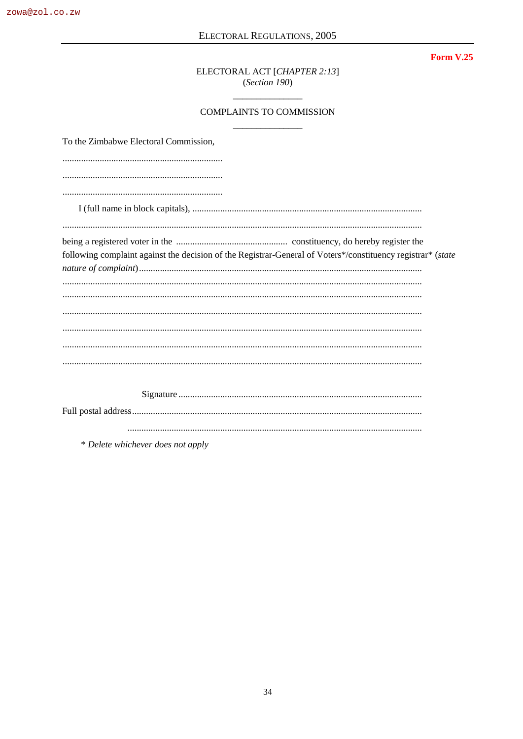**Form V.25**

ELECTORAL ACT [*CHAPTER 2:13*]
(*Section 190*)

COMPLAINTS TO COMMISSION

To the Zimbabwe Electoral Commission,

.....................................................................

.....................................................................

.....................................................................

I (full name in block capitals), ..................................................................................................

..........................................................................................................................................

being a registered voter in the ................................................ constituency, do hereby register the following complaint against the decision of the Registrar-General of Voters*/constituency registrar* (*state nature of complaint*)........................................................................................................................

..........................................................................................................................................

..........................................................................................................................................

..........................................................................................................................................

..........................................................................................................................................

..........................................................................................................................................

..........................................................................................................................................

Signature ........................................................................................................

Full postal address............................................................................................................

..............................................................................................................

\* *Delete whichever does not apply*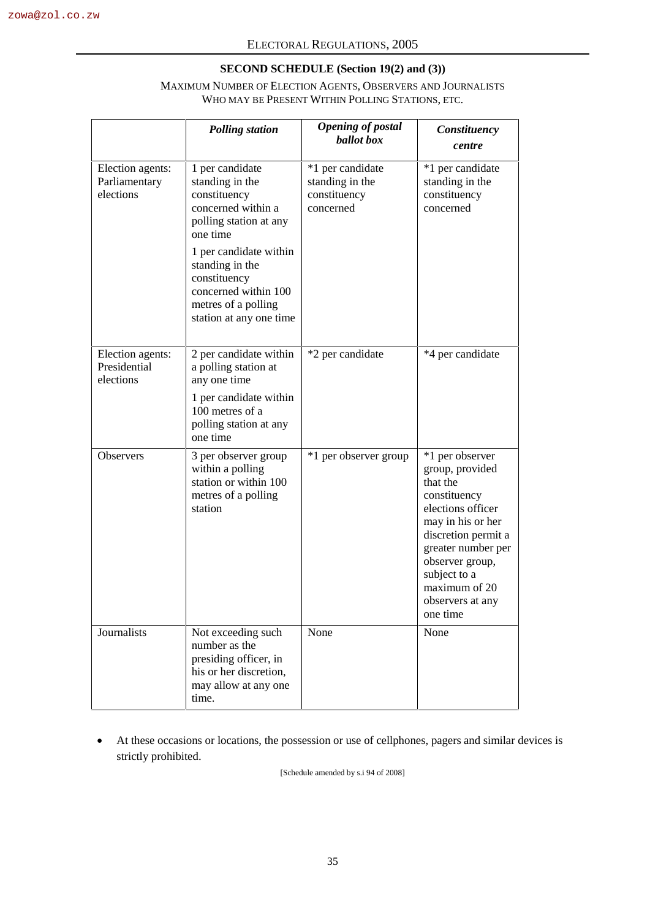## SECOND SCHEDULE (Section 19(2) and (3))

MAXIMUM NUMBER OF ELECTION AGENTS, OBSERVERS AND JOURNALISTS WHO MAY BE PRESENT WITHIN POLLING STATIONS, ETC.

| | ***Polling station*** | ***Opening of postal ballot box*** | ***Constituency centre*** |
|---|---|---|---|
| Election agents: Parliamentary elections | 1 per candidate standing in the constituency concerned within a polling station at any one time<br><br>1 per candidate within standing in the constituency concerned within 100 metres of a polling station at any one time | *1 per candidate standing in the constituency concerned | *1 per candidate standing in the constituency concerned |
| Election agents: Presidential elections | 2 per candidate within a polling station at any one time<br><br>1 per candidate within 100 metres of a polling station at any one time | *2 per candidate | *4 per candidate |
| Observers | 3 per observer group within a polling station or within 100 metres of a polling station | *1 per observer group | *1 per observer group, provided that the constituency elections officer may in his or her discretion permit a greater number per observer group, subject to a maximum of 20 observers at any one time |
| Journalists | Not exceeding such number as the presiding officer, in his or her discretion, may allow at any one time. | None | None |

- At these occasions or locations, the possession or use of cellphones, pagers and similar devices is strictly prohibited.

[Schedule amended by s.i 94 of 2008]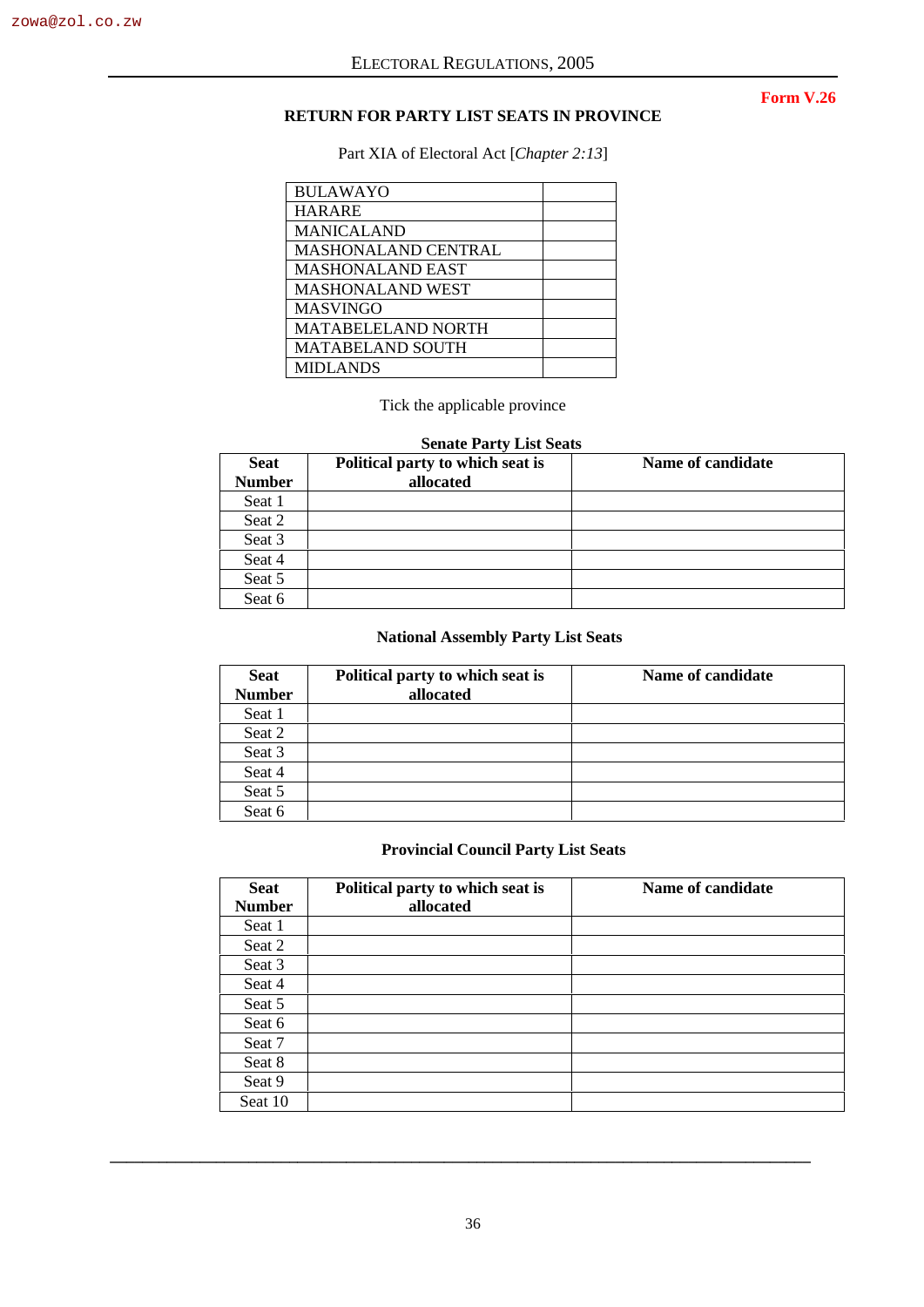**Form V.26**

## RETURN FOR PARTY LIST SEATS IN PROVINCE

Part XIA of Electoral Act [*Chapter 2:13*]

| | |
|---|---|
| BULAWAYO | |
| HARARE | |
| MANICALAND | |
| MASHONALAND CENTRAL | |
| MASHONALAND EAST | |
| MASHONALAND WEST | |
| MASVINGO | |
| MATABELELAND NORTH | |
| MATABELAND SOUTH | |
| MIDLANDS | |

Tick the applicable province

**Senate Party List Seats**

| Seat Number | Political party to which seat is allocated | Name of candidate |
|---|---|---|
| Seat 1 | | |
| Seat 2 | | |
| Seat 3 | | |
| Seat 4 | | |
| Seat 5 | | |
| Seat 6 | | |

**National Assembly Party List Seats**

| Seat Number | Political party to which seat is allocated | Name of candidate |
|---|---|---|
| Seat 1 | | |
| Seat 2 | | |
| Seat 3 | | |
| Seat 4 | | |
| Seat 5 | | |
| Seat 6 | | |

**Provincial Council Party List Seats**

| Seat Number | Political party to which seat is allocated | Name of candidate |
|---|---|---|
| Seat 1 | | |
| Seat 2 | | |
| Seat 3 | | |
| Seat 4 | | |
| Seat 5 | | |
| Seat 6 | | |
| Seat 7 | | |
| Seat 8 | | |
| Seat 9 | | |
| Seat 10 | | |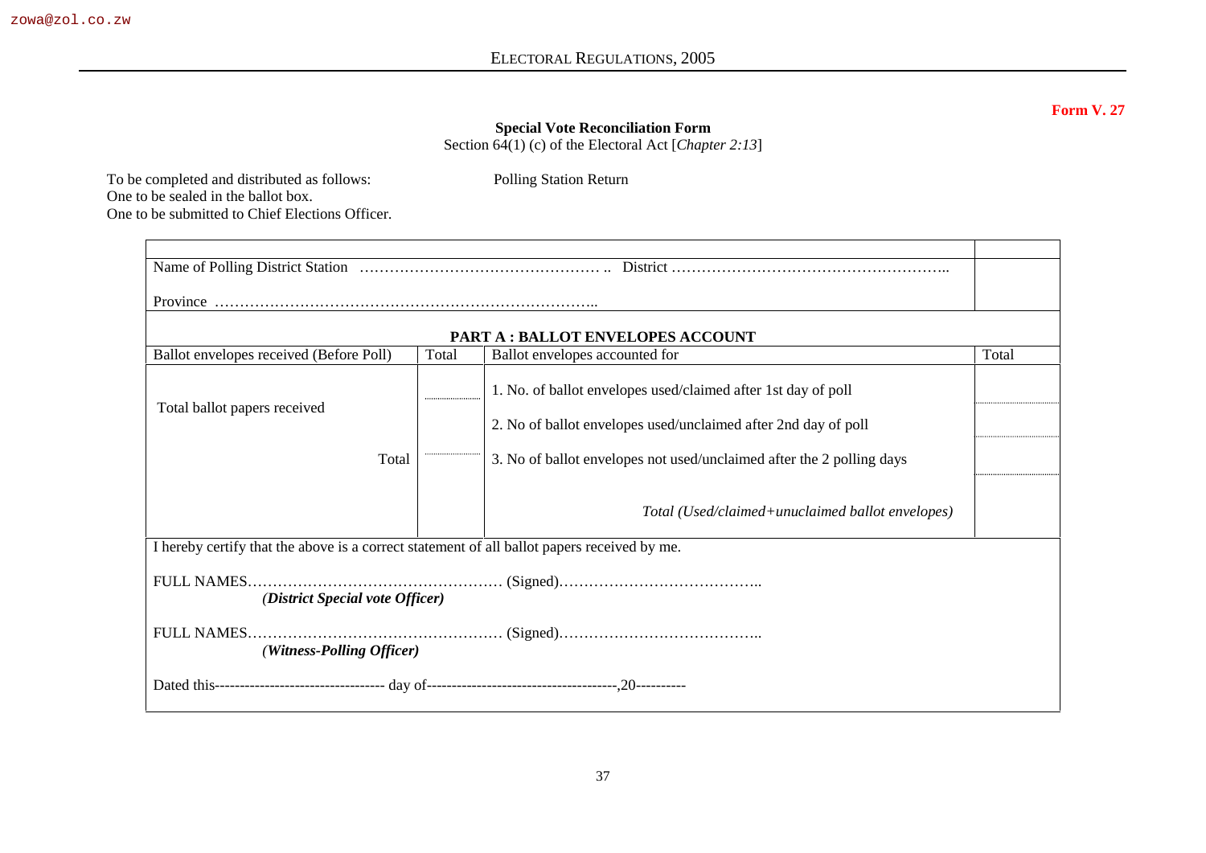**Form V. 27**

**Special Vote Reconciliation Form**

Section 64(1) (c) of the Electoral Act [*Chapter 2:13*]

To be completed and distributed as follows:
One to be sealed in the ballot box.
One to be submitted to Chief Elections Officer.

Polling Station Return

Name of Polling District Station …………………………………………. .. District ………………………………………………..

Province …………………………………………………………………..

**PART A : BALLOT ENVELOPES ACCOUNT**

| Ballot envelopes received (Before Poll) | Total | Ballot envelopes accounted for | Total |
|---|---|---|---|
| Total ballot papers received | ………… | 1. No. of ballot envelopes used/claimed after 1st day of poll | ………… |
| | | 2. No of ballot envelopes used/unclaimed after 2nd day of poll | ………… |
| Total | ………… | 3. No of ballot envelopes not used/unclaimed after the 2 polling days | ………… |
| | | *Total (Used/claimed+unuclaimed ballot envelopes)* | |

I hereby certify that the above is a correct statement of all ballot papers received by me.

FULL NAMES…………………………………………… (Signed)…………………………………..
*(**District Special vote Officer**)*

FULL NAMES…………………………………………… (Signed)…………………………………..
*(**Witness-Polling Officer**)*

Dated this---------------------------------- day of--------------------------------------,20----------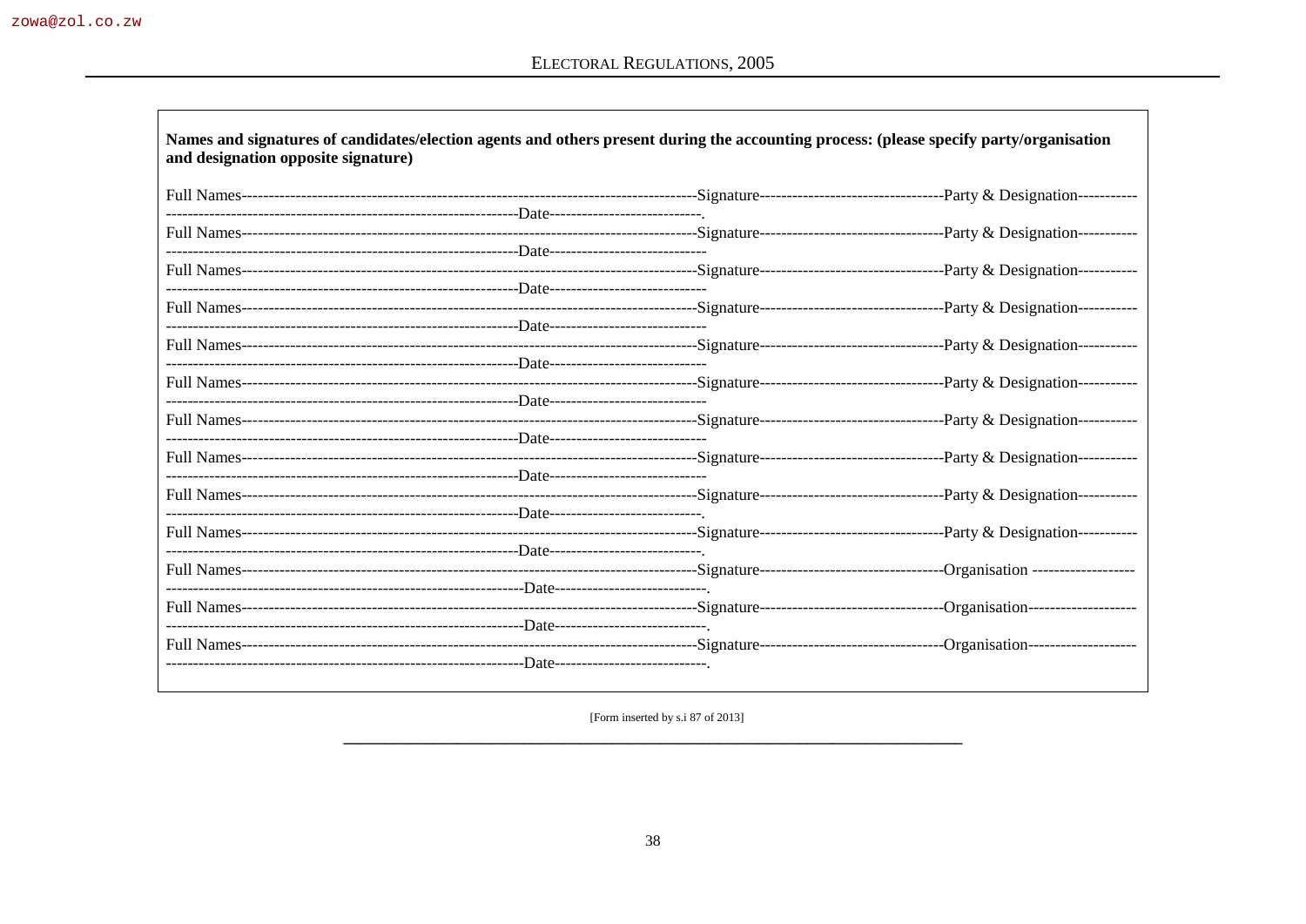**Names and signatures of candidates/election agents and others present during the accounting process: (please specify party/organisation and designation opposite signature)**

Full Names----------------------------------------------------------------------------------Signature---------------------------------Party & Designation-----------
------------------------------------------------------------------Date----------------------------.

Full Names----------------------------------------------------------------------------------Signature---------------------------------Party & Designation-----------
------------------------------------------------------------------Date-----------------------------

Full Names----------------------------------------------------------------------------------Signature---------------------------------Party & Designation-----------
------------------------------------------------------------------Date-----------------------------

Full Names----------------------------------------------------------------------------------Signature---------------------------------Party & Designation-----------
------------------------------------------------------------------Date-----------------------------

Full Names----------------------------------------------------------------------------------Signature---------------------------------Party & Designation-----------
------------------------------------------------------------------Date-----------------------------

Full Names----------------------------------------------------------------------------------Signature---------------------------------Party & Designation-----------
------------------------------------------------------------------Date-----------------------------

Full Names----------------------------------------------------------------------------------Signature---------------------------------Party & Designation-----------
------------------------------------------------------------------Date-----------------------------

Full Names----------------------------------------------------------------------------------Signature---------------------------------Party & Designation-----------
------------------------------------------------------------------Date-----------------------------

Full Names----------------------------------------------------------------------------------Signature---------------------------------Party & Designation-----------
------------------------------------------------------------------Date----------------------------.

Full Names----------------------------------------------------------------------------------Signature---------------------------------Party & Designation-----------
------------------------------------------------------------------Date----------------------------.

Full Names----------------------------------------------------------------------------------Signature---------------------------------Organisation -------------------
-------------------------------------------------------------------Date----------------------------.

Full Names----------------------------------------------------------------------------------Signature---------------------------------Organisation--------------------
-------------------------------------------------------------------Date----------------------------.

Full Names----------------------------------------------------------------------------------Signature---------------------------------Organisation--------------------
-------------------------------------------------------------------Date----------------------------.

[Form inserted by s.i 87 of 2013]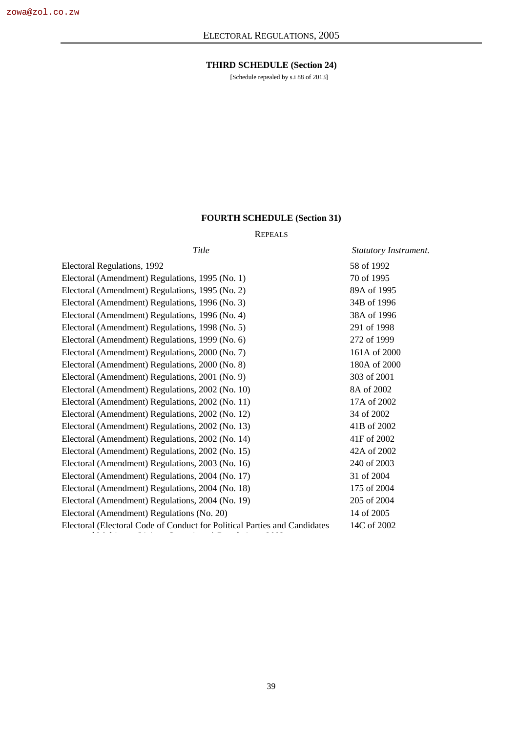**THIRD SCHEDULE (Section 24)**

[Schedule repealed by s.i 88 of 2013]

**FOURTH SCHEDULE (Section 31)**

REPEALS

| *Title* | *Statutory Instrument.* |
|---|---|
| Electoral Regulations, 1992 | 58 of 1992 |
| Electoral (Amendment) Regulations, 1995 (No. 1) | 70 of 1995 |
| Electoral (Amendment) Regulations, 1995 (No. 2) | 89A of 1995 |
| Electoral (Amendment) Regulations, 1996 (No. 3) | 34B of 1996 |
| Electoral (Amendment) Regulations, 1996 (No. 4) | 38A of 1996 |
| Electoral (Amendment) Regulations, 1998 (No. 5) | 291 of 1998 |
| Electoral (Amendment) Regulations, 1999 (No. 6) | 272 of 1999 |
| Electoral (Amendment) Regulations, 2000 (No. 7) | 161A of 2000 |
| Electoral (Amendment) Regulations, 2000 (No. 8) | 180A of 2000 |
| Electoral (Amendment) Regulations, 2001 (No. 9) | 303 of 2001 |
| Electoral (Amendment) Regulations, 2002 (No. 10) | 8A of 2002 |
| Electoral (Amendment) Regulations, 2002 (No. 11) | 17A of 2002 |
| Electoral (Amendment) Regulations, 2002 (No. 12) | 34 of 2002 |
| Electoral (Amendment) Regulations, 2002 (No. 13) | 41B of 2002 |
| Electoral (Amendment) Regulations, 2002 (No. 14) | 41F of 2002 |
| Electoral (Amendment) Regulations, 2002 (No. 15) | 42A of 2002 |
| Electoral (Amendment) Regulations, 2003 (No. 16) | 240 of 2003 |
| Electoral (Amendment) Regulations, 2004 (No. 17) | 31 of 2004 |
| Electoral (Amendment) Regulations, 2004 (No. 18) | 175 of 2004 |
| Electoral (Amendment) Regulations, 2004 (No. 19) | 205 of 2004 |
| Electoral (Amendment) Regulations (No. 20) | 14 of 2005 |
| Electoral (Electoral Code of Conduct for Political Parties and Candidates | 14C of 2002 |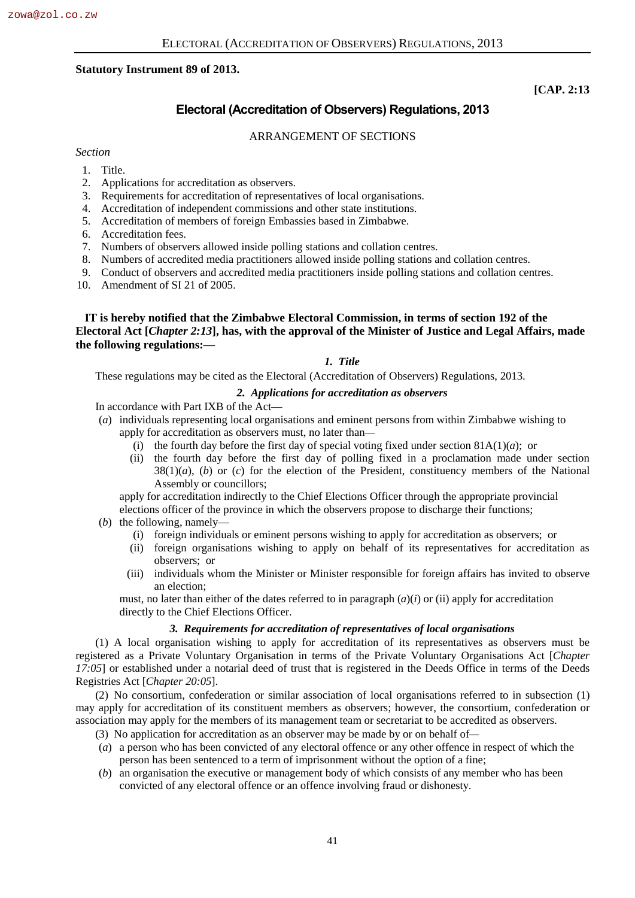**Statutory Instrument 89 of 2013.**

**[CAP. 2:13**

# Electoral (Accreditation of Observers) Regulations, 2013

ARRANGEMENT OF SECTIONS

*Section*

1. Title.
2. Applications for accreditation as observers.
3. Requirements for accreditation of representatives of local organisations.
4. Accreditation of independent commissions and other state institutions.
5. Accreditation of members of foreign Embassies based in Zimbabwe.
6. Accreditation fees.
7. Numbers of observers allowed inside polling stations and collation centres.
8. Numbers of accredited media practitioners allowed inside polling stations and collation centres.
9. Conduct of observers and accredited media practitioners inside polling stations and collation centres.
10. Amendment of SI 21 of 2005.

**IT is hereby notified that the Zimbabwe Electoral Commission, in terms of section 192 of the Electoral Act [*Chapter 2:13*], has, with the approval of the Minister of Justice and Legal Affairs, made the following regulations:—**

***1. Title***

These regulations may be cited as the Electoral (Accreditation of Observers) Regulations, 2013.

***2. Applications for accreditation as observers***

In accordance with Part IXB of the Act—

(*a*) individuals representing local organisations and eminent persons from within Zimbabwe wishing to apply for accreditation as observers must, no later than—

(i) the fourth day before the first day of special voting fixed under section 81A(1)(*a*); or

(ii) the fourth day before the first day of polling fixed in a proclamation made under section 38(1)(*a*), (*b*) or (*c*) for the election of the President, constituency members of the National Assembly or councillors;

apply for accreditation indirectly to the Chief Elections Officer through the appropriate provincial elections officer of the province in which the observers propose to discharge their functions;

(*b*) the following, namely—

(i) foreign individuals or eminent persons wishing to apply for accreditation as observers; or

(ii) foreign organisations wishing to apply on behalf of its representatives for accreditation as observers; or

(iii) individuals whom the Minister or Minister responsible for foreign affairs has invited to observe an election;

must, no later than either of the dates referred to in paragraph (*a*)(*i*) or (ii) apply for accreditation directly to the Chief Elections Officer.

***3. Requirements for accreditation of representatives of local organisations***

(1) A local organisation wishing to apply for accreditation of its representatives as observers must be registered as a Private Voluntary Organisation in terms of the Private Voluntary Organisations Act [*Chapter 17:05*] or established under a notarial deed of trust that is registered in the Deeds Office in terms of the Deeds Registries Act [*Chapter 20:05*].

(2) No consortium, confederation or similar association of local organisations referred to in subsection (1) may apply for accreditation of its constituent members as observers; however, the consortium, confederation or association may apply for the members of its management team or secretariat to be accredited as observers.

(3) No application for accreditation as an observer may be made by or on behalf of—

(*a*) a person who has been convicted of any electoral offence or any other offence in respect of which the person has been sentenced to a term of imprisonment without the option of a fine;

(*b*) an organisation the executive or management body of which consists of any member who has been convicted of any electoral offence or an offence involving fraud or dishonesty.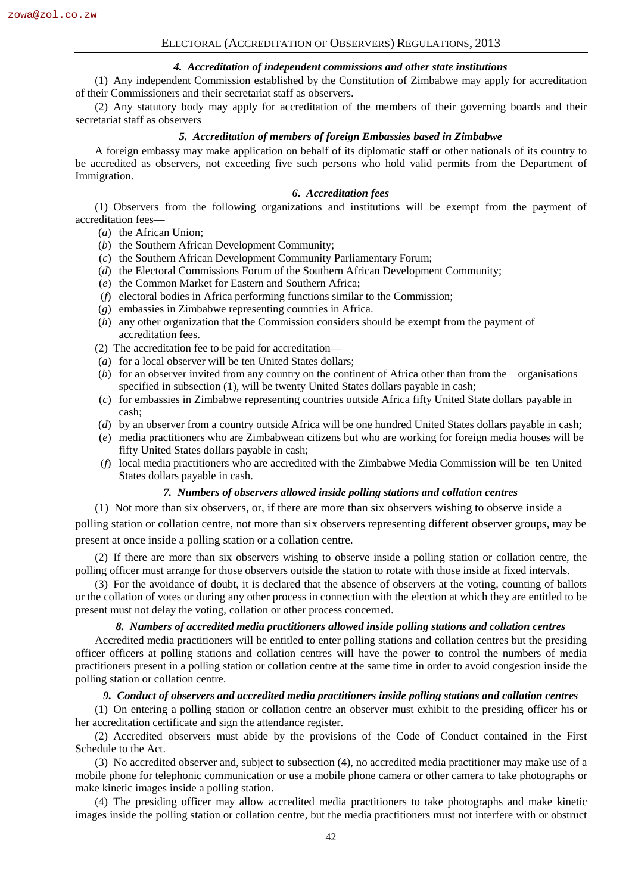#### *4. Accreditation of independent commissions and other state institutions*

(1) Any independent Commission established by the Constitution of Zimbabwe may apply for accreditation of their Commissioners and their secretariat staff as observers.

(2) Any statutory body may apply for accreditation of the members of their governing boards and their secretariat staff as observers

#### *5. Accreditation of members of foreign Embassies based in Zimbabwe*

A foreign embassy may make application on behalf of its diplomatic staff or other nationals of its country to be accredited as observers, not exceeding five such persons who hold valid permits from the Department of Immigration.

#### *6. Accreditation fees*

(1) Observers from the following organizations and institutions will be exempt from the payment of accreditation fees—

(*a*) the African Union;
(*b*) the Southern African Development Community;
(*c*) the Southern African Development Community Parliamentary Forum;
(*d*) the Electoral Commissions Forum of the Southern African Development Community;
(*e*) the Common Market for Eastern and Southern Africa;
(*f*) electoral bodies in Africa performing functions similar to the Commission;
(*g*) embassies in Zimbabwe representing countries in Africa.
(*h*) any other organization that the Commission considers should be exempt from the payment of accreditation fees.

(2) The accreditation fee to be paid for accreditation—

(*a*) for a local observer will be ten United States dollars;
(*b*) for an observer invited from any country on the continent of Africa other than from the organisations specified in subsection (1), will be twenty United States dollars payable in cash;
(*c*) for embassies in Zimbabwe representing countries outside Africa fifty United State dollars payable in cash;
(*d*) by an observer from a country outside Africa will be one hundred United States dollars payable in cash;
(*e*) media practitioners who are Zimbabwean citizens but who are working for foreign media houses will be fifty United States dollars payable in cash;
(*f*) local media practitioners who are accredited with the Zimbabwe Media Commission will be ten United States dollars payable in cash.

#### *7. Numbers of observers allowed inside polling stations and collation centres*

(1) Not more than six observers, or, if there are more than six observers wishing to observe inside a polling station or collation centre, not more than six observers representing different observer groups, may be present at once inside a polling station or a collation centre.

(2) If there are more than six observers wishing to observe inside a polling station or collation centre, the polling officer must arrange for those observers outside the station to rotate with those inside at fixed intervals.

(3) For the avoidance of doubt, it is declared that the absence of observers at the voting, counting of ballots or the collation of votes or during any other process in connection with the election at which they are entitled to be present must not delay the voting, collation or other process concerned.

#### *8. Numbers of accredited media practitioners allowed inside polling stations and collation centres*

Accredited media practitioners will be entitled to enter polling stations and collation centres but the presiding officer officers at polling stations and collation centres will have the power to control the numbers of media practitioners present in a polling station or collation centre at the same time in order to avoid congestion inside the polling station or collation centre.

#### *9. Conduct of observers and accredited media practitioners inside polling stations and collation centres*

(1) On entering a polling station or collation centre an observer must exhibit to the presiding officer his or her accreditation certificate and sign the attendance register.

(2) Accredited observers must abide by the provisions of the Code of Conduct contained in the First Schedule to the Act.

(3) No accredited observer and, subject to subsection (4), no accredited media practitioner may make use of a mobile phone for telephonic communication or use a mobile phone camera or other camera to take photographs or make kinetic images inside a polling station.

(4) The presiding officer may allow accredited media practitioners to take photographs and make kinetic images inside the polling station or collation centre, but the media practitioners must not interfere with or obstruct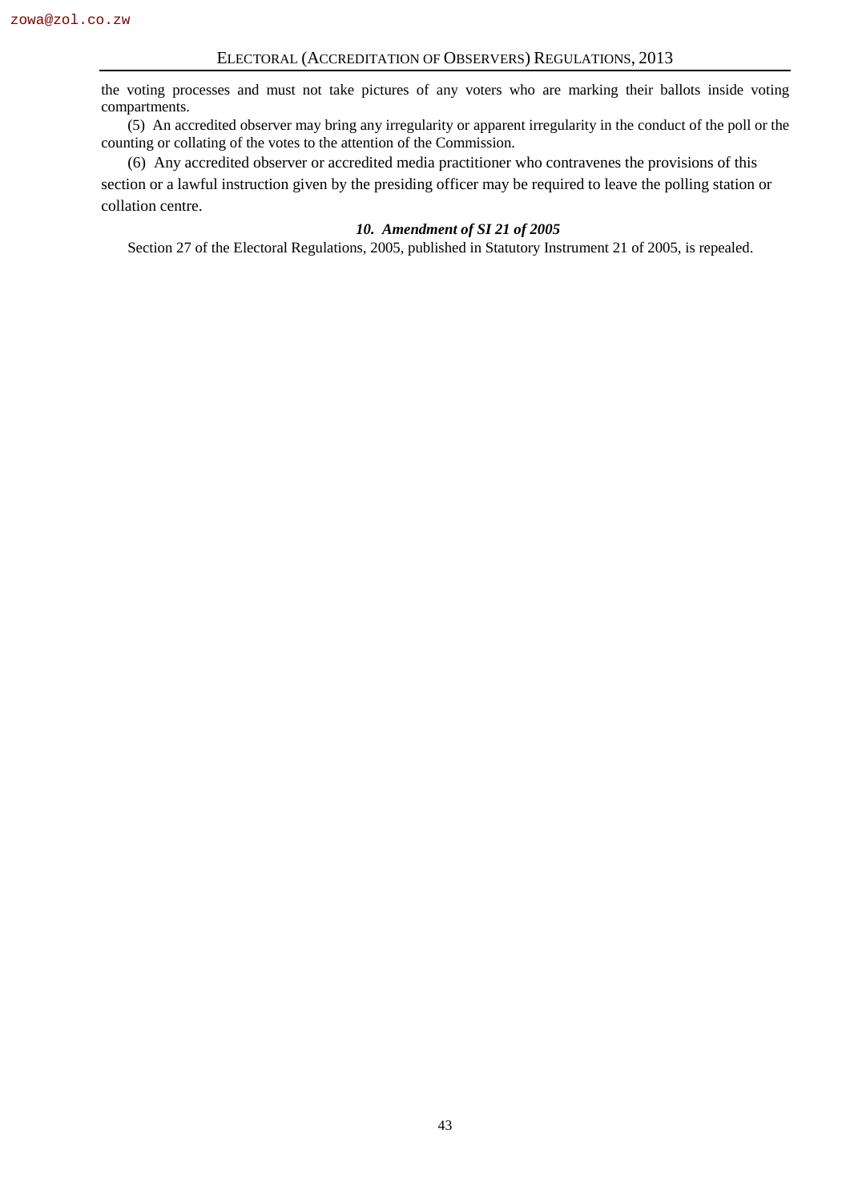the voting processes and must not take pictures of any voters who are marking their ballots inside voting compartments.

(5) An accredited observer may bring any irregularity or apparent irregularity in the conduct of the poll or the counting or collating of the votes to the attention of the Commission.

(6) Any accredited observer or accredited media practitioner who contravenes the provisions of this section or a lawful instruction given by the presiding officer may be required to leave the polling station or collation centre.

### *10. Amendment of SI 21 of 2005*

Section 27 of the Electoral Regulations, 2005, published in Statutory Instrument 21 of 2005, is repealed.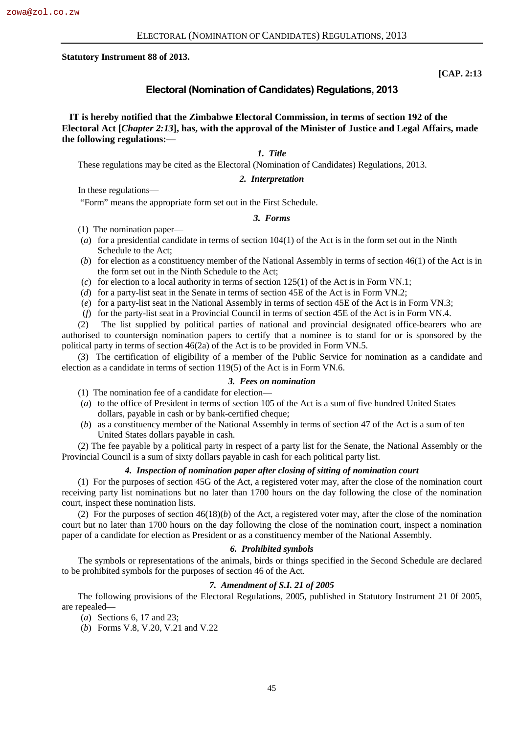**Statutory Instrument 88 of 2013.**

**[CAP. 2:13**

## Electoral (Nomination of Candidates) Regulations, 2013

**IT is hereby notified that the Zimbabwe Electoral Commission, in terms of section 192 of the Electoral Act [*Chapter 2:13*], has, with the approval of the Minister of Justice and Legal Affairs, made the following regulations:—**

### *1. Title*

These regulations may be cited as the Electoral (Nomination of Candidates) Regulations, 2013.

### *2. Interpretation*

In these regulations—

"Form" means the appropriate form set out in the First Schedule.

### *3. Forms*

(1) The nomination paper—

(*a*) for a presidential candidate in terms of section 104(1) of the Act is in the form set out in the Ninth Schedule to the Act;

(*b*) for election as a constituency member of the National Assembly in terms of section 46(1) of the Act is in the form set out in the Ninth Schedule to the Act;

(*c*) for election to a local authority in terms of section 125(1) of the Act is in Form VN.1;

(*d*) for a party-list seat in the Senate in terms of section 45E of the Act is in Form VN.2;

(*e*) for a party-list seat in the National Assembly in terms of section 45E of the Act is in Form VN.3;

(*f*) for the party-list seat in a Provincial Council in terms of section 45E of the Act is in Form VN.4.

(2) The list supplied by political parties of national and provincial designated office-bearers who are authorised to countersign nomination papers to certify that a nominee is to stand for or is sponsored by the political party in terms of section 46(2a) of the Act is to be provided in Form VN.5.

(3) The certification of eligibility of a member of the Public Service for nomination as a candidate and election as a candidate in terms of section 119(5) of the Act is in Form VN.6.

### *3. Fees on nomination*

(1) The nomination fee of a candidate for election—

(*a*) to the office of President in terms of section 105 of the Act is a sum of five hundred United States dollars, payable in cash or by bank-certified cheque;

(*b*) as a constituency member of the National Assembly in terms of section 47 of the Act is a sum of ten United States dollars payable in cash.

(2) The fee payable by a political party in respect of a party list for the Senate, the National Assembly or the Provincial Council is a sum of sixty dollars payable in cash for each political party list.

### *4. Inspection of nomination paper after closing of sitting of nomination court*

(1) For the purposes of section 45G of the Act, a registered voter may, after the close of the nomination court receiving party list nominations but no later than 1700 hours on the day following the close of the nomination court, inspect these nomination lists.

(2) For the purposes of section 46(18)(*b*) of the Act, a registered voter may, after the close of the nomination court but no later than 1700 hours on the day following the close of the nomination court, inspect a nomination paper of a candidate for election as President or as a constituency member of the National Assembly.

### *6. Prohibited symbols*

The symbols or representations of the animals, birds or things specified in the Second Schedule are declared to be prohibited symbols for the purposes of section 46 of the Act.

### *7. Amendment of S.I. 21 of 2005*

The following provisions of the Electoral Regulations, 2005, published in Statutory Instrument 21 0f 2005, are repealed—

(*a*) Sections 6, 17 and 23;

(*b*) Forms V.8, V.20, V.21 and V.22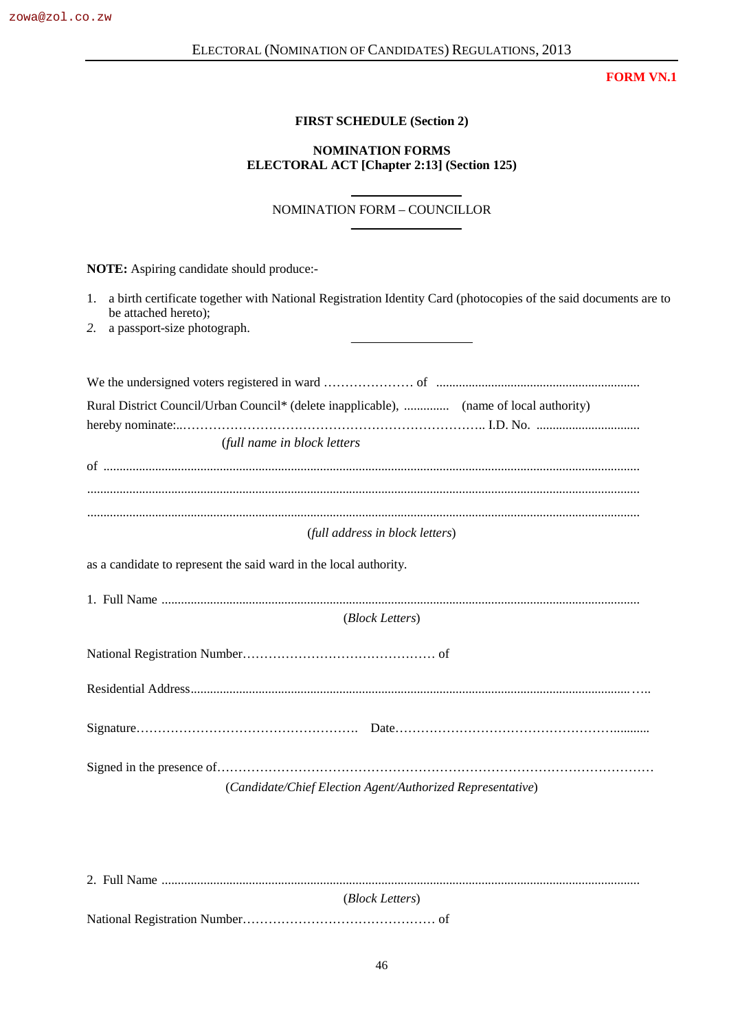**FORM VN.1**

**FIRST SCHEDULE (Section 2)**

**NOMINATION FORMS**
**ELECTORAL ACT [Chapter 2:13] (Section 125)**

NOMINATION FORM – COUNCILLOR

**NOTE:** Aspiring candidate should produce:-

1. a birth certificate together with National Registration Identity Card (photocopies of the said documents are to be attached hereto);
2. a passport-size photograph.

We the undersigned voters registered in ward ………………… of ...............................................................

Rural District Council/Urban Council* (delete inapplicable), .............. (name of local authority)

hereby nominate:..………………………………………………………….. I.D. No. ................................

(*full name in block letters*

of ..................................................................................................................................................

..........................................................................................................................................................

..........................................................................................................................................................

(*full address in block letters*)

as a candidate to represent the said ward in the local authority.

1. Full Name ....................................................................................................................................

(*Block Letters*)

National Registration Number……………………………………… of

Residential Address.......................................................................................................................…..

Signature……………………………………………. Date…………………………………………….........

Signed in the presence of………………………………………………………………………………………

(*Candidate/Chief Election Agent/Authorized Representative*)

2. Full Name ....................................................................................................................................

(*Block Letters*)

National Registration Number……………………………………… of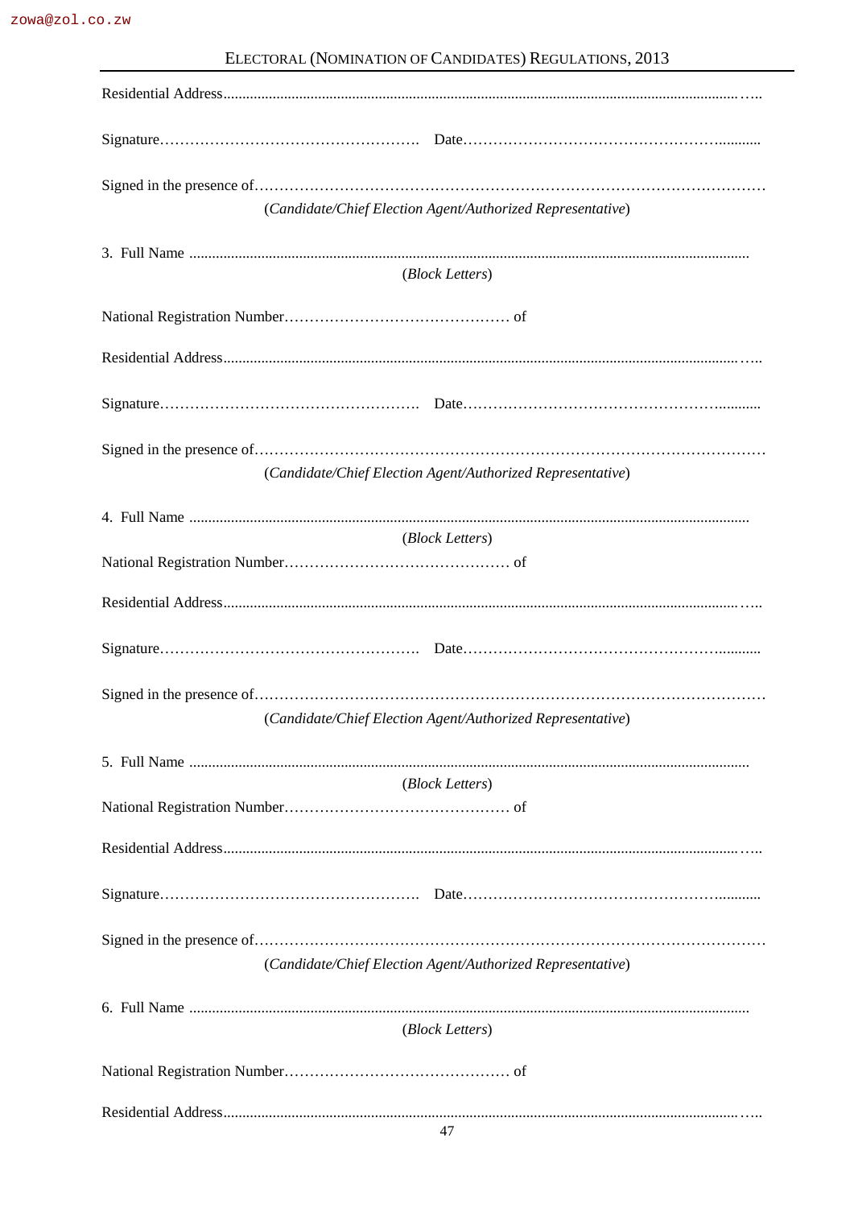Residential Address.......................................................................................................................................…..

Signature……………………………………………. Date……………………………………………..........

Signed in the presence of………………………………………………………………………………………

(*Candidate/Chief Election Agent/Authorized Representative*)

3. Full Name ..................................................................................................................................................

(*Block Letters*)

National Registration Number……………………………………… of

Residential Address.......................................................................................................................................…..

Signature……………………………………………. Date……………………………………………..........

Signed in the presence of………………………………………………………………………………………

(*Candidate/Chief Election Agent/Authorized Representative*)

4. Full Name ..................................................................................................................................................

(*Block Letters*)

National Registration Number……………………………………… of

Residential Address.......................................................................................................................................…..

Signature……………………………………………. Date……………………………………………..........

Signed in the presence of………………………………………………………………………………………

(*Candidate/Chief Election Agent/Authorized Representative*)

5. Full Name ..................................................................................................................................................

(*Block Letters*)

National Registration Number……………………………………… of

Residential Address.......................................................................................................................................…..

Signature……………………………………………. Date……………………………………………..........

Signed in the presence of………………………………………………………………………………………

(*Candidate/Chief Election Agent/Authorized Representative*)

6. Full Name ..................................................................................................................................................

(*Block Letters*)

National Registration Number……………………………………… of

Residential Address.......................................................................................................................................…..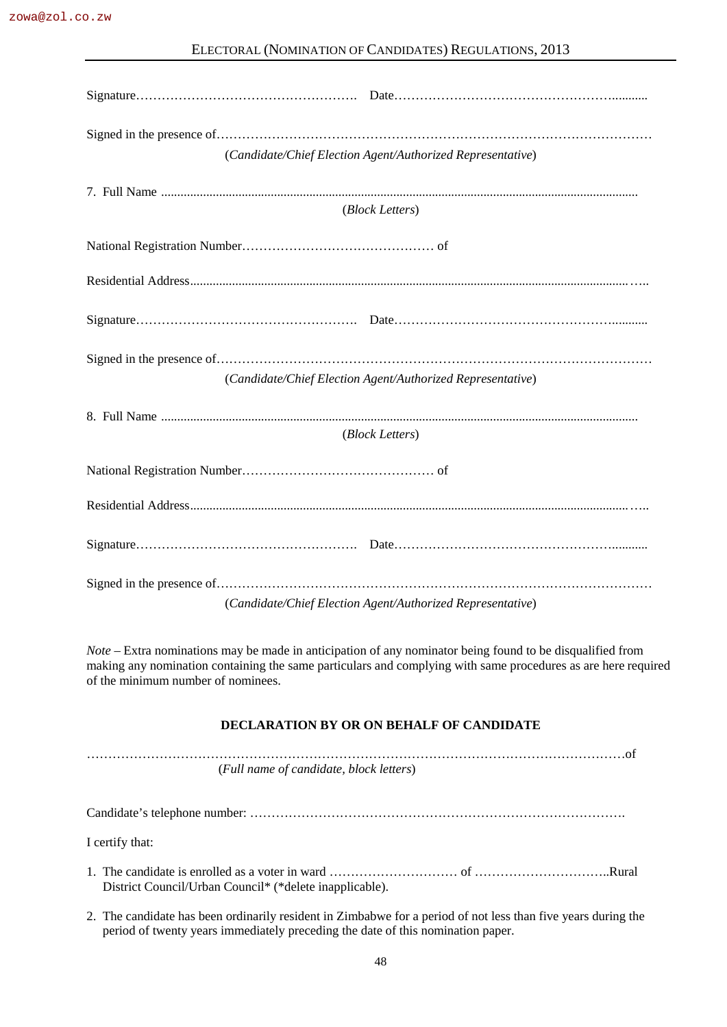Signature……………………………………………. Date…………………………………………….........

Signed in the presence of………………………………………………………………………………………
(*Candidate/Chief Election Agent/Authorized Representative*)

7. Full Name ..................................................................................................................................................
(*Block Letters*)

National Registration Number……………………………………… of

Residential Address........................................................................................................................……..

Signature……………………………………………. Date…………………………………………….........

Signed in the presence of………………………………………………………………………………………
(*Candidate/Chief Election Agent/Authorized Representative*)

8. Full Name ..................................................................................................................................................
(*Block Letters*)

National Registration Number……………………………………… of

Residential Address........................................................................................................................……..

Signature……………………………………………. Date…………………………………………….........

Signed in the presence of………………………………………………………………………………………
(*Candidate/Chief Election Agent/Authorized Representative*)

*Note* – Extra nominations may be made in anticipation of any nominator being found to be disqualified from making any nomination containing the same particulars and complying with same procedures as are here required of the minimum number of nominees.

**DECLARATION BY OR ON BEHALF OF CANDIDATE**

……………………………………………………………………………………………………………of
(*Full name of candidate, block letters*)

Candidate's telephone number: ……………………………………………………………………………….

I certify that:

1. The candidate is enrolled as a voter in ward ………………………… of …………………………..Rural District Council/Urban Council* (*delete inapplicable).
2. The candidate has been ordinarily resident in Zimbabwe for a period of not less than five years during the period of twenty years immediately preceding the date of this nomination paper.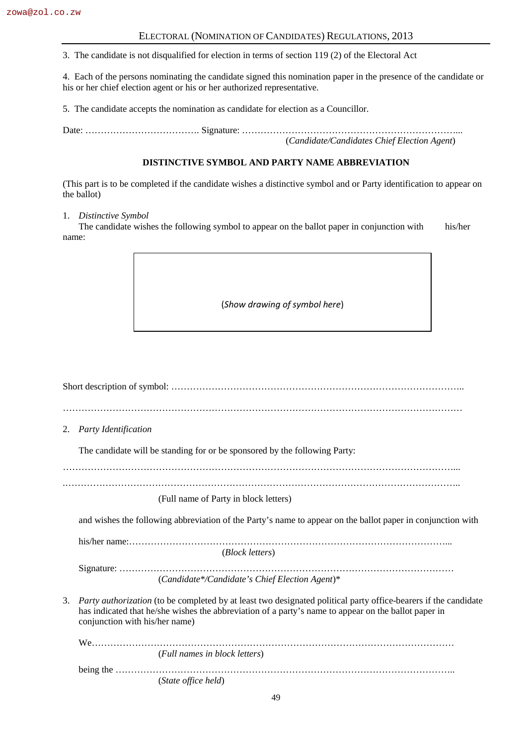3. The candidate is not disqualified for election in terms of section 119 (2) of the Electoral Act

4. Each of the persons nominating the candidate signed this nomination paper in the presence of the candidate or his or her chief election agent or his or her authorized representative.

5. The candidate accepts the nomination as candidate for election as a Councillor.

Date: ………………………………. Signature: ……………………………………………………………...
(*Candidate/Candidates Chief Election Agent*)

**DISTINCTIVE SYMBOL AND PARTY NAME ABBREVIATION**

(This part is to be completed if the candidate wishes a distinctive symbol and or Party identification to appear on the ballot)

1. *Distinctive Symbol*
   The candidate wishes the following symbol to appear on the ballot paper in conjunction with his/her name:

(*Show drawing of symbol here*)

Short description of symbol: ………………………………………………………………………………..

…………………………………………………………………………………………………………………

2. *Party Identification*

   The candidate will be standing for or be sponsored by the following Party:

…………………………………………………………………………………………………………….…...

.……………………………………………………………………………………………………………….

(Full name of Party in block letters)

and wishes the following abbreviation of the Party's name to appear on the ballot paper in conjunction with

his/her name:…………………………………………………………………………………………...
(*Block letters*)

Signature: …………………………………………………………………………………………………
(*Candidate*/Candidate's Chief Election Agent*)*

3. *Party authorization* (to be completed by at least two designated political party office-bearers if the candidate has indicated that he/she wishes the abbreviation of a party's name to appear on the ballot paper in conjunction with his/her name)

   We…………………………………………………………………………………………………………
   (*Full names in block letters*)

   being the …………………………………………………………………………………………………..
   (*State office held*)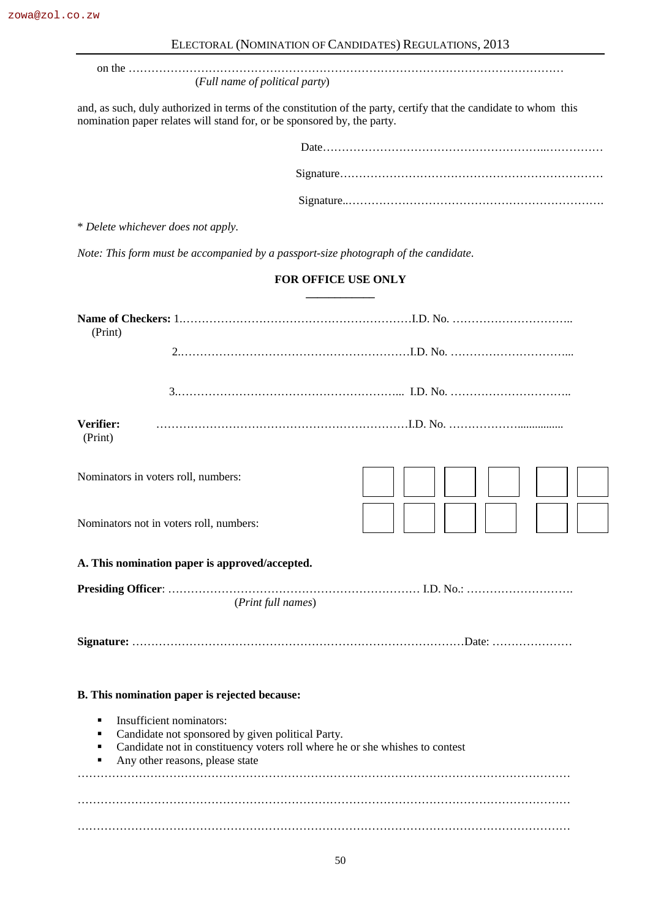on the ……………………………………………………………………………………………………………
(*Full name of political party*)

and, as such, duly authorized in terms of the constitution of the party, certify that the candidate to whom this nomination paper relates will stand for, or be sponsored by, the party.

Date……………………………………………………..……………

Signature……………………………………………………………

Signature..…………………………………………………………….

* *Delete whichever does not apply.*

*Note: This form must be accompanied by a passport-size photograph of the candidate.*

**FOR OFFICE USE ONLY**

**Name of Checkers:** 1.……………………………………………………I.D. No. …………………………..
(Print)

2.……………………………………………………I.D. No. …………………………...

3.…………………………………………………... I.D. No. …………………………..

**Verifier:** ………………………………………………………I.D. No. ……………….................
(Print)

Nominators in voters roll, numbers: | | | | | | |

Nominators not in voters roll, numbers: | | | | | | |

**A. This nomination paper is approved/accepted.**

**Presiding Officer**: ………………………………………………………… I.D. No.: ……………………….
(*Print full names*)

**Signature:** ……………………………………………………………………………Date: …………………

**B. This nomination paper is rejected because:**

- Insufficient nominators:
- Candidate not sponsored by given political Party.
- Candidate not in constituency voters roll where he or she whishes to contest
- Any other reasons, please state

……………………………………………………………………………………………………………

……………………………………………………………………………………………………………

……………………………………………………………………………………………………………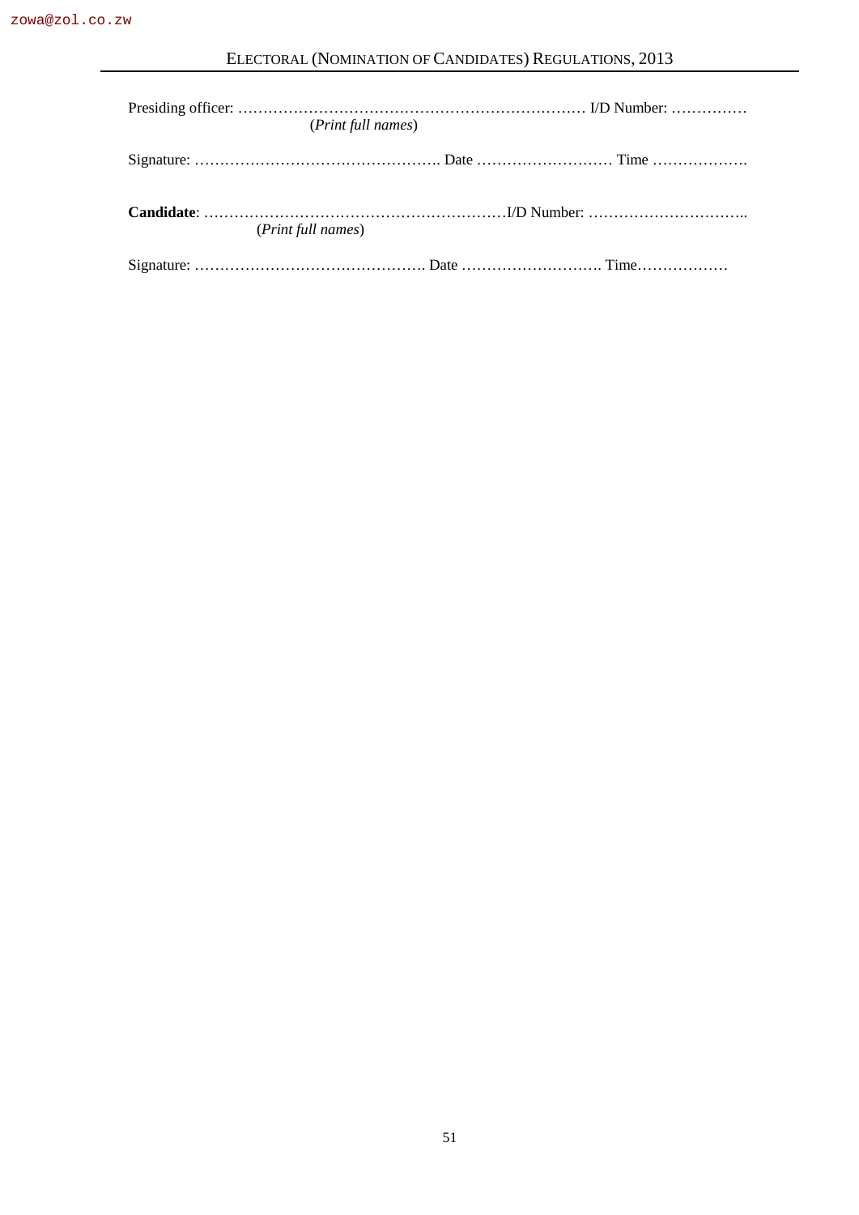Presiding officer: …………………………………………………………… I/D Number: ……………
(*Print full names*)

Signature: ………………………………………….. Date ……………………… Time ……………….

**Candidate**: ……………………………………………………I/D Number: …………………………..
(*Print full names*)

Signature: ………………………………………. Date ………………………. Time………………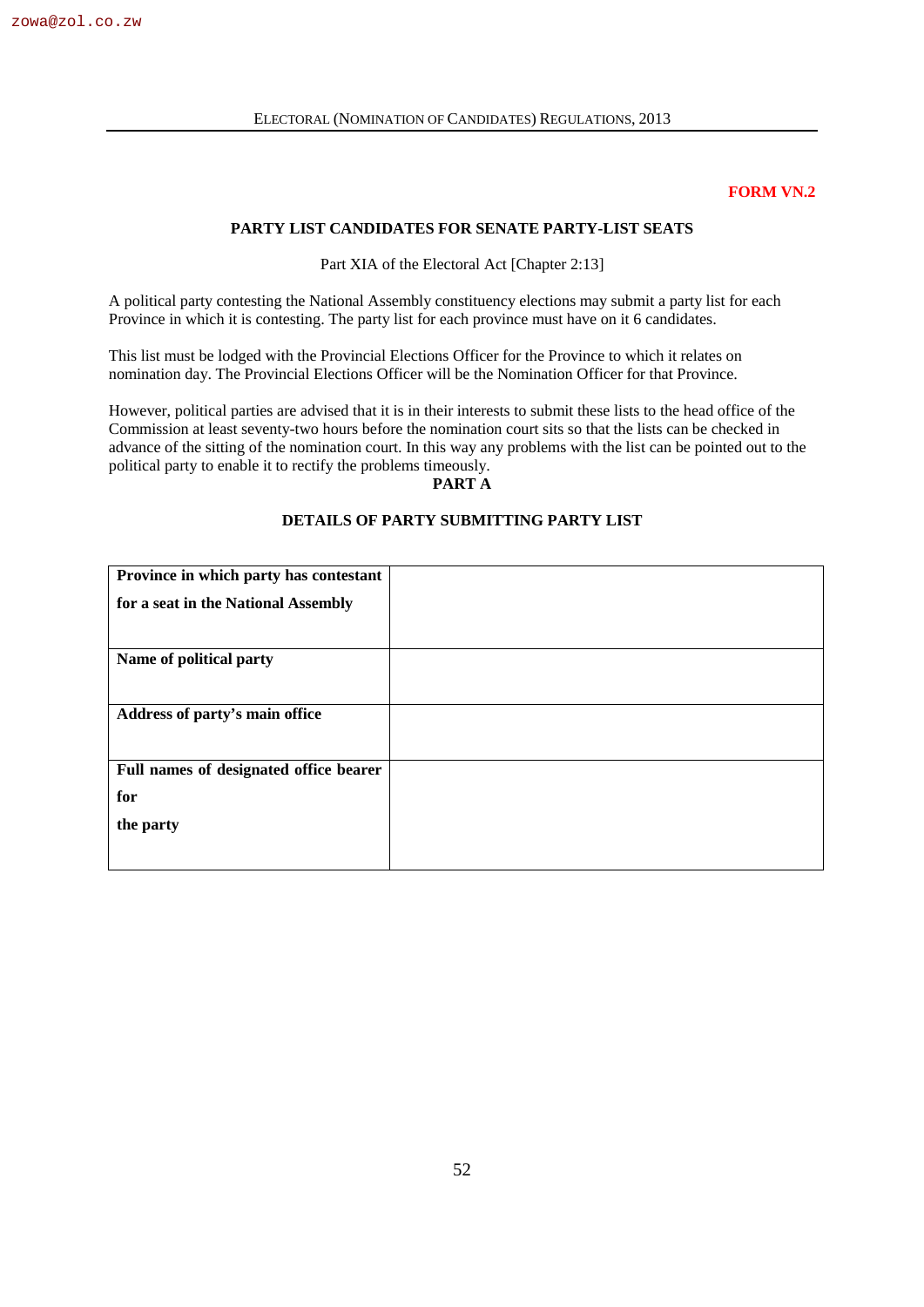**FORM VN.2**

## PARTY LIST CANDIDATES FOR SENATE PARTY-LIST SEATS

Part XIA of the Electoral Act [Chapter 2:13]

A political party contesting the National Assembly constituency elections may submit a party list for each Province in which it is contesting. The party list for each province must have on it 6 candidates.

This list must be lodged with the Provincial Elections Officer for the Province to which it relates on nomination day. The Provincial Elections Officer will be the Nomination Officer for that Province.

However, political parties are advised that it is in their interests to submit these lists to the head office of the Commission at least seventy-two hours before the nomination court sits so that the lists can be checked in advance of the sitting of the nomination court. In this way any problems with the list can be pointed out to the political party to enable it to rectify the problems timeously.

### PART A

### DETAILS OF PARTY SUBMITTING PARTY LIST

| | |
|---|---|
| **Province in which party has contestant for a seat in the National Assembly** | |
| **Name of political party** | |
| **Address of party's main office** | |
| **Full names of designated office bearer for the party** | |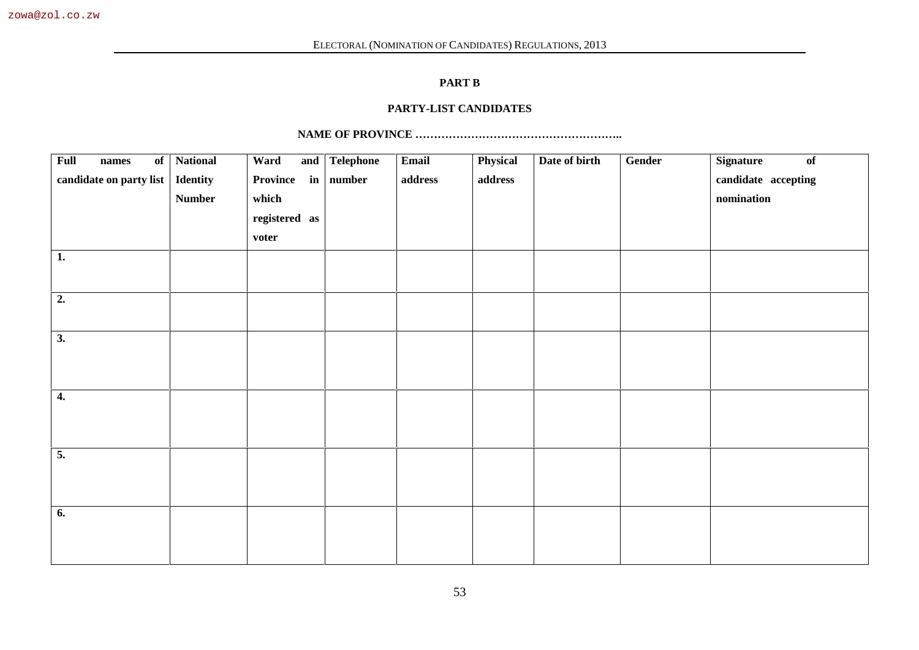## PART B

## PARTY-LIST CANDIDATES

**NAME OF PROVINCE ……………………………………………….**

| Full names of candidate on party list | National Identity Number | Ward and Province in which registered as voter | Telephone number | Email address | Physical address | Date of birth | Gender | Signature of candidate accepting nomination |
|---|---|---|---|---|---|---|---|---|
| 1. | | | | | | | | |
| 2. | | | | | | | | |
| 3. | | | | | | | | |
| 4. | | | | | | | | |
| 5. | | | | | | | | |
| 6. | | | | | | | | |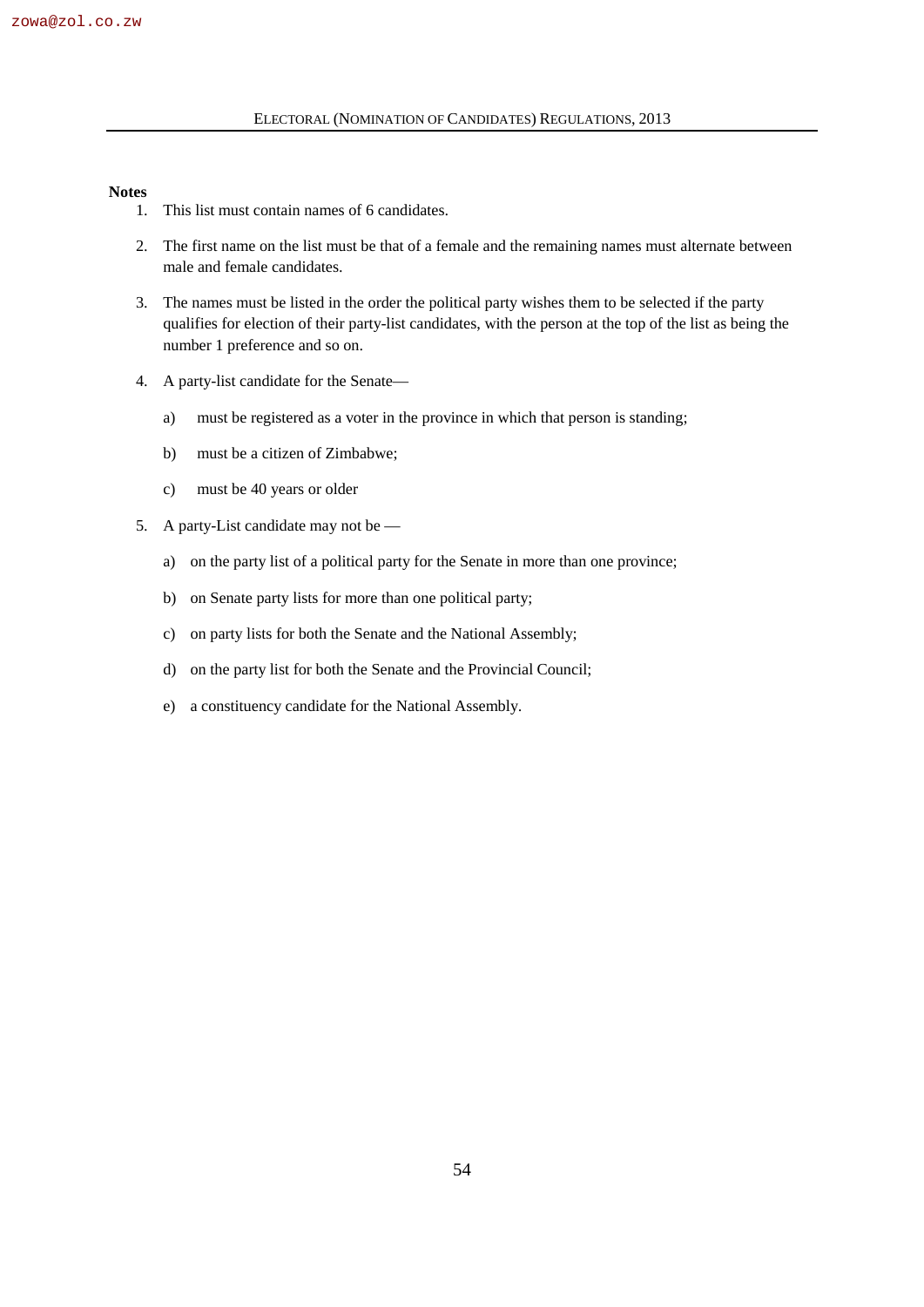**Notes**

1. This list must contain names of 6 candidates.

2. The first name on the list must be that of a female and the remaining names must alternate between male and female candidates.

3. The names must be listed in the order the political party wishes them to be selected if the party qualifies for election of their party-list candidates, with the person at the top of the list as being the number 1 preference and so on.

4. A party-list candidate for the Senate—

   a) must be registered as a voter in the province in which that person is standing;

   b) must be a citizen of Zimbabwe;

   c) must be 40 years or older

5. A party-List candidate may not be —

   a) on the party list of a political party for the Senate in more than one province;

   b) on Senate party lists for more than one political party;

   c) on party lists for both the Senate and the National Assembly;

   d) on the party list for both the Senate and the Provincial Council;

   e) a constituency candidate for the National Assembly.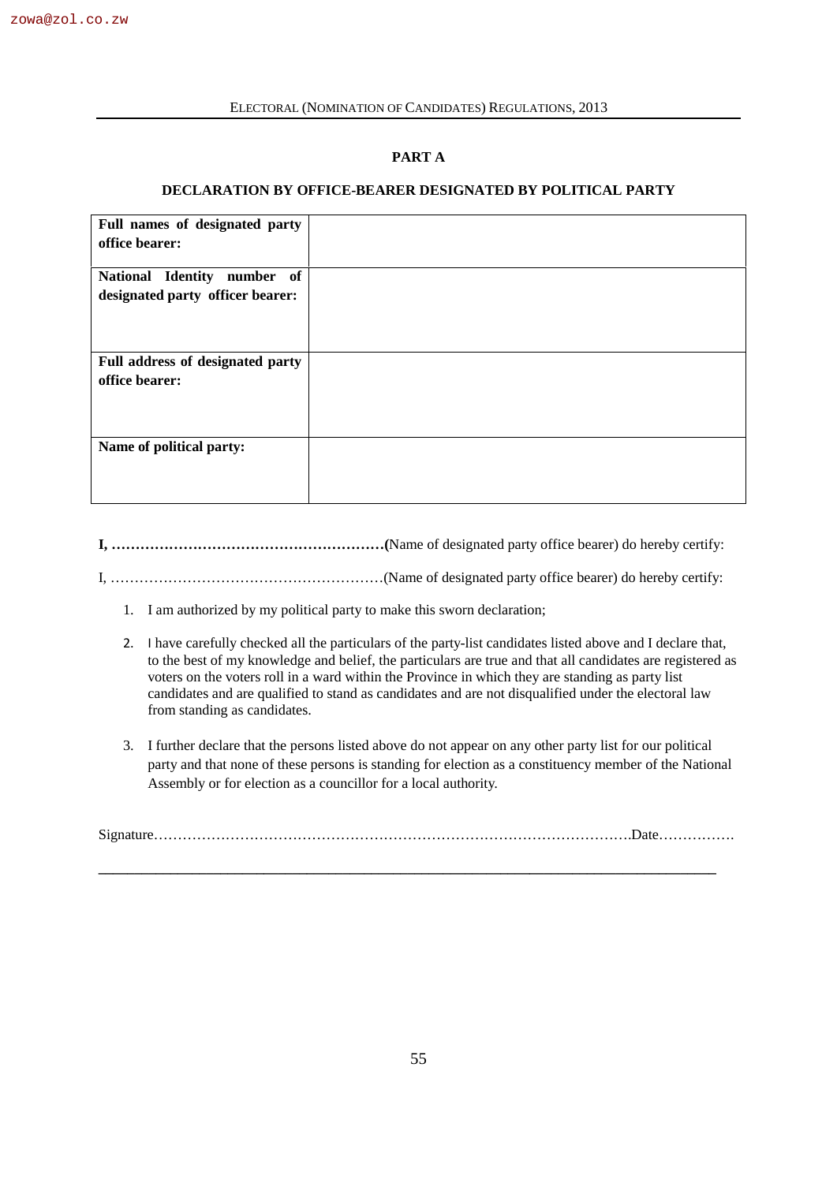## PART A

### DECLARATION BY OFFICE-BEARER DESIGNATED BY POLITICAL PARTY

| | |
|---|---|
| **Full names of designated party office bearer:** | |
| **National Identity number of designated party officer bearer:** | |
| **Full address of designated party office bearer:** | |
| **Name of political party:** | |

**I, …………………………………………………(**Name of designated party office bearer) do hereby certify:

I, …………………………………………………(Name of designated party office bearer) do hereby certify:

1. I am authorized by my political party to make this sworn declaration;

2. I have carefully checked all the particulars of the party-list candidates listed above and I declare that, to the best of my knowledge and belief, the particulars are true and that all candidates are registered as voters on the voters roll in a ward within the Province in which they are standing as party list candidates and are qualified to stand as candidates and are not disqualified under the electoral law from standing as candidates.

3. I further declare that the persons listed above do not appear on any other party list for our political party and that none of these persons is standing for election as a constituency member of the National Assembly or for election as a councillor for a local authority.

Signature……………………………………………………………………………………….Date…………….

---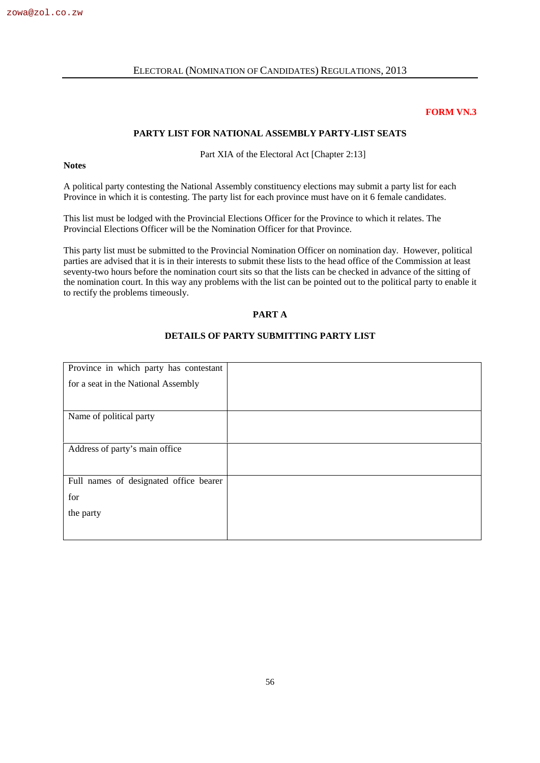**FORM VN.3**

## PARTY LIST FOR NATIONAL ASSEMBLY PARTY-LIST SEATS

Part XIA of the Electoral Act [Chapter 2:13]

**Notes**

A political party contesting the National Assembly constituency elections may submit a party list for each Province in which it is contesting. The party list for each province must have on it 6 female candidates.

This list must be lodged with the Provincial Elections Officer for the Province to which it relates. The Provincial Elections Officer will be the Nomination Officer for that Province.

This party list must be submitted to the Provincial Nomination Officer on nomination day. However, political parties are advised that it is in their interests to submit these lists to the head office of the Commission at least seventy-two hours before the nomination court sits so that the lists can be checked in advance of the sitting of the nomination court. In this way any problems with the list can be pointed out to the political party to enable it to rectify the problems timeously.

### PART A

### DETAILS OF PARTY SUBMITTING PARTY LIST

| | |
|---|---|
| Province in which party has contestant for a seat in the National Assembly | |
| Name of political party | |
| Address of party's main office | |
| Full names of designated office bearer for the party | |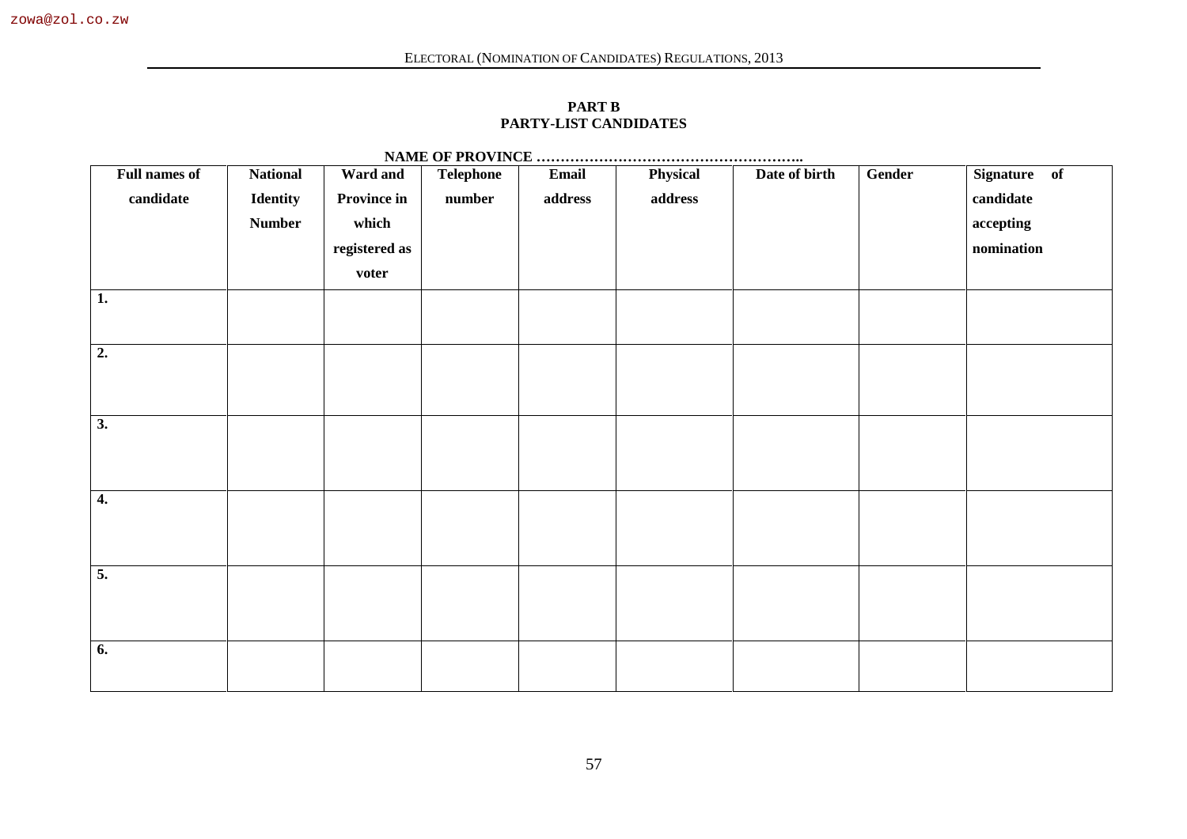**PART B**

**PARTY-LIST CANDIDATES**

**NAME OF PROVINCE ……………………………………………..**

| Full names of candidate | National Identity Number | Ward and Province in which registered as voter | Telephone number | Email address | Physical address | Date of birth | Gender | Signature of candidate accepting nomination |
|---|---|---|---|---|---|---|---|---|
| 1. | | | | | | | | |
| 2. | | | | | | | | |
| 3. | | | | | | | | |
| 4. | | | | | | | | |
| 5. | | | | | | | | |
| 6. | | | | | | | | |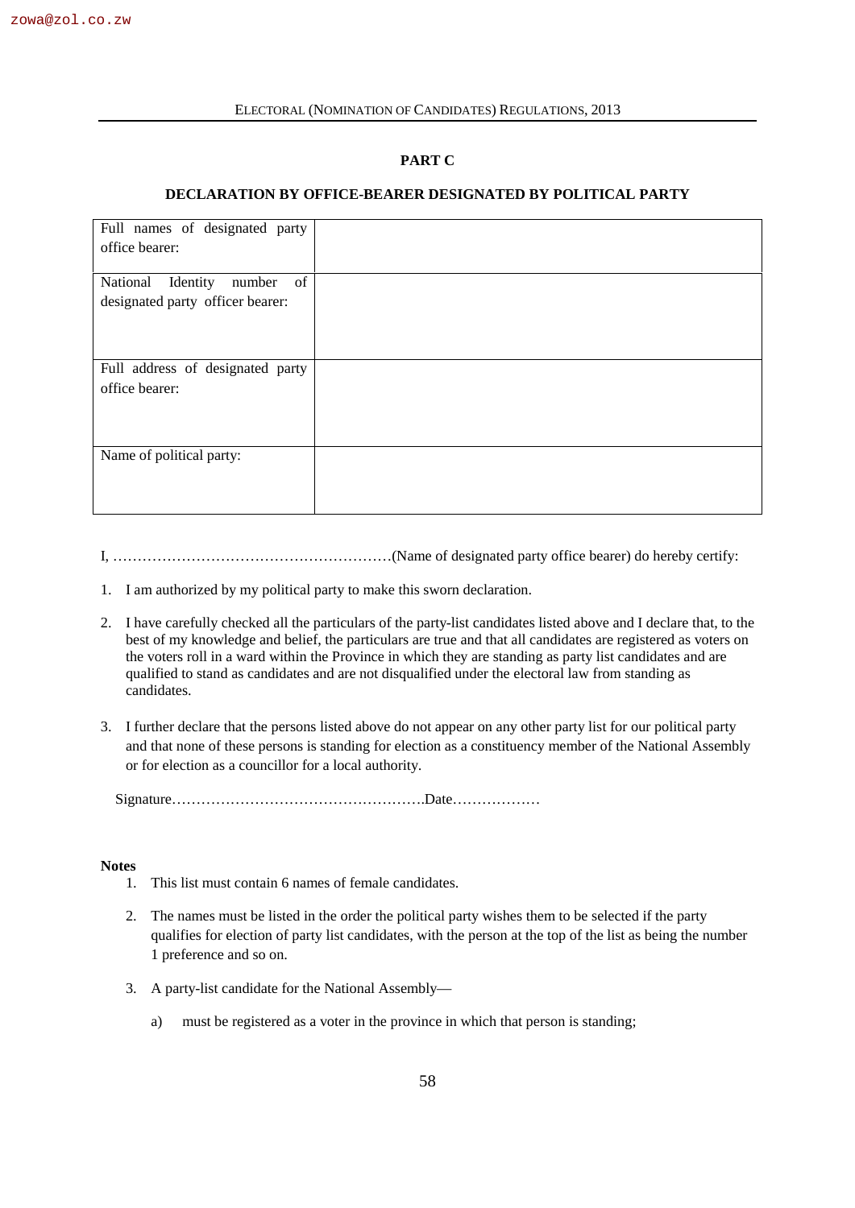## PART C

### DECLARATION BY OFFICE-BEARER DESIGNATED BY POLITICAL PARTY

| Full names of designated party office bearer: | |
|---|---|
| National Identity number of designated party officer bearer: | |
| Full address of designated party office bearer: | |
| Name of political party: | |

I, …………………………………………………(Name of designated party office bearer) do hereby certify:

1. I am authorized by my political party to make this sworn declaration.
2. I have carefully checked all the particulars of the party-list candidates listed above and I declare that, to the best of my knowledge and belief, the particulars are true and that all candidates are registered as voters on the voters roll in a ward within the Province in which they are standing as party list candidates and are qualified to stand as candidates and are not disqualified under the electoral law from standing as candidates.
3. I further declare that the persons listed above do not appear on any other party list for our political party and that none of these persons is standing for election as a constituency member of the National Assembly or for election as a councillor for a local authority.

Signature…………………………………………….Date………………

**Notes**

1. This list must contain 6 names of female candidates.
2. The names must be listed in the order the political party wishes them to be selected if the party qualifies for election of party list candidates, with the person at the top of the list as being the number 1 preference and so on.
3. A party-list candidate for the National Assembly—
   a) must be registered as a voter in the province in which that person is standing;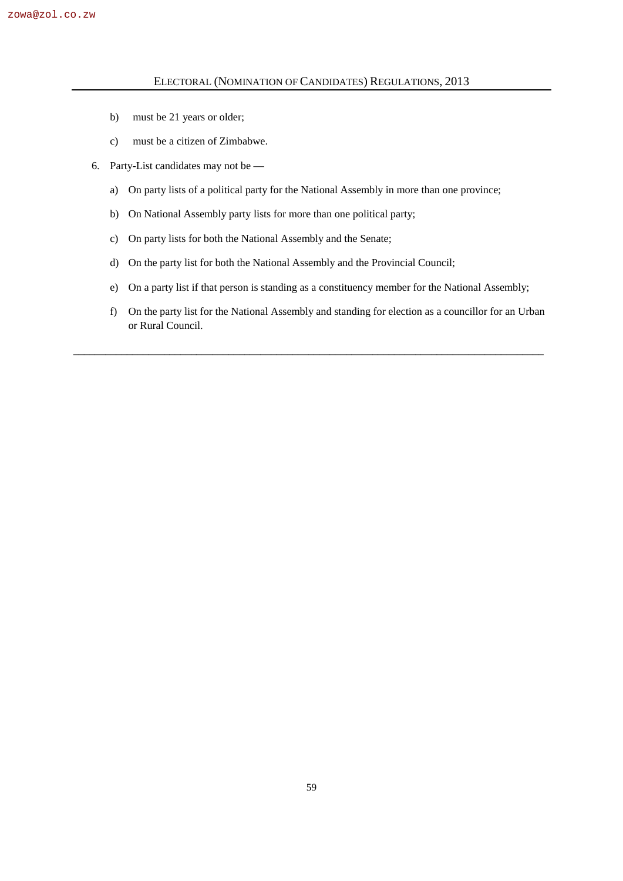b) must be 21 years or older;

c) must be a citizen of Zimbabwe.

6. Party-List candidates may not be —

   a) On party lists of a political party for the National Assembly in more than one province;

   b) On National Assembly party lists for more than one political party;

   c) On party lists for both the National Assembly and the Senate;

   d) On the party list for both the National Assembly and the Provincial Council;

   e) On a party list if that person is standing as a constituency member for the National Assembly;

   f) On the party list for the National Assembly and standing for election as a councillor for an Urban or Rural Council.

---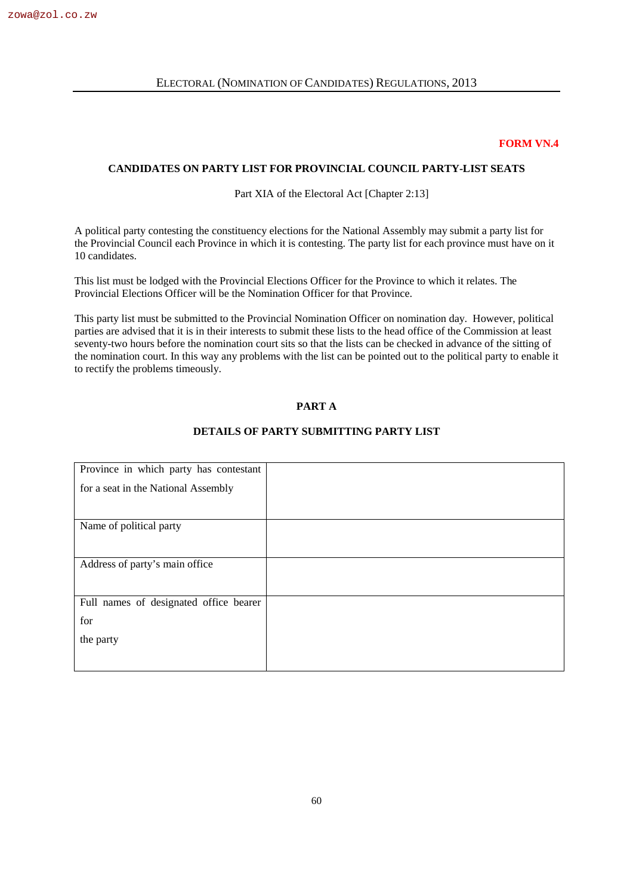**FORM VN.4**

## CANDIDATES ON PARTY LIST FOR PROVINCIAL COUNCIL PARTY-LIST SEATS

Part XIA of the Electoral Act [Chapter 2:13]

A political party contesting the constituency elections for the National Assembly may submit a party list for the Provincial Council each Province in which it is contesting. The party list for each province must have on it 10 candidates.

This list must be lodged with the Provincial Elections Officer for the Province to which it relates. The Provincial Elections Officer will be the Nomination Officer for that Province.

This party list must be submitted to the Provincial Nomination Officer on nomination day. However, political parties are advised that it is in their interests to submit these lists to the head office of the Commission at least seventy-two hours before the nomination court sits so that the lists can be checked in advance of the sitting of the nomination court. In this way any problems with the list can be pointed out to the political party to enable it to rectify the problems timeously.

### PART A

### DETAILS OF PARTY SUBMITTING PARTY LIST

| | |
|---|---|
| Province in which party has contestant for a seat in the National Assembly | |
| Name of political party | |
| Address of party's main office | |
| Full names of designated office bearer for the party | |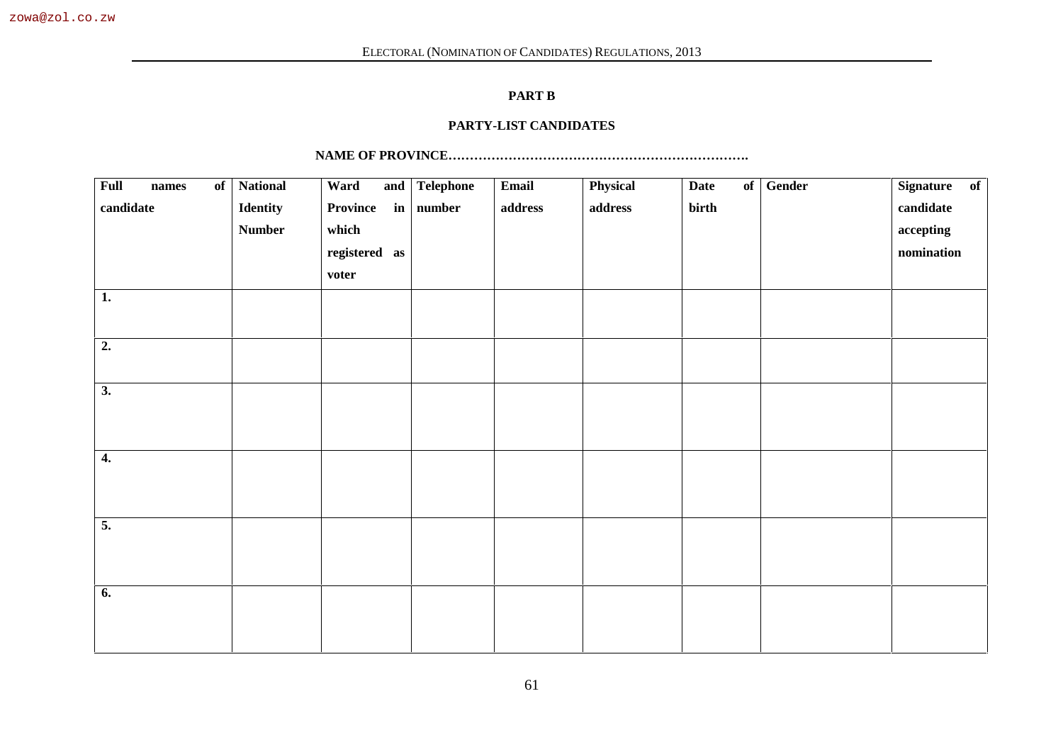**PART B**

**PARTY-LIST CANDIDATES**

**NAME OF PROVINCE…………………………………………………………….**

| Full names of candidate | National Identity Number | Ward and Province in which registered as voter | Telephone number | Email address | Physical address | Date of birth | Gender | Signature of candidate accepting nomination |
|---|---|---|---|---|---|---|---|---|
| 1. | | | | | | | | |
| 2. | | | | | | | | |
| 3. | | | | | | | | |
| 4. | | | | | | | | |
| 5. | | | | | | | | |
| 6. | | | | | | | | |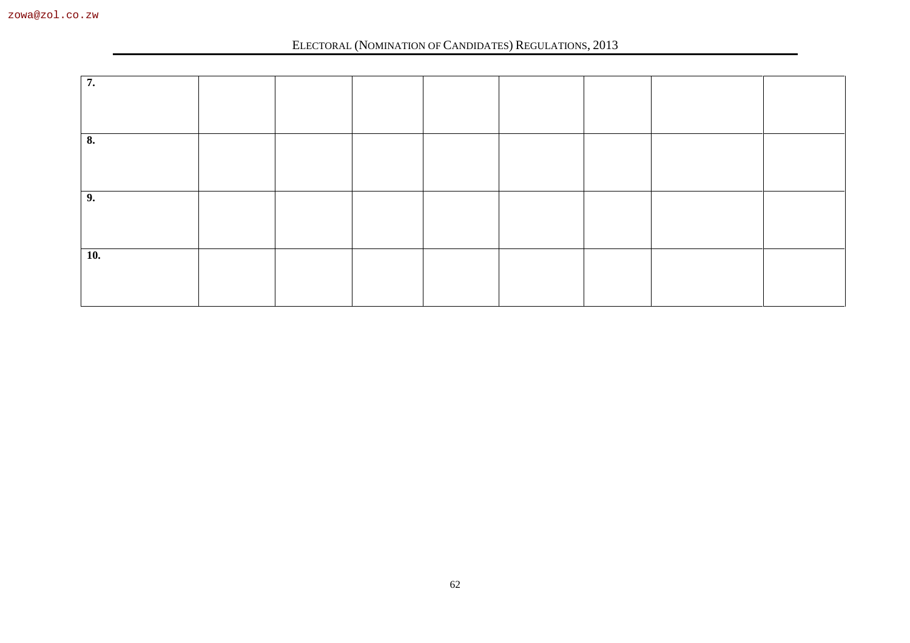| | | | | | | | | |
|---|---|---|---|---|---|---|---|---|
| **7.** | | | | | | | | |
| **8.** | | | | | | | | |
| **9.** | | | | | | | | |
| **10.** | | | | | | | | |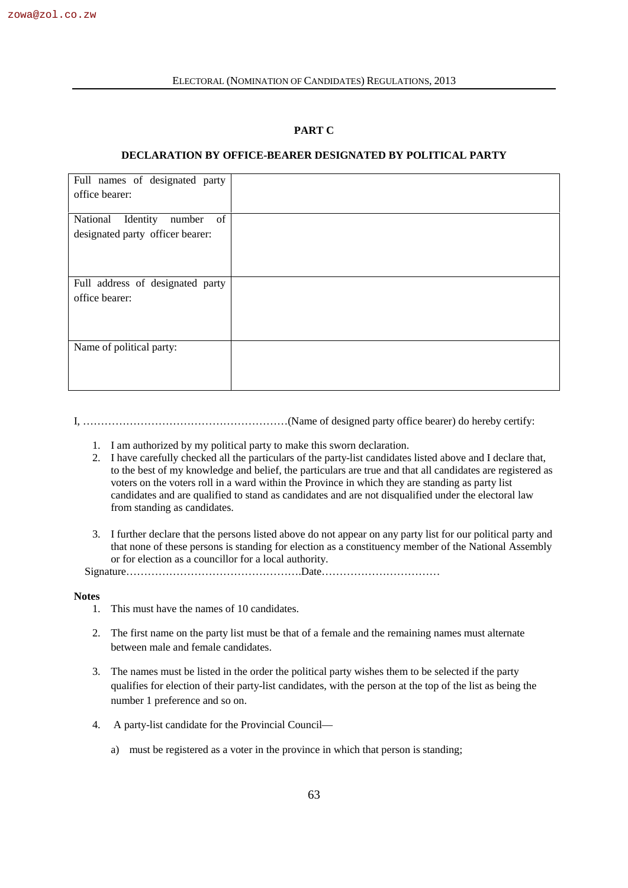## PART C

## DECLARATION BY OFFICE-BEARER DESIGNATED BY POLITICAL PARTY

| Full names of designated party office bearer: | |
|---|---|
| National Identity number of designated party officer bearer: | |
| Full address of designated party office bearer: | |
| Name of political party: | |

I, …………………………………………………(Name of designed party office bearer) do hereby certify:

1. I am authorized by my political party to make this sworn declaration.
2. I have carefully checked all the particulars of the party-list candidates listed above and I declare that, to the best of my knowledge and belief, the particulars are true and that all candidates are registered as voters on the voters roll in a ward within the Province in which they are standing as party list candidates and are qualified to stand as candidates and are not disqualified under the electoral law from standing as candidates.
3. I further declare that the persons listed above do not appear on any party list for our political party and that none of these persons is standing for election as a constituency member of the National Assembly or for election as a councillor for a local authority.

Signature………………………………………….Date……………………………

**Notes**

1. This must have the names of 10 candidates.
2. The first name on the party list must be that of a female and the remaining names must alternate between male and female candidates.
3. The names must be listed in the order the political party wishes them to be selected if the party qualifies for election of their party-list candidates, with the person at the top of the list as being the number 1 preference and so on.
4. A party-list candidate for the Provincial Council—

   a) must be registered as a voter in the province in which that person is standing;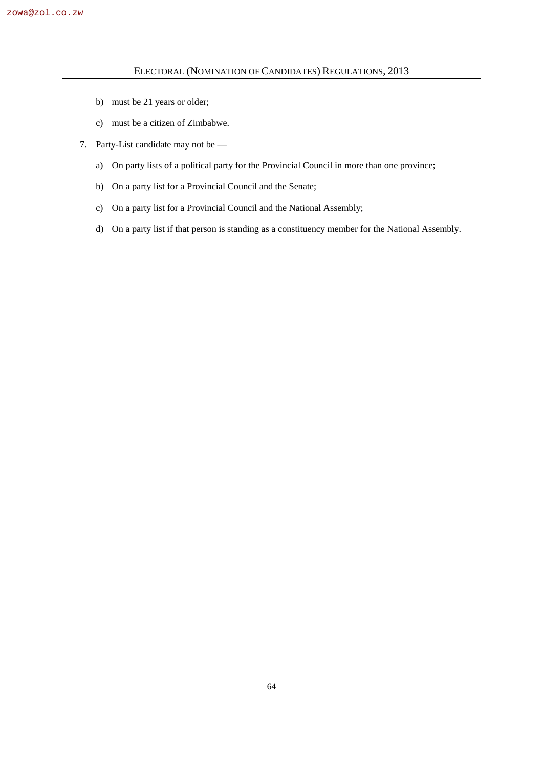b) must be 21 years or older;

c) must be a citizen of Zimbabwe.

7. Party-List candidate may not be —

   a) On party lists of a political party for the Provincial Council in more than one province;

   b) On a party list for a Provincial Council and the Senate;

   c) On a party list for a Provincial Council and the National Assembly;

   d) On a party list if that person is standing as a constituency member for the National Assembly.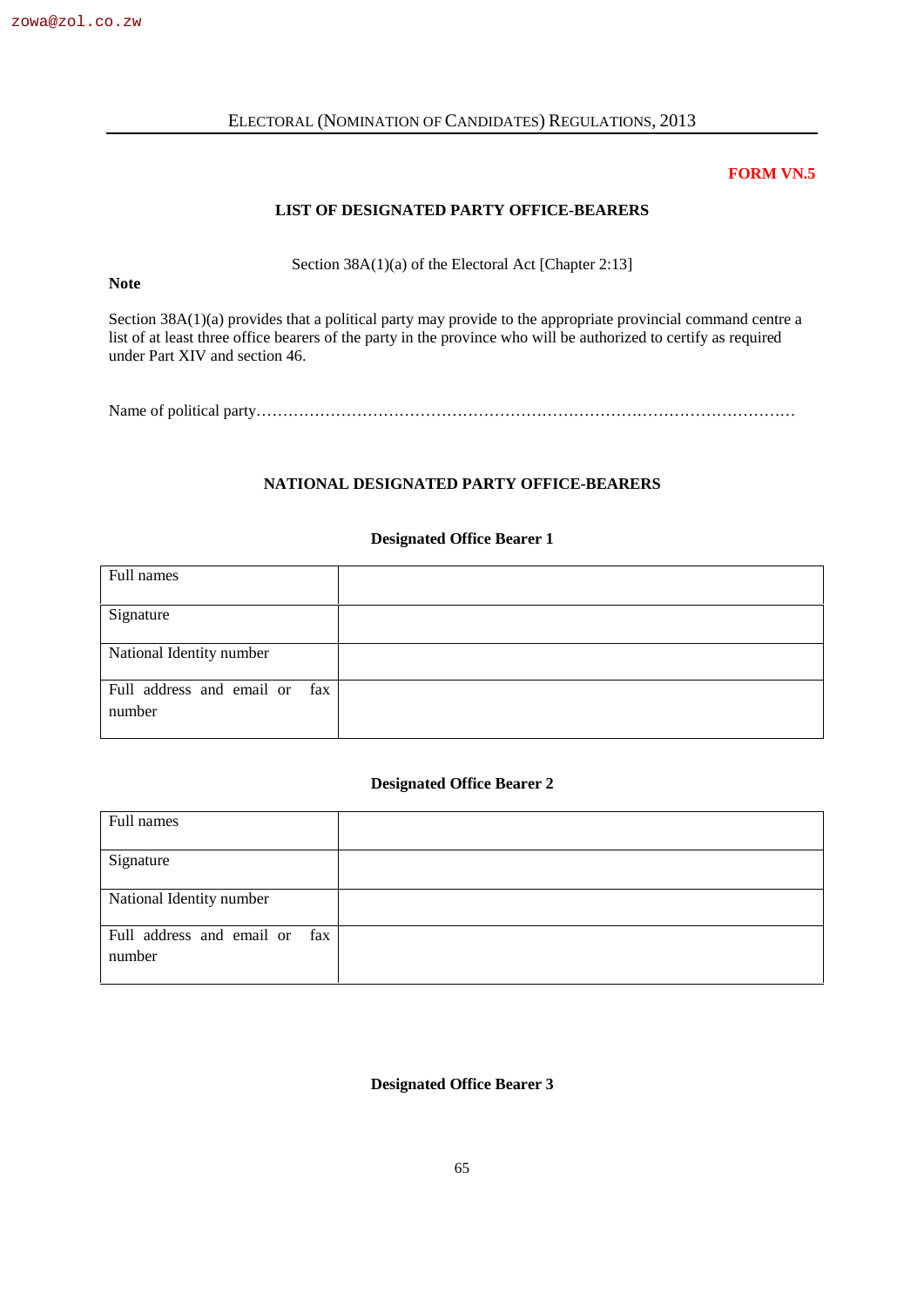**FORM VN.5**

## LIST OF DESIGNATED PARTY OFFICE-BEARERS

Section 38A(1)(a) of the Electoral Act [Chapter 2:13]

**Note**

Section 38A(1)(a) provides that a political party may provide to the appropriate provincial command centre a list of at least three office bearers of the party in the province who will be authorized to certify as required under Part XIV and section 46.

Name of political party…………………………………………………………………………………………

### NATIONAL DESIGNATED PARTY OFFICE-BEARERS

**Designated Office Bearer 1**

| | |
|---|---|
| Full names | |
| Signature | |
| National Identity number | |
| Full address and email or fax number | |

**Designated Office Bearer 2**

| | |
|---|---|
| Full names | |
| Signature | |
| National Identity number | |
| Full address and email or fax number | |

**Designated Office Bearer 3**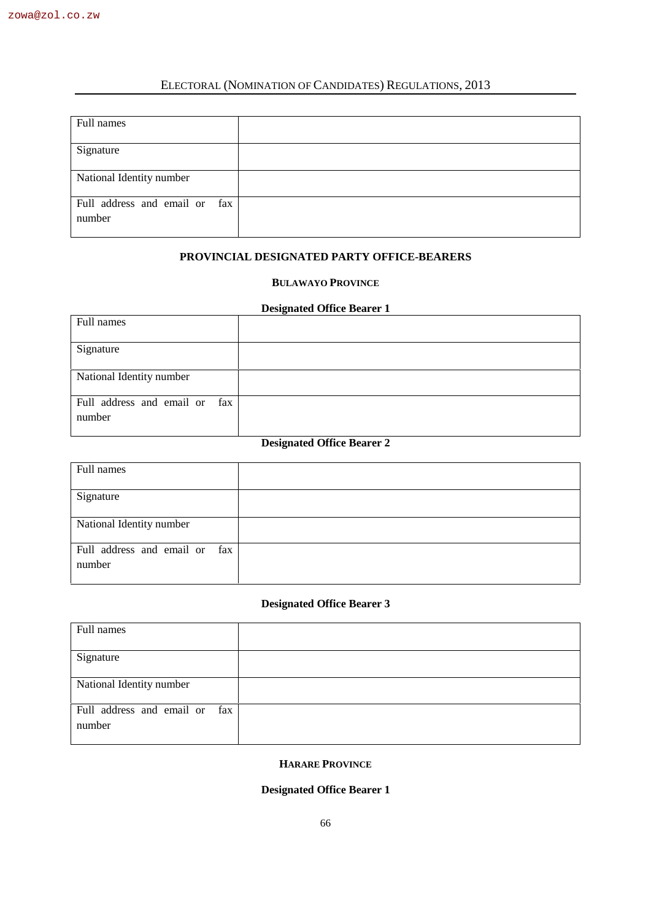| Full names | |
|---|---|
| Signature | |
| National Identity number | |
| Full address and email or fax number | |

**PROVINCIAL DESIGNATED PARTY OFFICE-BEARERS**

**BULAWAYO PROVINCE**

**Designated Office Bearer 1**

| Full names | |
|---|---|
| Signature | |
| National Identity number | |
| Full address and email or fax number | |

**Designated Office Bearer 2**

| Full names | |
|---|---|
| Signature | |
| National Identity number | |
| Full address and email or fax number | |

**Designated Office Bearer 3**

| Full names | |
|---|---|
| Signature | |
| National Identity number | |
| Full address and email or fax number | |

**HARARE PROVINCE**

**Designated Office Bearer 1**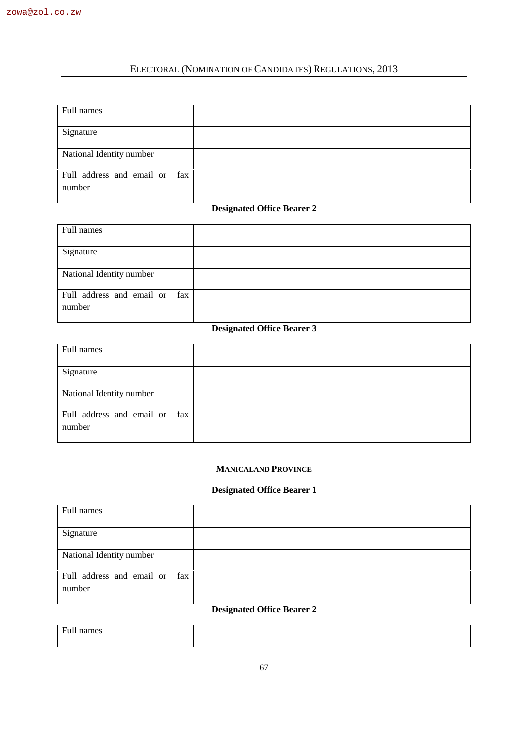| Full names | |
|---|---|
| Signature | |
| National Identity number | |
| Full address and email or fax number | |

**Designated Office Bearer 2**

| Full names | |
|---|---|
| Signature | |
| National Identity number | |
| Full address and email or fax number | |

**Designated Office Bearer 3**

| Full names | |
|---|---|
| Signature | |
| National Identity number | |
| Full address and email or fax number | |

**MANICALAND PROVINCE**

**Designated Office Bearer 1**

| Full names | |
|---|---|
| Signature | |
| National Identity number | |
| Full address and email or fax number | |

**Designated Office Bearer 2**

| Full names | |
|---|---|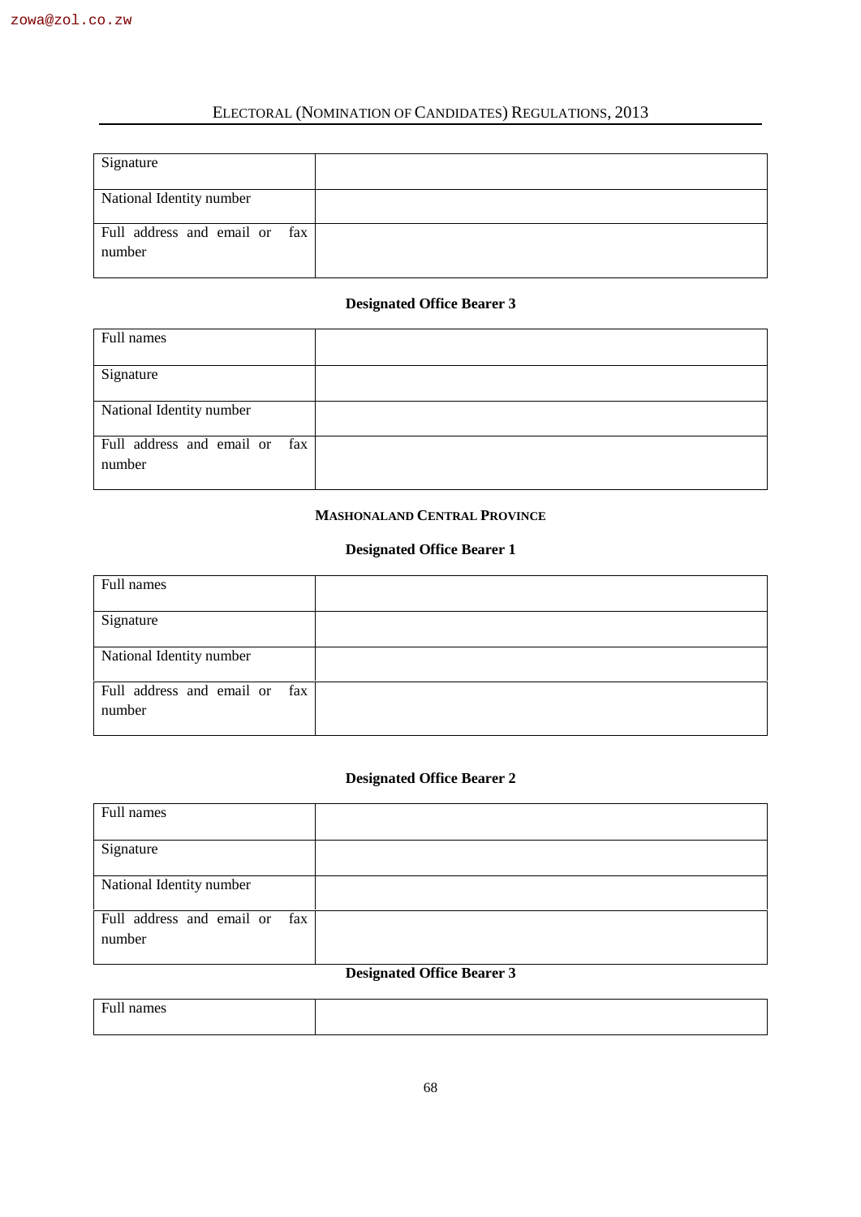| Signature | |
|---|---|
| National Identity number | |
| Full address and email or fax number | |

**Designated Office Bearer 3**

| Full names | |
|---|---|
| Signature | |
| National Identity number | |
| Full address and email or fax number | |

**MASHONALAND CENTRAL PROVINCE**

**Designated Office Bearer 1**

| Full names | |
|---|---|
| Signature | |
| National Identity number | |
| Full address and email or fax number | |

**Designated Office Bearer 2**

| Full names | |
|---|---|
| Signature | |
| National Identity number | |
| Full address and email or fax number | |

**Designated Office Bearer 3**

| Full names | |
|---|---|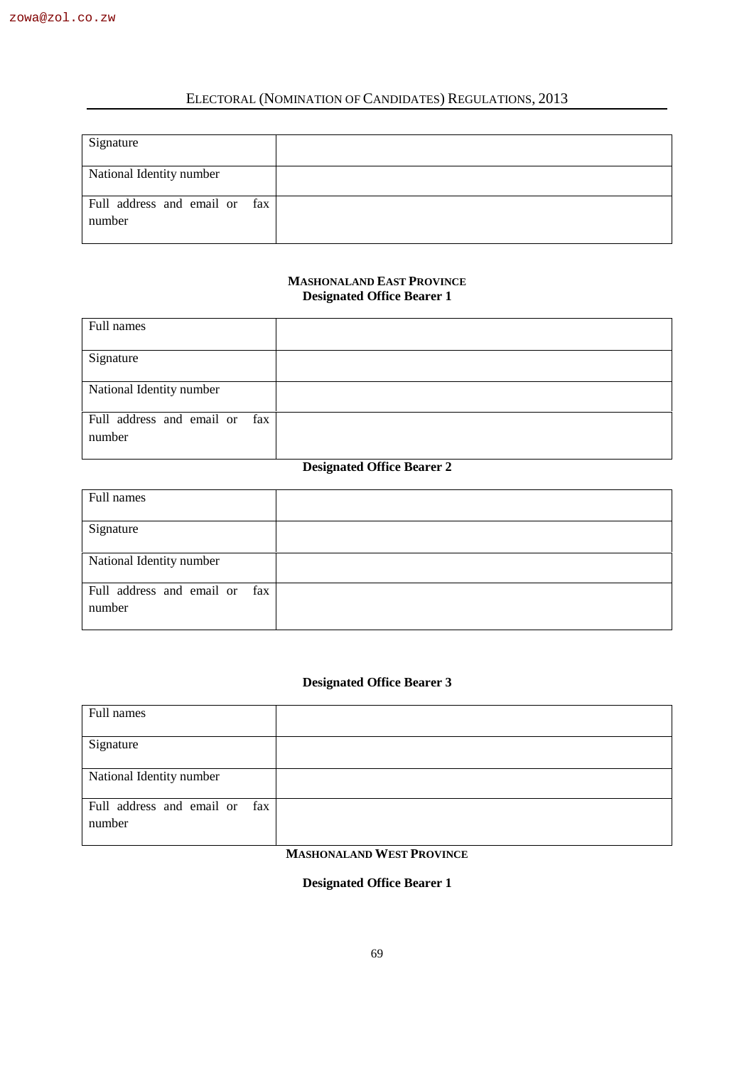| Signature | |
|---|---|
| National Identity number | |
| Full address and email or fax number | |

**MASHONALAND EAST PROVINCE**

**Designated Office Bearer 1**

| Full names | |
|---|---|
| Signature | |
| National Identity number | |
| Full address and email or fax number | |

**Designated Office Bearer 2**

| Full names | |
|---|---|
| Signature | |
| National Identity number | |
| Full address and email or fax number | |

**Designated Office Bearer 3**

| Full names | |
|---|---|
| Signature | |
| National Identity number | |
| Full address and email or fax number | |

**MASHONALAND WEST PROVINCE**

**Designated Office Bearer 1**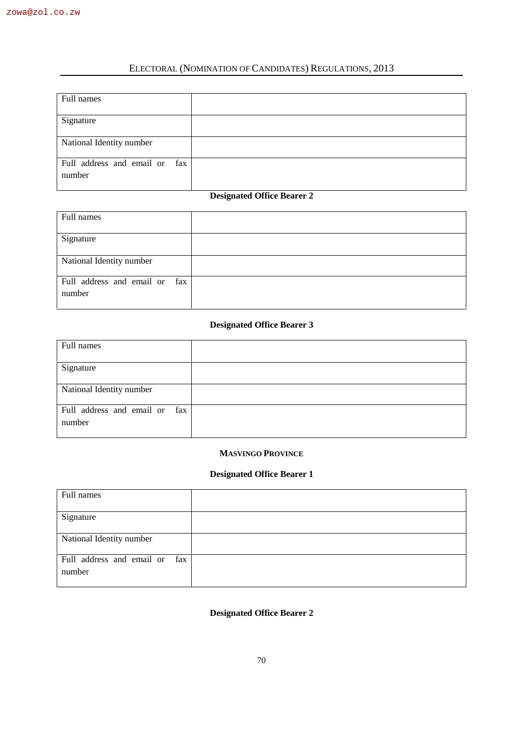| Full names | |
|---|---|
| Signature | |
| National Identity number | |
| Full address and email or fax number | |

**Designated Office Bearer 2**

| Full names | |
|---|---|
| Signature | |
| National Identity number | |
| Full address and email or fax number | |

**Designated Office Bearer 3**

| Full names | |
|---|---|
| Signature | |
| National Identity number | |
| Full address and email or fax number | |

**MASVINGO PROVINCE**

**Designated Office Bearer 1**

| Full names | |
|---|---|
| Signature | |
| National Identity number | |
| Full address and email or fax number | |

**Designated Office Bearer 2**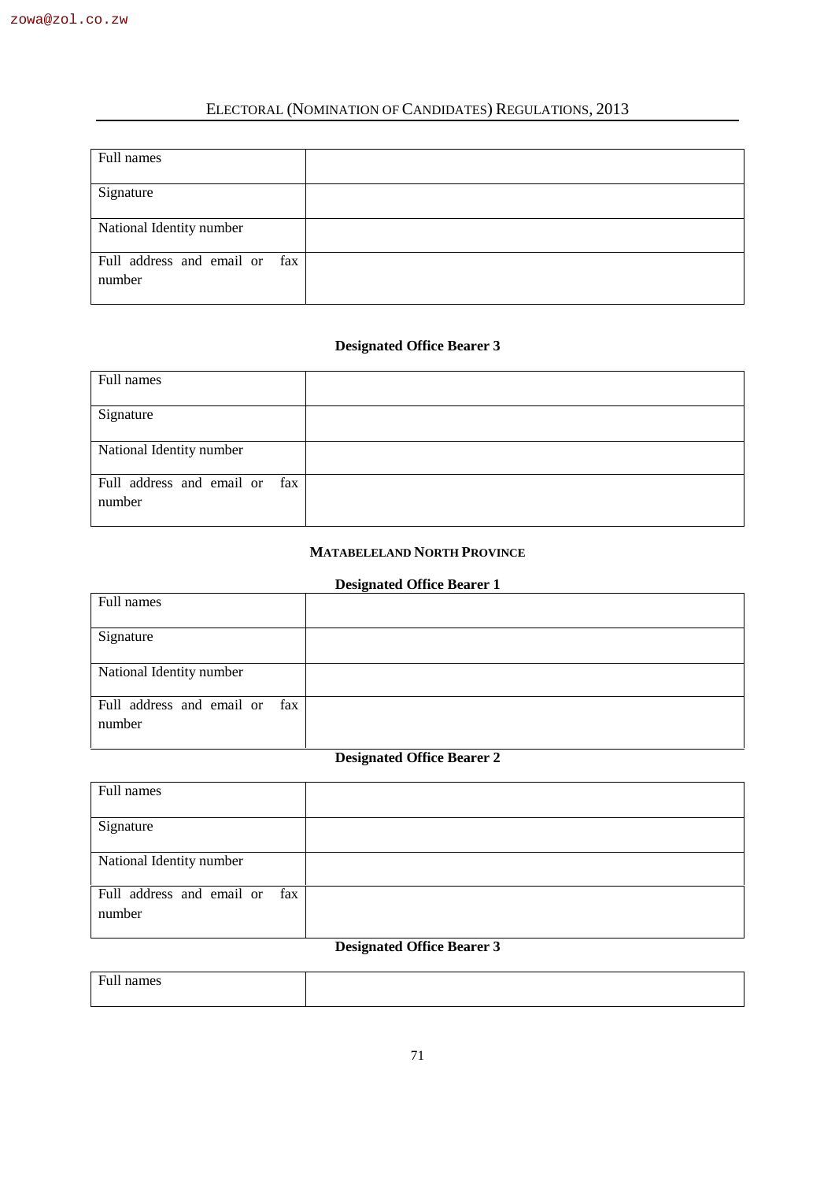| Full names | |
|---|---|
| Signature | |
| National Identity number | |
| Full address and email or fax number | |

**Designated Office Bearer 3**

| Full names | |
|---|---|
| Signature | |
| National Identity number | |
| Full address and email or fax number | |

**MATABELELAND NORTH PROVINCE**

**Designated Office Bearer 1**

| Full names | |
|---|---|
| Signature | |
| National Identity number | |
| Full address and email or fax number | |

**Designated Office Bearer 2**

| Full names | |
|---|---|
| Signature | |
| National Identity number | |
| Full address and email or fax number | |

**Designated Office Bearer 3**

| Full names | |
|---|---|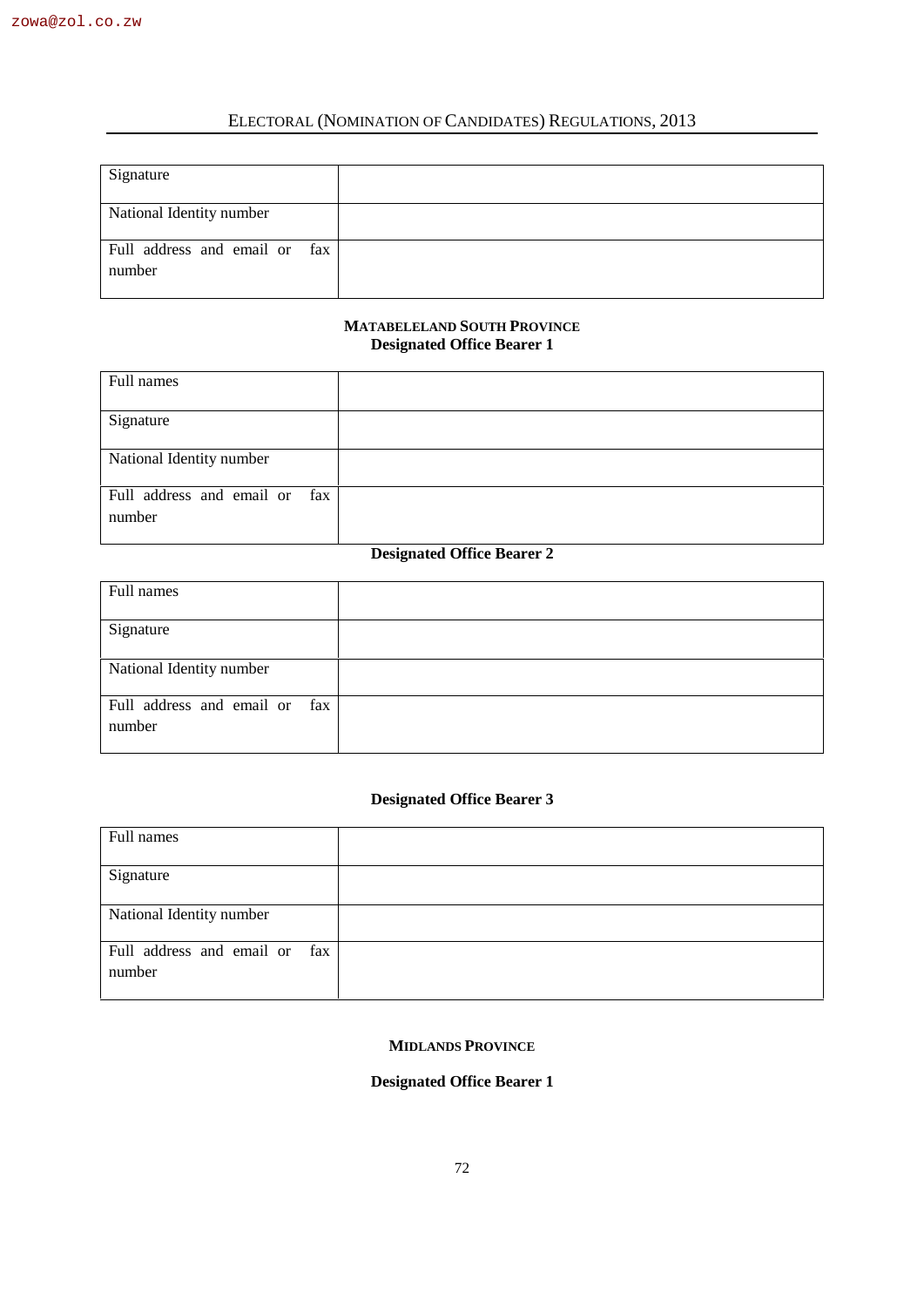| Signature | |
|---|---|
| National Identity number | |
| Full address and email or fax number | |

**MATABELELAND SOUTH PROVINCE**

**Designated Office Bearer 1**

| Full names | |
|---|---|
| Signature | |
| National Identity number | |
| Full address and email or fax number | |

**Designated Office Bearer 2**

| Full names | |
|---|---|
| Signature | |
| National Identity number | |
| Full address and email or fax number | |

**Designated Office Bearer 3**

| Full names | |
|---|---|
| Signature | |
| National Identity number | |
| Full address and email or fax number | |

**MIDLANDS PROVINCE**

**Designated Office Bearer 1**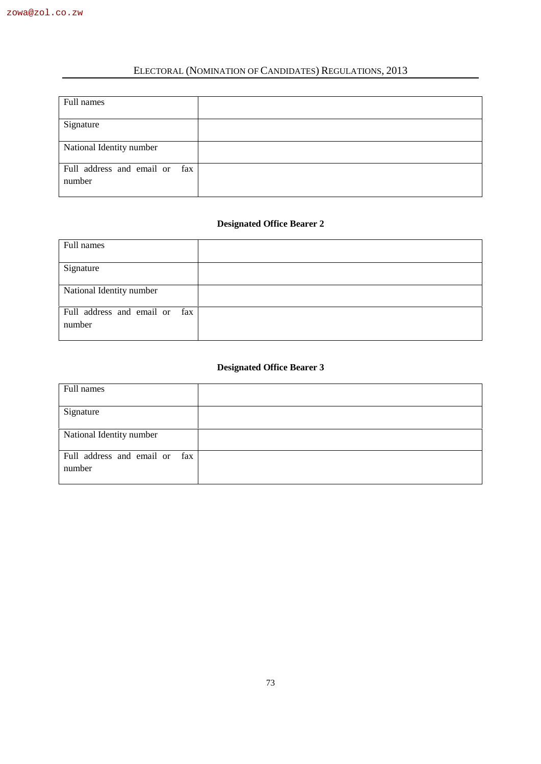| Full names | |
|---|---|
| Signature | |
| National Identity number | |
| Full address and email or fax number | |

**Designated Office Bearer 2**

| Full names | |
|---|---|
| Signature | |
| National Identity number | |
| Full address and email or fax number | |

**Designated Office Bearer 3**

| Full names | |
|---|---|
| Signature | |
| National Identity number | |
| Full address and email or fax number | |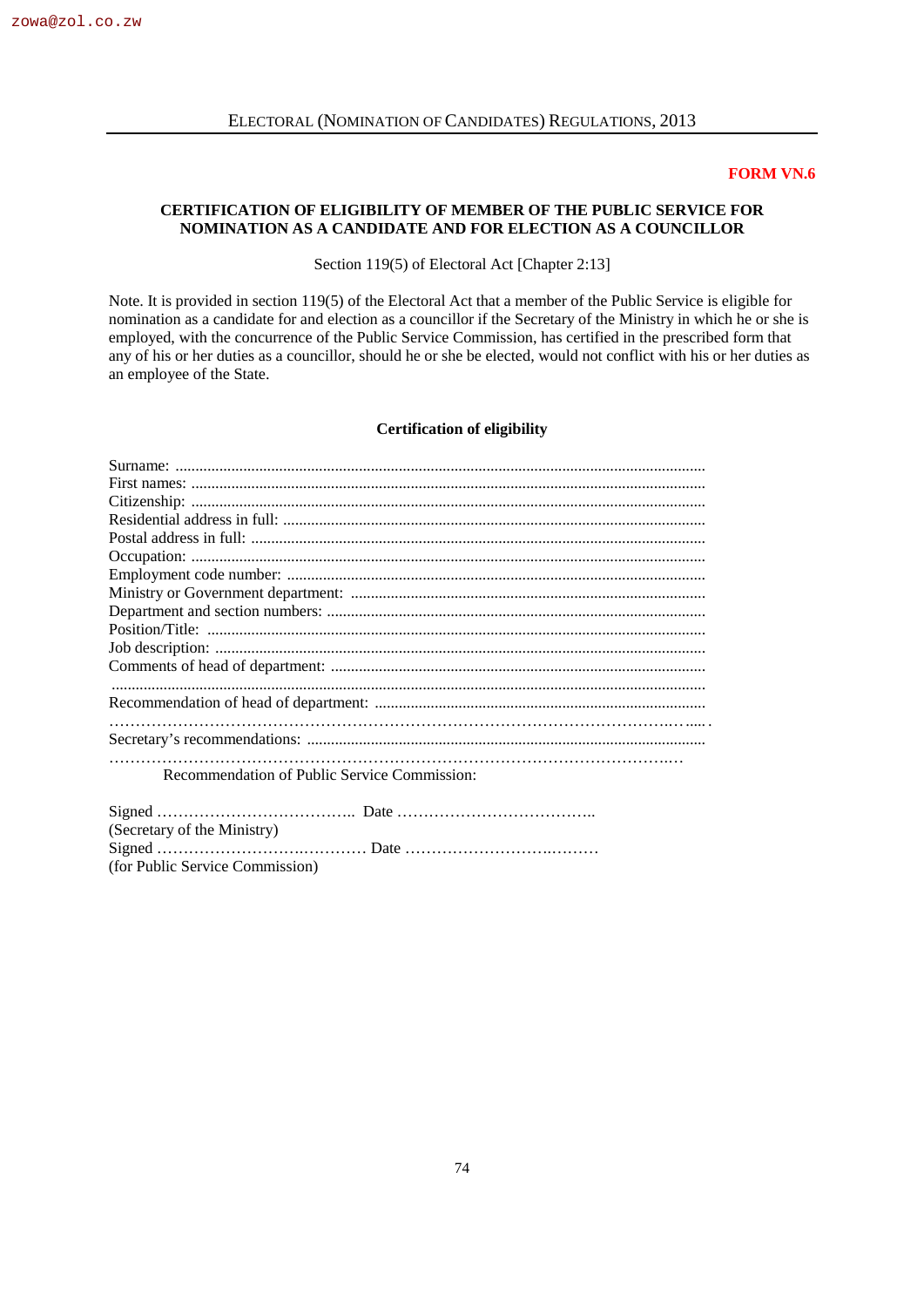**FORM VN.6**

**CERTIFICATION OF ELIGIBILITY OF MEMBER OF THE PUBLIC SERVICE FOR NOMINATION AS A CANDIDATE AND FOR ELECTION AS A COUNCILLOR**

Section 119(5) of Electoral Act [Chapter 2:13]

Note. It is provided in section 119(5) of the Electoral Act that a member of the Public Service is eligible for nomination as a candidate for and election as a councillor if the Secretary of the Ministry in which he or she is employed, with the concurrence of the Public Service Commission, has certified in the prescribed form that any of his or her duties as a councillor, should he or she be elected, would not conflict with his or her duties as an employee of the State.

**Certification of eligibility**

Surname: ..........................................................................................................................

First names: ......................................................................................................................

Citizenship: .......................................................................................................................

Residential address in full: ...............................................................................................

Postal address in full: .......................................................................................................

Occupation: ......................................................................................................................

Employment code number: ..............................................................................................

Ministry or Government department: ...............................................................................

Department and section numbers: ....................................................................................

Position/Title: ...................................................................................................................

Job description: ................................................................................................................

Comments of head of department: ...................................................................................

..........................................................................................................................................

Recommendation of head of department: ........................................................................

……………………………………………………………………………………………….…....

Secretary's recommendations: .........................................................................................

…………………………………………………………………………………………….…

Recommendation of Public Service Commission:

Signed ……………………………….. Date ………………………………..

(Secretary of the Ministry)

Signed ………………………….……… Date ……………………….………

(for Public Service Commission)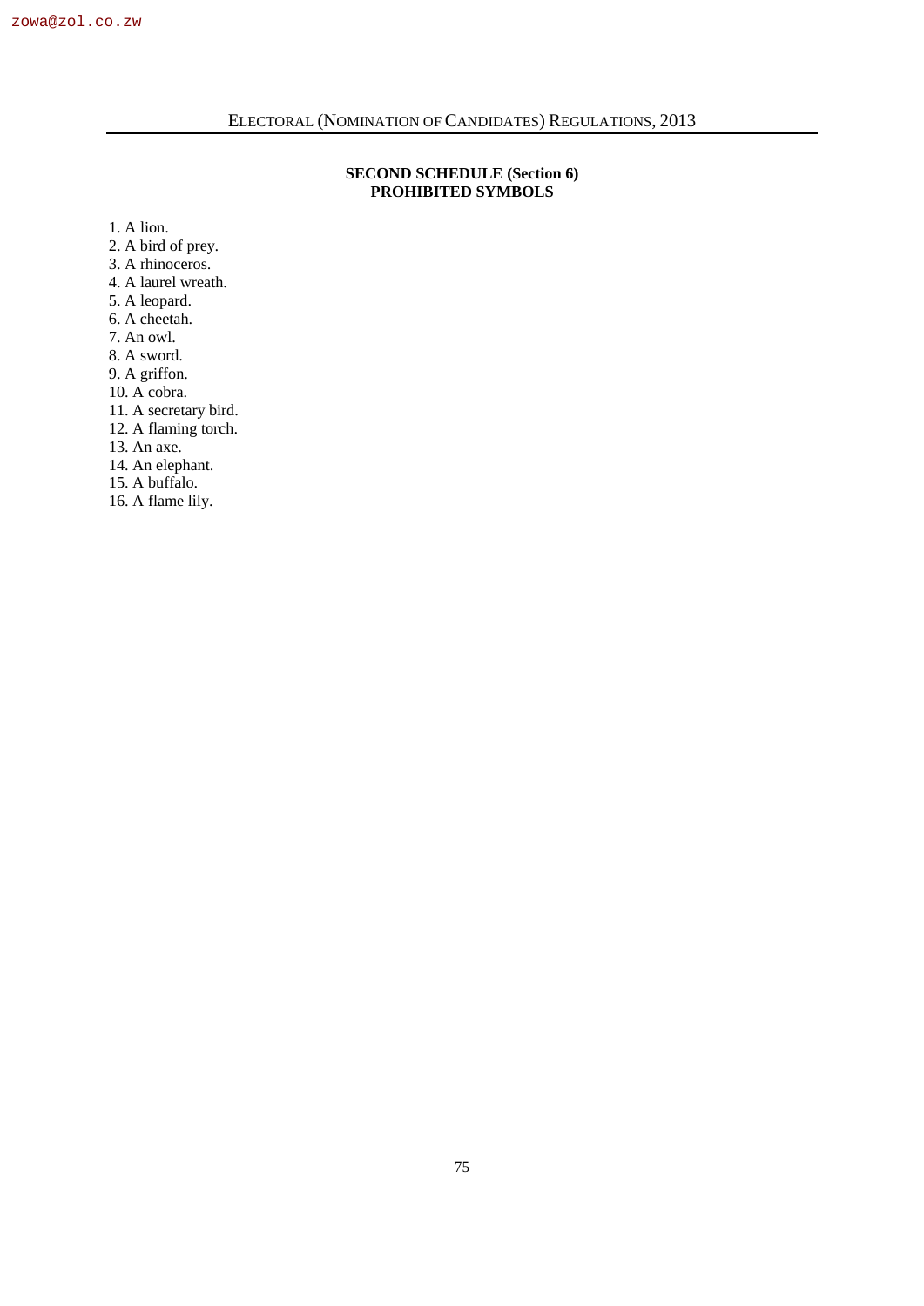## SECOND SCHEDULE (Section 6)
## PROHIBITED SYMBOLS

1. A lion.
2. A bird of prey.
3. A rhinoceros.
4. A laurel wreath.
5. A leopard.
6. A cheetah.
7. An owl.
8. A sword.
9. A griffon.
10. A cobra.
11. A secretary bird.
12. A flaming torch.
13. An axe.
14. An elephant.
15. A buffalo.
16. A flame lily.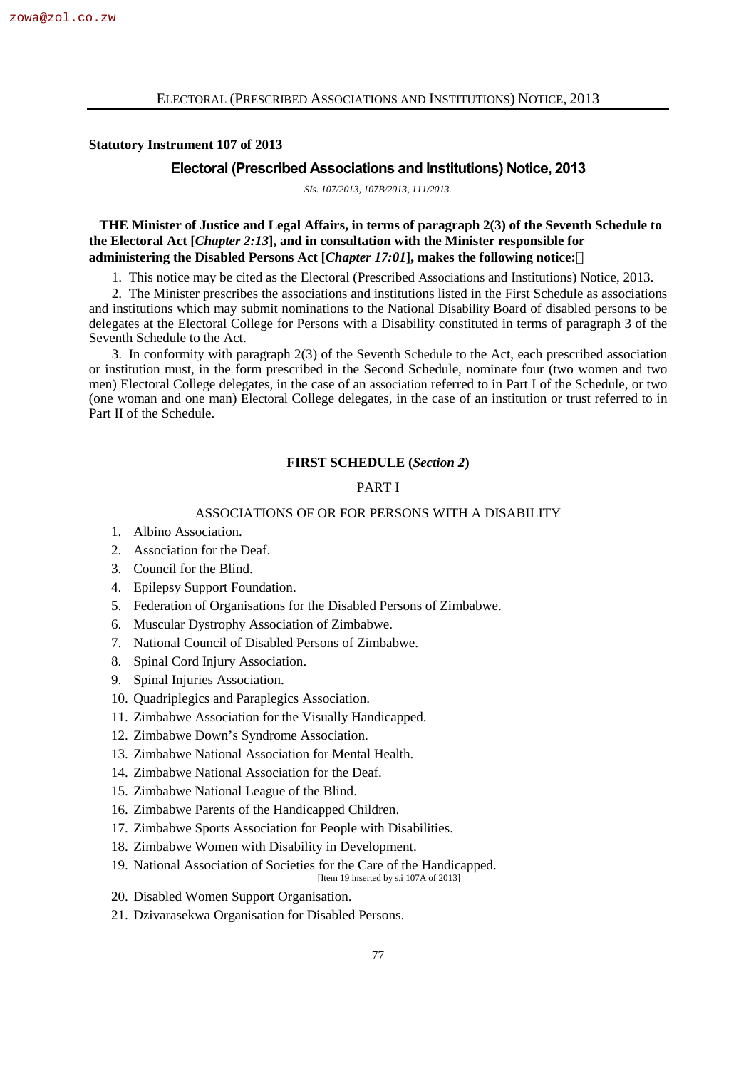**Statutory Instrument 107 of 2013**

## Electoral (Prescribed Associations and Institutions) Notice, 2013

*SIs. 107/2013, 107B/2013, 111/2013.*

**THE Minister of Justice and Legal Affairs, in terms of paragraph 2(3) of the Seventh Schedule to the Electoral Act [*Chapter 2:13*], and in consultation with the Minister responsible for administering the Disabled Persons Act [*Chapter 17:01*], makes the following notice:**

1. This notice may be cited as the Electoral (Prescribed Associations and Institutions) Notice, 2013.

2. The Minister prescribes the associations and institutions listed in the First Schedule as associations and institutions which may submit nominations to the National Disability Board of disabled persons to be delegates at the Electoral College for Persons with a Disability constituted in terms of paragraph 3 of the Seventh Schedule to the Act.

3. In conformity with paragraph 2(3) of the Seventh Schedule to the Act, each prescribed association or institution must, in the form prescribed in the Second Schedule, nominate four (two women and two men) Electoral College delegates, in the case of an association referred to in Part I of the Schedule, or two (one woman and one man) Electoral College delegates, in the case of an institution or trust referred to in Part II of the Schedule.

### FIRST SCHEDULE (*Section 2*)

PART I

ASSOCIATIONS OF OR FOR PERSONS WITH A DISABILITY

1. Albino Association.
2. Association for the Deaf.
3. Council for the Blind.
4. Epilepsy Support Foundation.
5. Federation of Organisations for the Disabled Persons of Zimbabwe.
6. Muscular Dystrophy Association of Zimbabwe.
7. National Council of Disabled Persons of Zimbabwe.
8. Spinal Cord Injury Association.
9. Spinal Injuries Association.
10. Quadriplegics and Paraplegics Association.
11. Zimbabwe Association for the Visually Handicapped.
12. Zimbabwe Down's Syndrome Association.
13. Zimbabwe National Association for Mental Health.
14. Zimbabwe National Association for the Deaf.
15. Zimbabwe National League of the Blind.
16. Zimbabwe Parents of the Handicapped Children.
17. Zimbabwe Sports Association for People with Disabilities.
18. Zimbabwe Women with Disability in Development.
19. National Association of Societies for the Care of the Handicapped.
    [Item 19 inserted by s.i 107A of 2013]
20. Disabled Women Support Organisation.
21. Dzivarasekwa Organisation for Disabled Persons.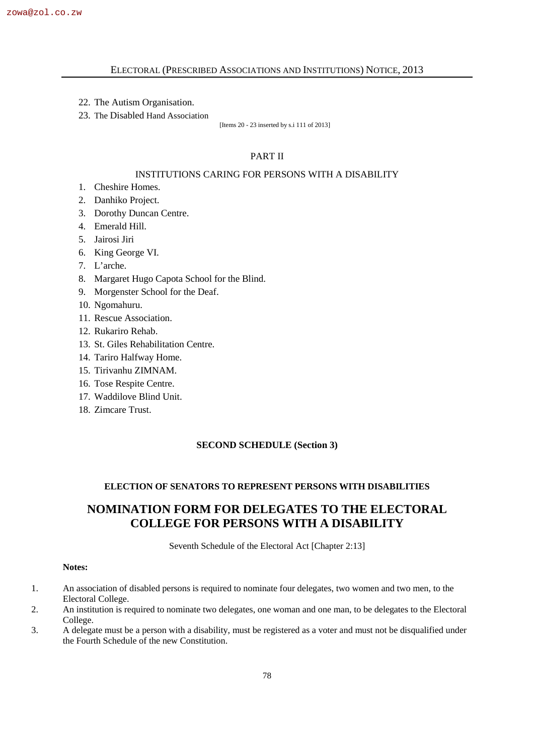22. The Autism Organisation.
23. The Disabled Hand Association

[Items 20 - 23 inserted by s.i 111 of 2013]

PART II

INSTITUTIONS CARING FOR PERSONS WITH A DISABILITY

1. Cheshire Homes.
2. Danhiko Project.
3. Dorothy Duncan Centre.
4. Emerald Hill.
5. Jairosi Jiri
6. King George VI.
7. L'arche.
8. Margaret Hugo Capota School for the Blind.
9. Morgenster School for the Deaf.
10. Ngomahuru.
11. Rescue Association.
12. Rukariro Rehab.
13. St. Giles Rehabilitation Centre.
14. Tariro Halfway Home.
15. Tirivanhu ZIMNAM.
16. Tose Respite Centre.
17. Waddilove Blind Unit.
18. Zimcare Trust.

**SECOND SCHEDULE (Section 3)**

**ELECTION OF SENATORS TO REPRESENT PERSONS WITH DISABILITIES**

# NOMINATION FORM FOR DELEGATES TO THE ELECTORAL COLLEGE FOR PERSONS WITH A DISABILITY

Seventh Schedule of the Electoral Act [Chapter 2:13]

**Notes:**

1. An association of disabled persons is required to nominate four delegates, two women and two men, to the Electoral College.
2. An institution is required to nominate two delegates, one woman and one man, to be delegates to the Electoral College.
3. A delegate must be a person with a disability, must be registered as a voter and must not be disqualified under the Fourth Schedule of the new Constitution.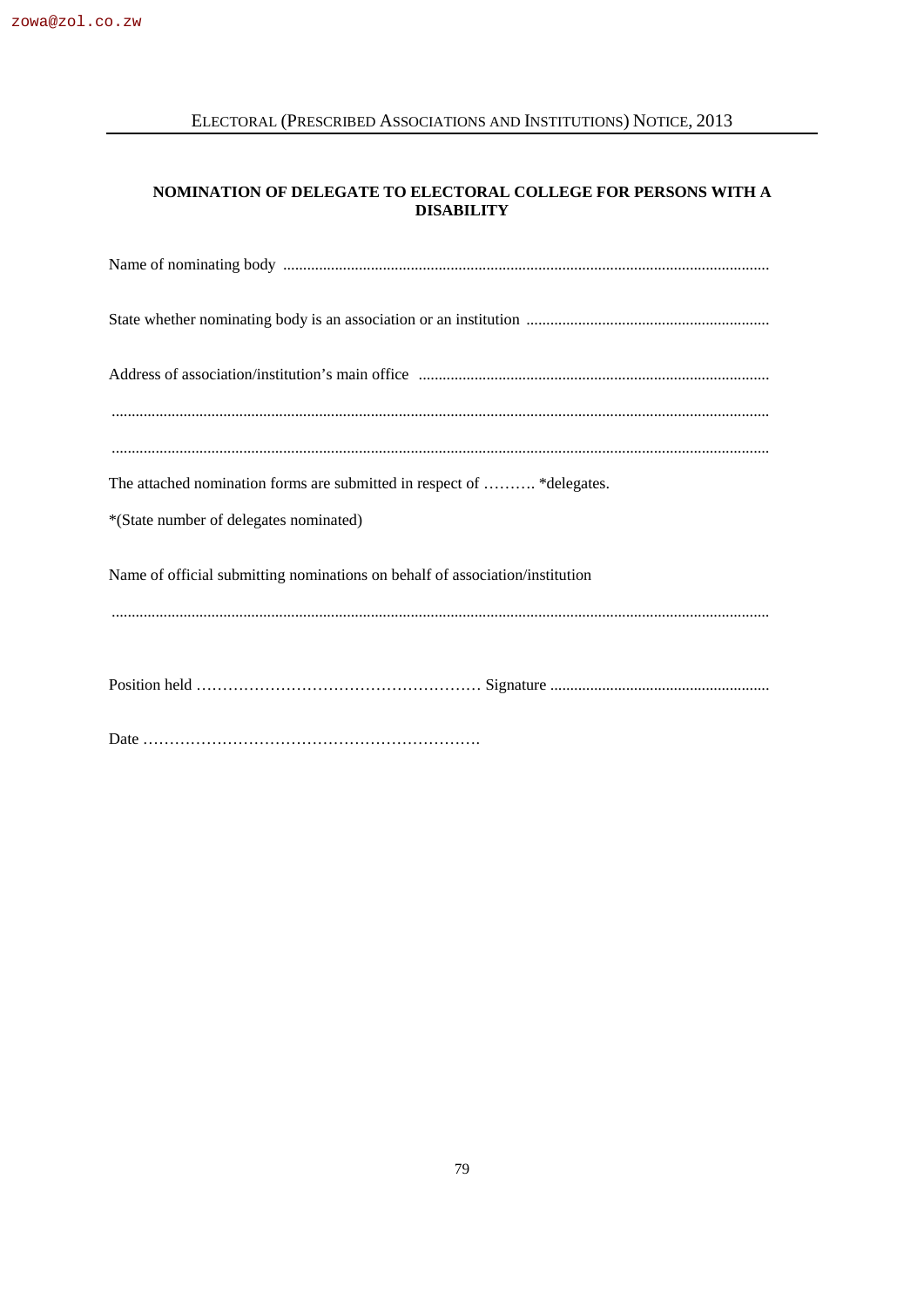## NOMINATION OF DELEGATE TO ELECTORAL COLLEGE FOR PERSONS WITH A DISABILITY

Name of nominating body .........................................................................................................................

State whether nominating body is an association or an institution ............................................................

Address of association/institution's main office .......................................................................................

...................................................................................................................................................................

...................................................................................................................................................................

The attached nomination forms are submitted in respect of ………. *delegates.

*(State number of delegates nominated)

Name of official submitting nominations on behalf of association/institution

...................................................................................................................................................................

Position held ……………………………………………… Signature ......................................................

Date ……………………………………………………….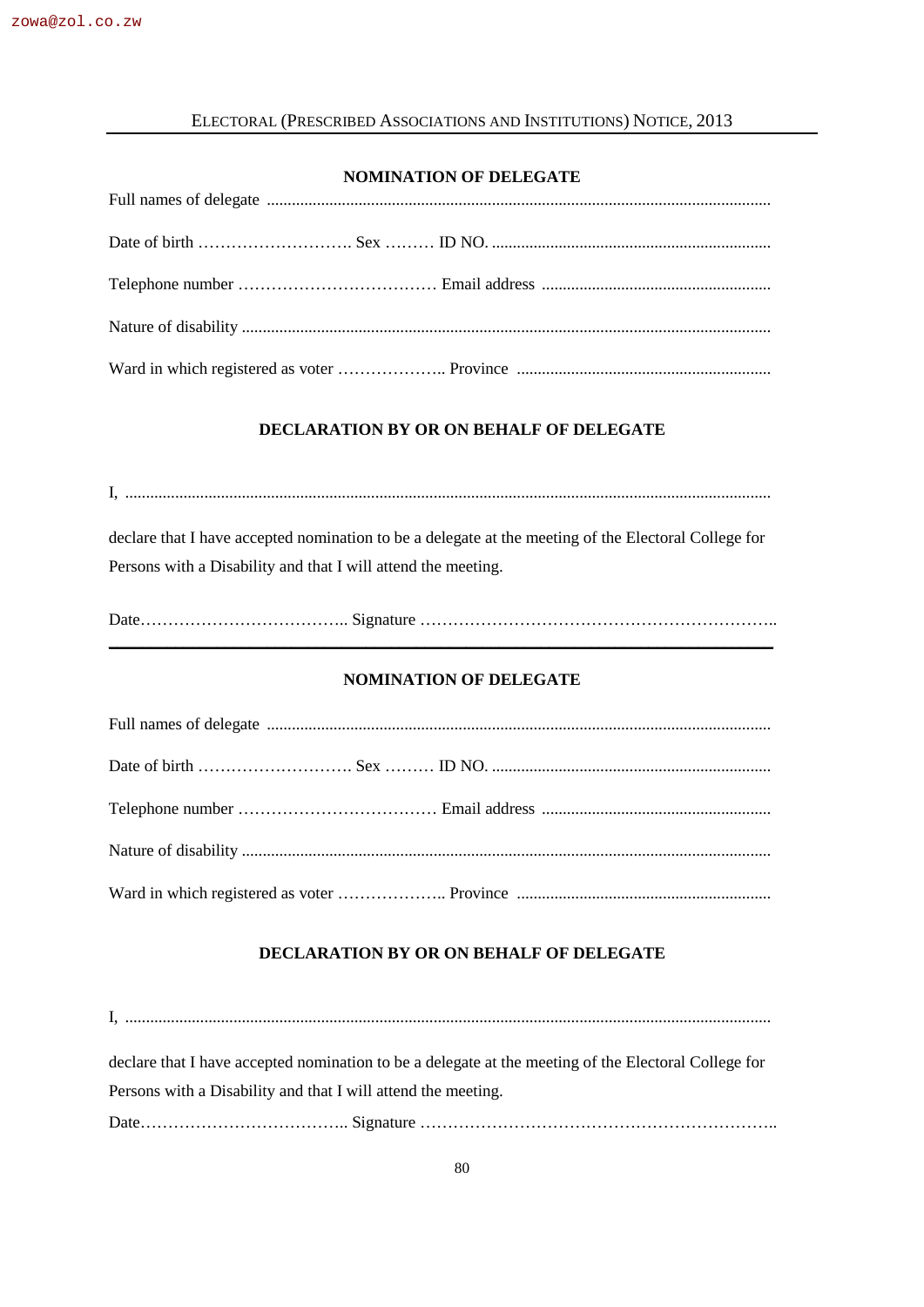## NOMINATION OF DELEGATE

Full names of delegate .........................................................................................................................

Date of birth ………………………. Sex ……… ID NO. ..................................................................

Telephone number ……………………………… Email address .......................................................

Nature of disability ...............................................................................................................................

Ward in which registered as voter ……………….. Province .............................................................

## DECLARATION BY OR ON BEHALF OF DELEGATE

I, ...........................................................................................................................................................

declare that I have accepted nomination to be a delegate at the meeting of the Electoral College for Persons with a Disability and that I will attend the meeting.

Date……………………………….. Signature ………………………………………………………..

---

## NOMINATION OF DELEGATE

Full names of delegate .........................................................................................................................

Date of birth ………………………. Sex ……… ID NO. ..................................................................

Telephone number ……………………………… Email address .......................................................

Nature of disability ...............................................................................................................................

Ward in which registered as voter ……………….. Province .............................................................

## DECLARATION BY OR ON BEHALF OF DELEGATE

I, ...........................................................................................................................................................

declare that I have accepted nomination to be a delegate at the meeting of the Electoral College for Persons with a Disability and that I will attend the meeting.

Date……………………………….. Signature ………………………………………………………..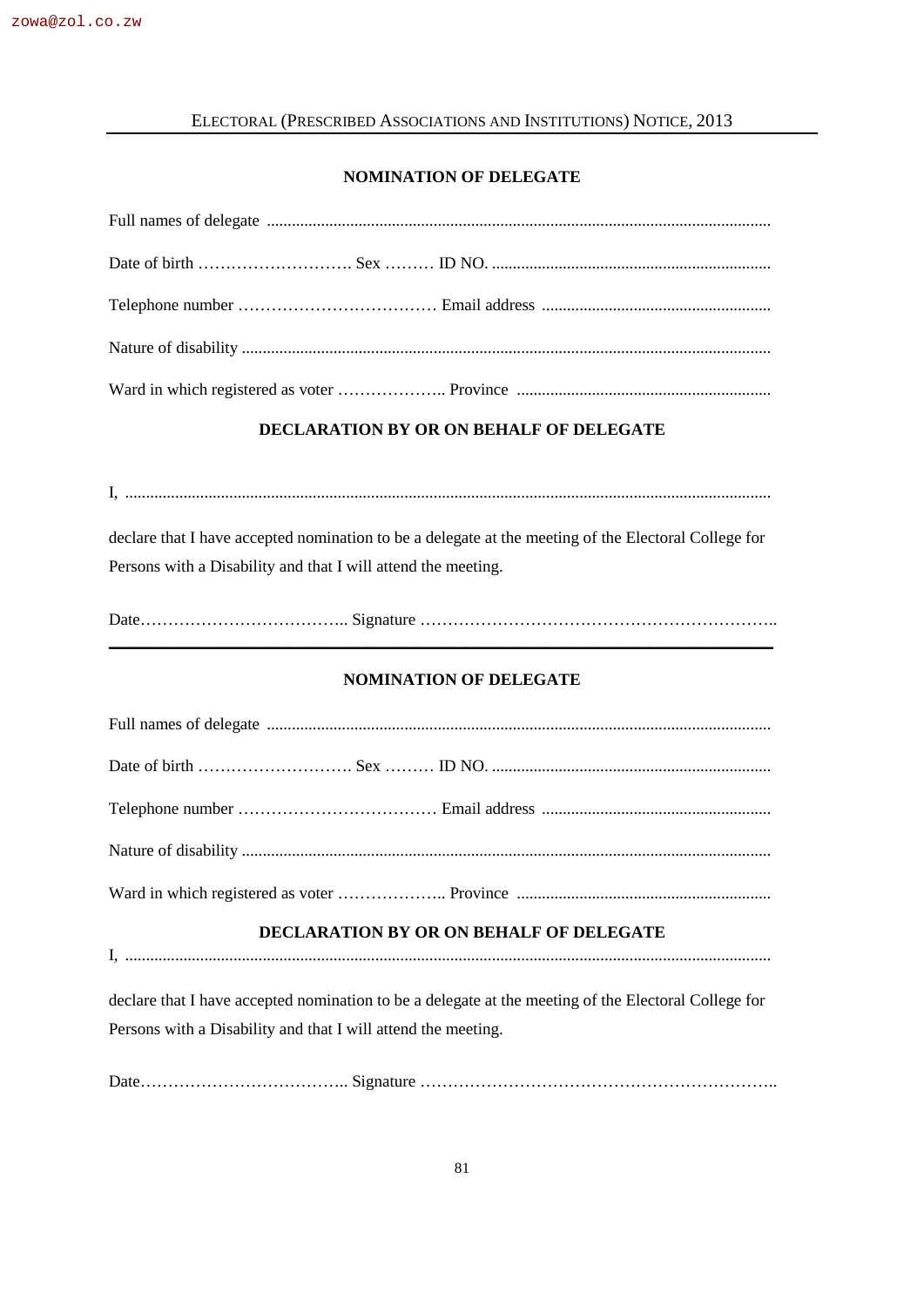## NOMINATION OF DELEGATE

Full names of delegate ..........................................................................................................................

Date of birth ………………………. Sex ……… ID NO. ....................................................................

Telephone number ……………………………… Email address .......................................................

Nature of disability ...............................................................................................................................

Ward in which registered as voter ……………….. Province .............................................................

## DECLARATION BY OR ON BEHALF OF DELEGATE

I, ...........................................................................................................................................................

declare that I have accepted nomination to be a delegate at the meeting of the Electoral College for Persons with a Disability and that I will attend the meeting.

Date……………………………….. Signature ………………………………………………………..

---

## NOMINATION OF DELEGATE

Full names of delegate ..........................................................................................................................

Date of birth ………………………. Sex ……… ID NO. ....................................................................

Telephone number ……………………………… Email address .......................................................

Nature of disability ...............................................................................................................................

Ward in which registered as voter ……………….. Province .............................................................

## DECLARATION BY OR ON BEHALF OF DELEGATE

I, ...........................................................................................................................................................

declare that I have accepted nomination to be a delegate at the meeting of the Electoral College for Persons with a Disability and that I will attend the meeting.

Date……………………………….. Signature ………………………………………………………..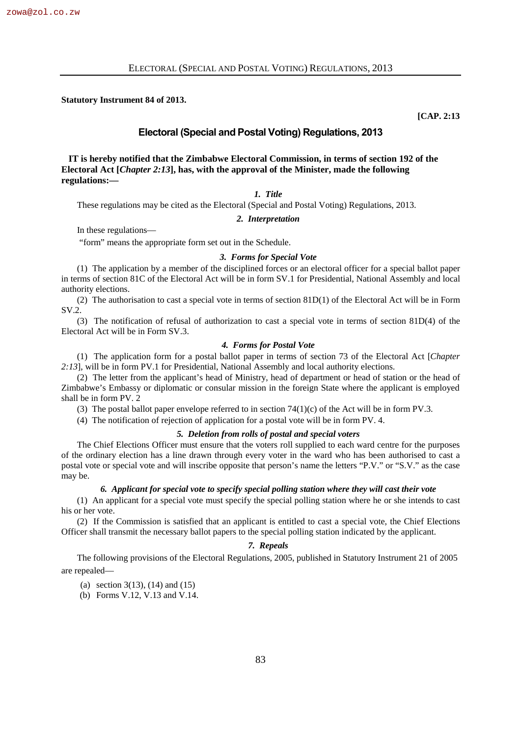**Statutory Instrument 84 of 2013.**

**[CAP. 2:13**

## Electoral (Special and Postal Voting) Regulations, 2013

**IT is hereby notified that the Zimbabwe Electoral Commission, in terms of section 192 of the Electoral Act [*Chapter 2:13*], has, with the approval of the Minister, made the following regulations:—**

***1. Title***

These regulations may be cited as the Electoral (Special and Postal Voting) Regulations, 2013.

***2. Interpretation***

In these regulations—

"form" means the appropriate form set out in the Schedule.

***3. Forms for Special Vote***

(1) The application by a member of the disciplined forces or an electoral officer for a special ballot paper in terms of section 81C of the Electoral Act will be in form SV.1 for Presidential, National Assembly and local authority elections.

(2) The authorisation to cast a special vote in terms of section 81D(1) of the Electoral Act will be in Form SV.2.

(3) The notification of refusal of authorization to cast a special vote in terms of section 81D(4) of the Electoral Act will be in Form SV.3.

***4. Forms for Postal Vote***

(1) The application form for a postal ballot paper in terms of section 73 of the Electoral Act [*Chapter 2:13*], will be in form PV.1 for Presidential, National Assembly and local authority elections.

(2) The letter from the applicant's head of Ministry, head of department or head of station or the head of Zimbabwe's Embassy or diplomatic or consular mission in the foreign State where the applicant is employed shall be in form PV. 2

(3) The postal ballot paper envelope referred to in section 74(1)(c) of the Act will be in form PV.3.

(4) The notification of rejection of application for a postal vote will be in form PV. 4.

***5. Deletion from rolls of postal and special voters***

The Chief Elections Officer must ensure that the voters roll supplied to each ward centre for the purposes of the ordinary election has a line drawn through every voter in the ward who has been authorised to cast a postal vote or special vote and will inscribe opposite that person's name the letters "P.V." or "S.V." as the case may be.

***6. Applicant for special vote to specify special polling station where they will cast their vote***

(1) An applicant for a special vote must specify the special polling station where he or she intends to cast his or her vote.

(2) If the Commission is satisfied that an applicant is entitled to cast a special vote, the Chief Elections Officer shall transmit the necessary ballot papers to the special polling station indicated by the applicant.

***7. Repeals***

The following provisions of the Electoral Regulations, 2005, published in Statutory Instrument 21 of 2005 are repealed—

(a) section 3(13), (14) and (15)
(b) Forms V.12, V.13 and V.14.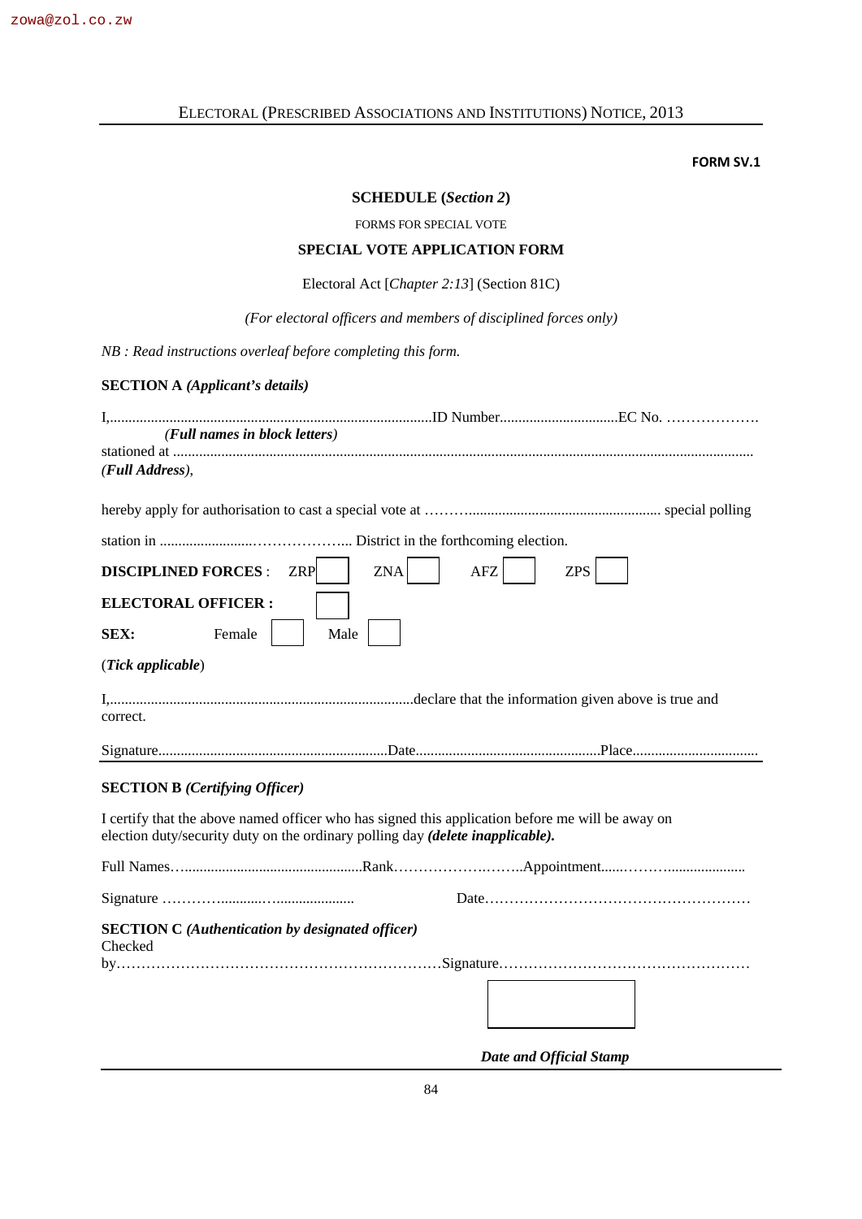ELECTORAL (PRESCRIBED ASSOCIATIONS AND INSTITUTIONS) NOTICE, 2013

**FORM SV.1**

**SCHEDULE (*Section 2*)**

FORMS FOR SPECIAL VOTE

**SPECIAL VOTE APPLICATION FORM**

Electoral Act [*Chapter 2:13*] (Section 81C)

*(For electoral officers and members of disciplined forces only)*

*NB : Read instructions overleaf before completing this form.*

**SECTION A *(Applicant's details)***

I,........................................................................................ID Number................................EC No. ……………….
***(Full names in block letters)***
stationed at .........................................................................................................................................................
***(Full Address)***,

hereby apply for authorisation to cast a special vote at ………................................................... special polling

station in .........................………………... District in the forthcoming election.

**DISCIPLINED FORCES** : ZRP ☐ ZNA ☐ AFZ ☐ ZPS ☐

**ELECTORAL OFFICER :** ☐

**SEX:** Female ☐ Male ☐

(***Tick applicable***)

I,..................................................................................declare that the information given above is true and correct.

Signature..............................................................Date..................................................Place.................................

**SECTION B *(Certifying Officer)***

I certify that the above named officer who has signed this application before me will be away on election duty/security duty on the ordinary polling day ***(delete inapplicable).***

Full Names…...............................................Rank……………….……..Appointment......………....................

Signature …………...........…....................      Date………………………………………………

**SECTION C *(Authentication by designated officer)***
Checked by…………………………………………………………Signature……………………………………………

***Date and Official Stamp***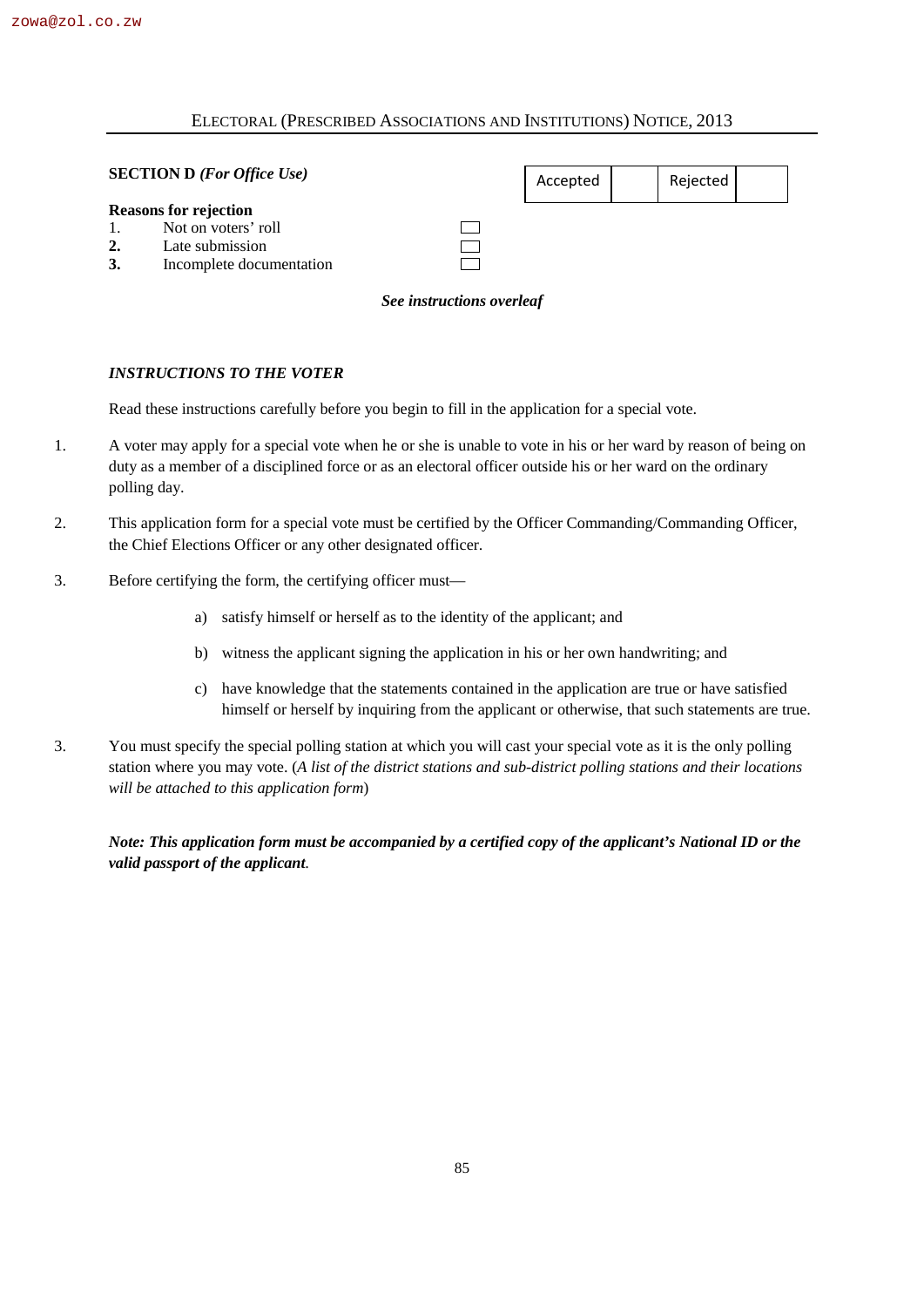**SECTION D** ***(For Office Use)***

| Accepted | | Rejected | |
|---|---|---|---|

**Reasons for rejection**

1. Not on voters' roll ☐
**2.** Late submission ☐
**3.** Incomplete documentation ☐

***See instructions overleaf***

***INSTRUCTIONS TO THE VOTER***

Read these instructions carefully before you begin to fill in the application for a special vote.

1. A voter may apply for a special vote when he or she is unable to vote in his or her ward by reason of being on duty as a member of a disciplined force or as an electoral officer outside his or her ward on the ordinary polling day.

2. This application form for a special vote must be certified by the Officer Commanding/Commanding Officer, the Chief Elections Officer or any other designated officer.

3. Before certifying the form, the certifying officer must—

    a) satisfy himself or herself as to the identity of the applicant; and

    b) witness the applicant signing the application in his or her own handwriting; and

    c) have knowledge that the statements contained in the application are true or have satisfied himself or herself by inquiring from the applicant or otherwise, that such statements are true.

3. You must specify the special polling station at which you will cast your special vote as it is the only polling station where you may vote. (*A list of the district stations and sub-district polling stations and their locations will be attached to this application form*)

***Note: This application form must be accompanied by a certified copy of the applicant's National ID or the valid passport of the applicant****.*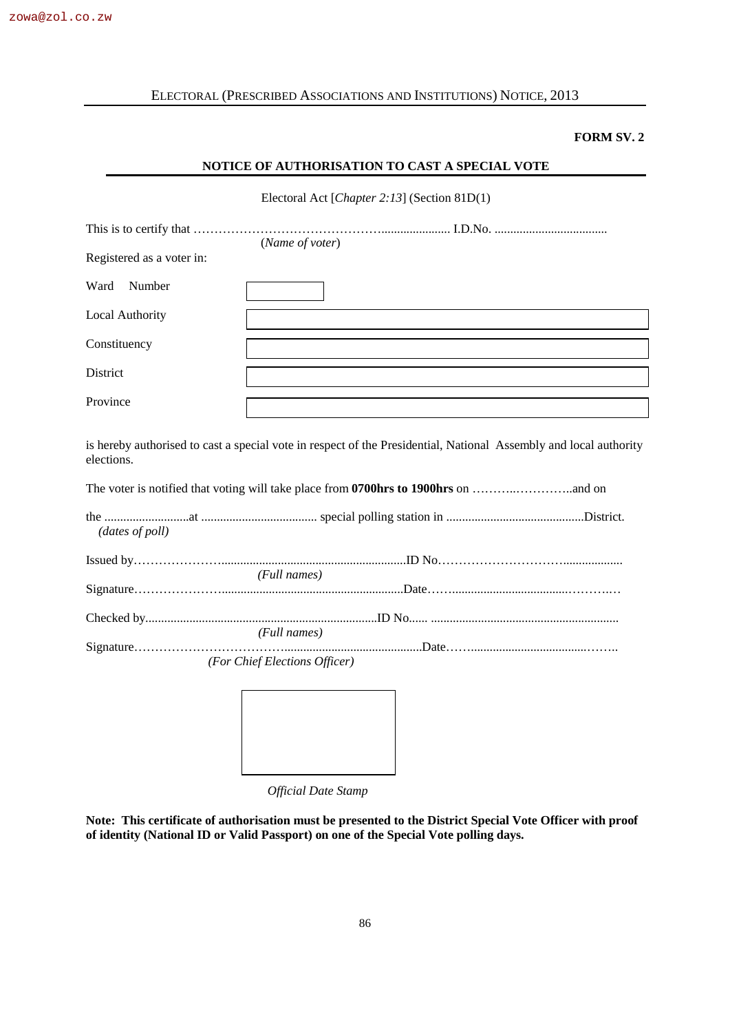**FORM SV. 2**

## NOTICE OF AUTHORISATION TO CAST A SPECIAL VOTE

Electoral Act [*Chapter 2:13*] (Section 81D(1)

This is to certify that …………………………………………...................... I.D.No. ....................................
(*Name of voter*)

Registered as a voter in:

| | |
|---|---|
| Ward Number | |
| Local Authority | |
| Constituency | |
| District | |
| Province | |

is hereby authorised to cast a special vote in respect of the Presidential, National Assembly and local authority elections.

The voter is notified that voting will take place from **0700hrs to 1900hrs** on ………..…………..and on

the ...........................at ..................................... special polling station in ...........................................District.
*(dates of poll)*

Issued by………………….........................................................ID No…………………………..................
*(Full names)*
Signature………………….........................................................Date……...................................………..…

Checked by.........................................................................ID No...... ..........................................................
*(Full names)*
Signature……………………………….........................................Date……....................................……..
*(For Chief Elections Officer)*

*Official Date Stamp*

**Note: This certificate of authorisation must be presented to the District Special Vote Officer with proof of identity (National ID or Valid Passport) on one of the Special Vote polling days.**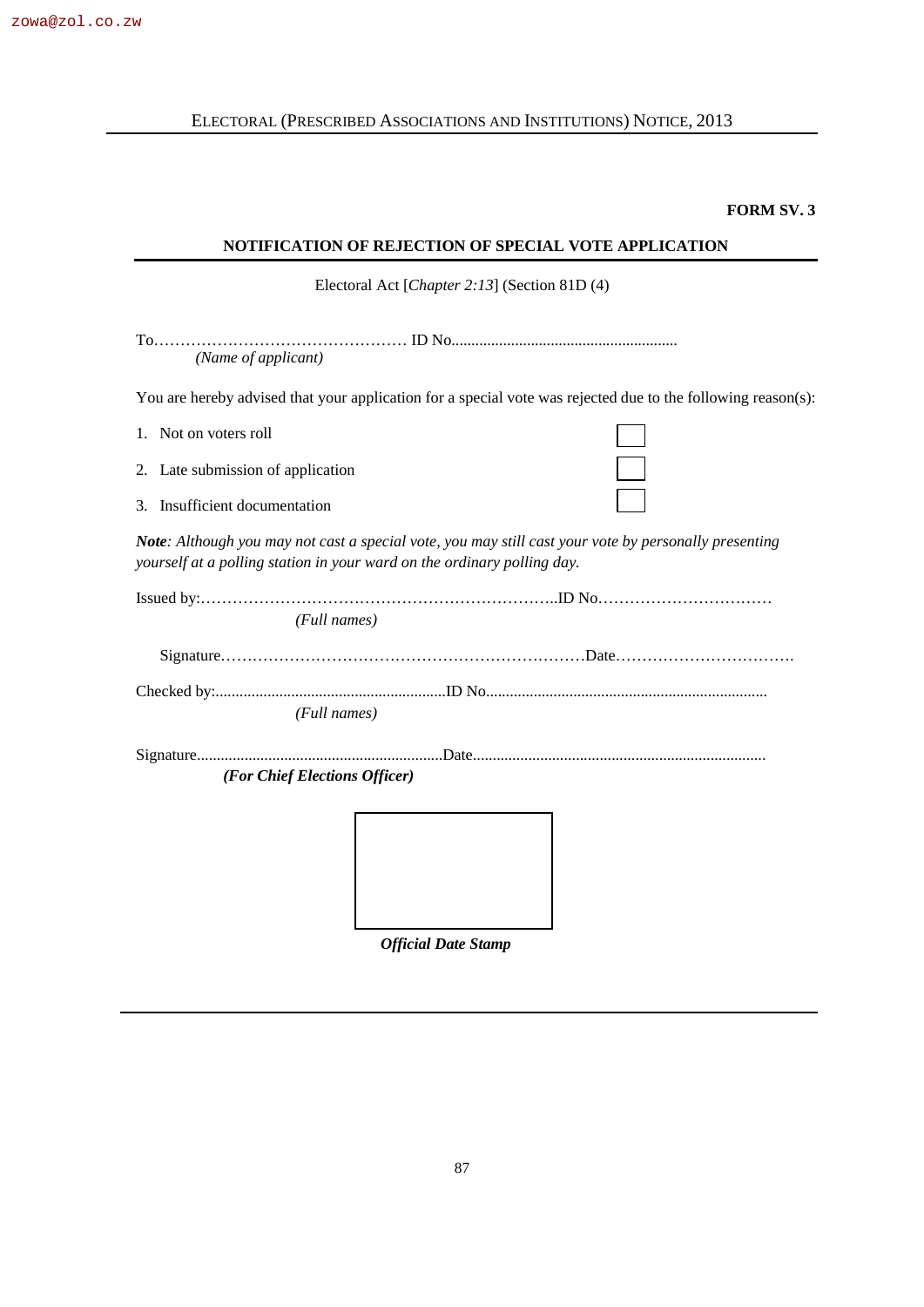**FORM SV. 3**

## NOTIFICATION OF REJECTION OF SPECIAL VOTE APPLICATION

Electoral Act [*Chapter 2:13*] (Section 81D (4)

To…………………………………………… ID No.........................................................
*(Name of applicant)*

You are hereby advised that your application for a special vote was rejected due to the following reason(s):

1. Not on voters roll ☐
2. Late submission of application ☐
3. Insufficient documentation ☐

***Note**: Although you may not cast a special vote, you may still cast your vote by personally presenting yourself at a polling station in your ward on the ordinary polling day.*

Issued by:……………………………………………………………..ID No……………………………
*(Full names)*

Signature………………………………………………………………Date…………………………….

Checked by:..........................................................ID No.......................................................................
*(Full names)*

Signature..............................................................Date.........................................................................
***(For Chief Elections Officer)***

***Official Date Stamp***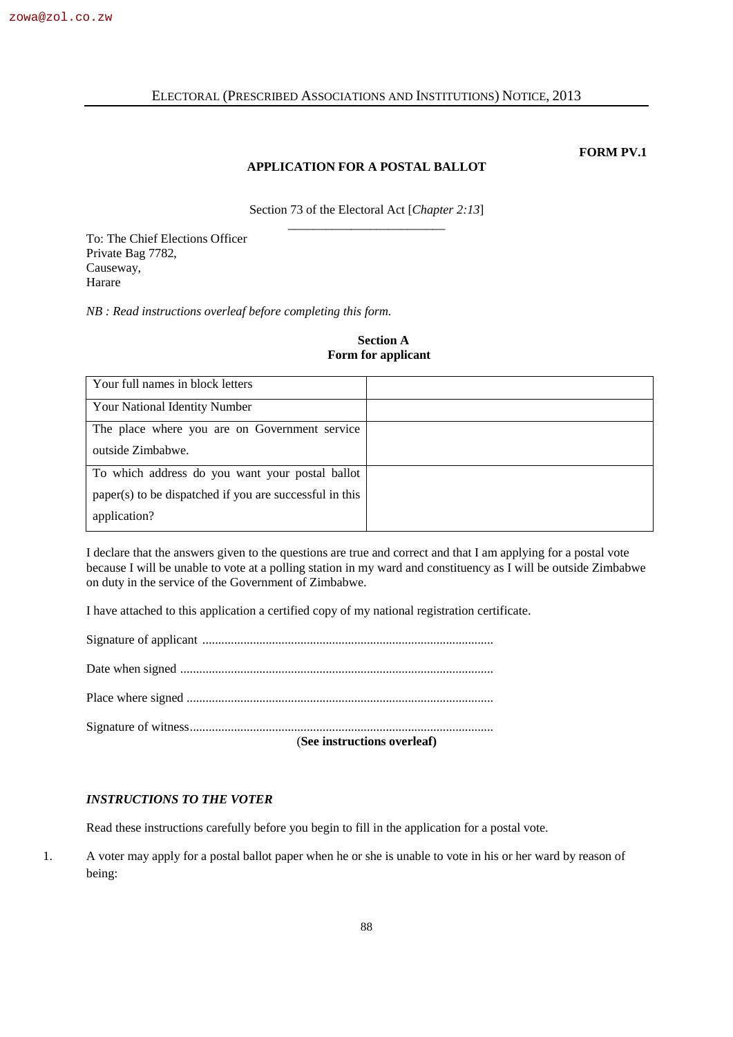**FORM PV.1**

## APPLICATION FOR A POSTAL BALLOT

Section 73 of the Electoral Act [*Chapter 2:13*]

---

To: The Chief Elections Officer
Private Bag 7782,
Causeway,
Harare

*NB : Read instructions overleaf before completing this form.*

### Section A
### Form for applicant

| Your full names in block letters | |
|---|---|
| Your National Identity Number | |
| The place where you are on Government service outside Zimbabwe. | |
| To which address do you want your postal ballot paper(s) to be dispatched if you are successful in this application? | |

I declare that the answers given to the questions are true and correct and that I am applying for a postal vote because I will be unable to vote at a polling station in my ward and constituency as I will be outside Zimbabwe on duty in the service of the Government of Zimbabwe.

I have attached to this application a certified copy of my national registration certificate.

Signature of applicant ...........................................................................................

Date when signed ..................................................................................................

Place where signed ................................................................................................

Signature of witness...............................................................................................

(**See instructions overleaf)**

***INSTRUCTIONS TO THE VOTER***

Read these instructions carefully before you begin to fill in the application for a postal vote.

1. A voter may apply for a postal ballot paper when he or she is unable to vote in his or her ward by reason of being: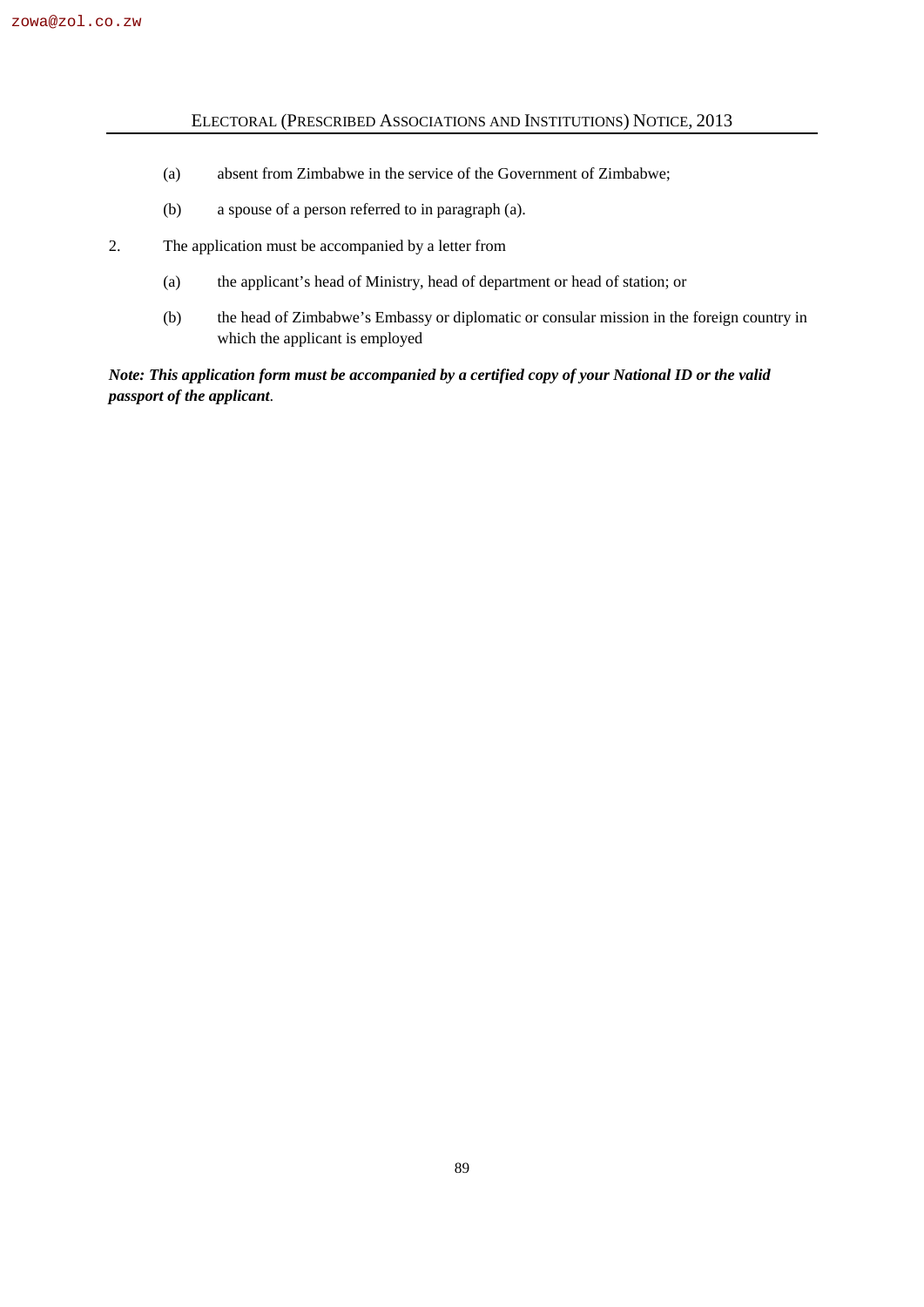(a) absent from Zimbabwe in the service of the Government of Zimbabwe;

(b) a spouse of a person referred to in paragraph (a).

2. The application must be accompanied by a letter from

(a) the applicant's head of Ministry, head of department or head of station; or

(b) the head of Zimbabwe's Embassy or diplomatic or consular mission in the foreign country in which the applicant is employed

***Note: This application form must be accompanied by a certified copy of your National ID or the valid passport of the applicant***.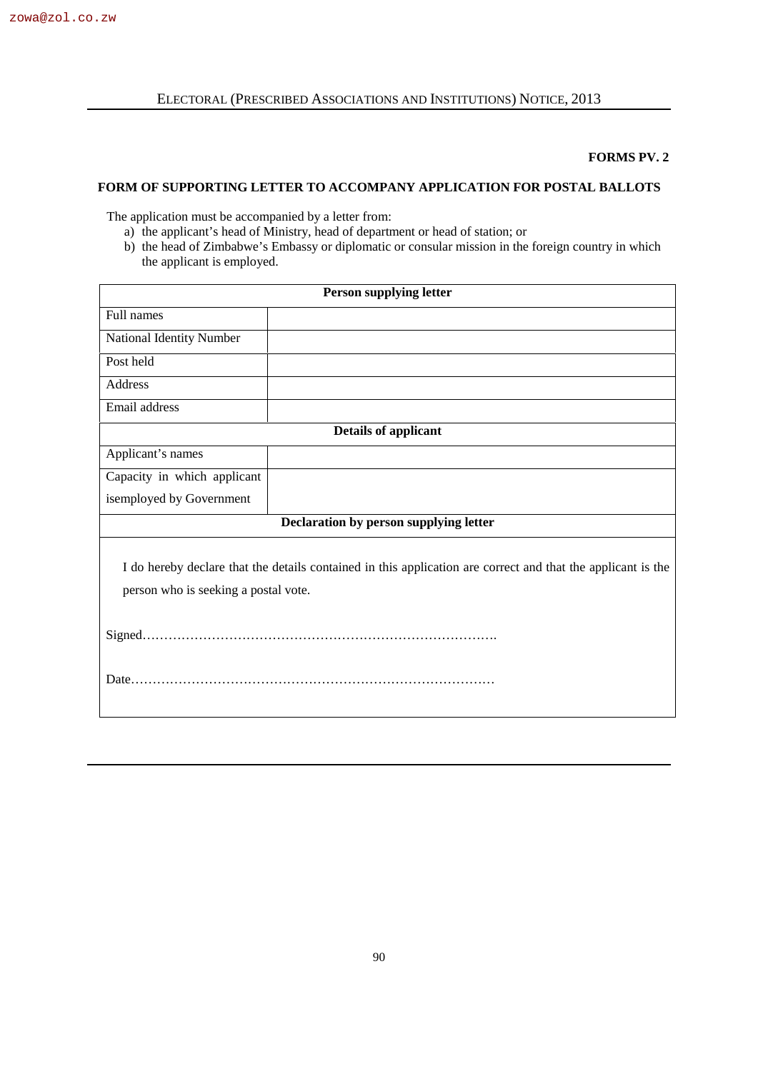**FORMS PV. 2**

## FORM OF SUPPORTING LETTER TO ACCOMPANY APPLICATION FOR POSTAL BALLOTS

The application must be accompanied by a letter from:

a) the applicant's head of Ministry, head of department or head of station; or
b) the head of Zimbabwe's Embassy or diplomatic or consular mission in the foreign country in which the applicant is employed.

| **Person supplying letter** | |
|---|---|
| Full names | |
| National Identity Number | |
| Post held | |
| Address | |
| Email address | |
| **Details of applicant** | |
| Applicant's names | |
| Capacity in which applicant isemployed by Government | |
| **Declaration by person supplying letter** | |

I do hereby declare that the details contained in this application are correct and that the applicant is the person who is seeking a postal vote.

Signed…………………………………………………………………………….

Date………………………………………………………………………………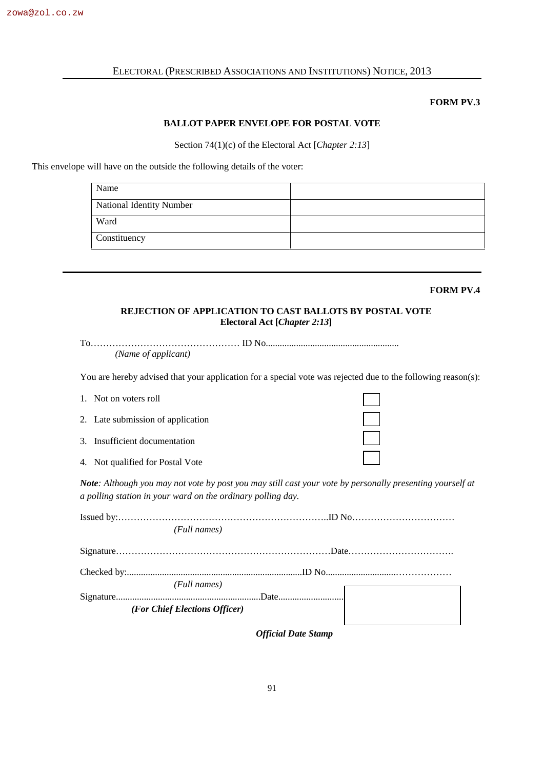**FORM PV.3**

**BALLOT PAPER ENVELOPE FOR POSTAL VOTE**

Section 74(1)(c) of the Electoral Act [*Chapter 2:13*]

This envelope will have on the outside the following details of the voter:

| Name | |
|---|---|
| National Identity Number | |
| Ward | |
| Constituency | |

---

**FORM PV.4**

**REJECTION OF APPLICATION TO CAST BALLOTS BY POSTAL VOTE**
**Electoral Act [*Chapter 2:13*]**

To………………………………………… ID No.........................................................
*(Name of applicant)*

You are hereby advised that your application for a special vote was rejected due to the following reason(s):

1. Not on voters roll ☐
2. Late submission of application ☐
3. Insufficient documentation ☐
4. Not qualified for Postal Vote ☐

***Note****: Although you may not vote by post you may still cast your vote by personally presenting yourself at a polling station in your ward on the ordinary polling day.*

Issued by:…………………………………………………………..ID No……………………………
*(Full names)*

Signature……………………………………………………………Date…………………………….

Checked by:...........................................................................ID No..............................………………
*(Full names)*

Signature.............................................................Date............................
***(For Chief Elections Officer)***

***Official Date Stamp***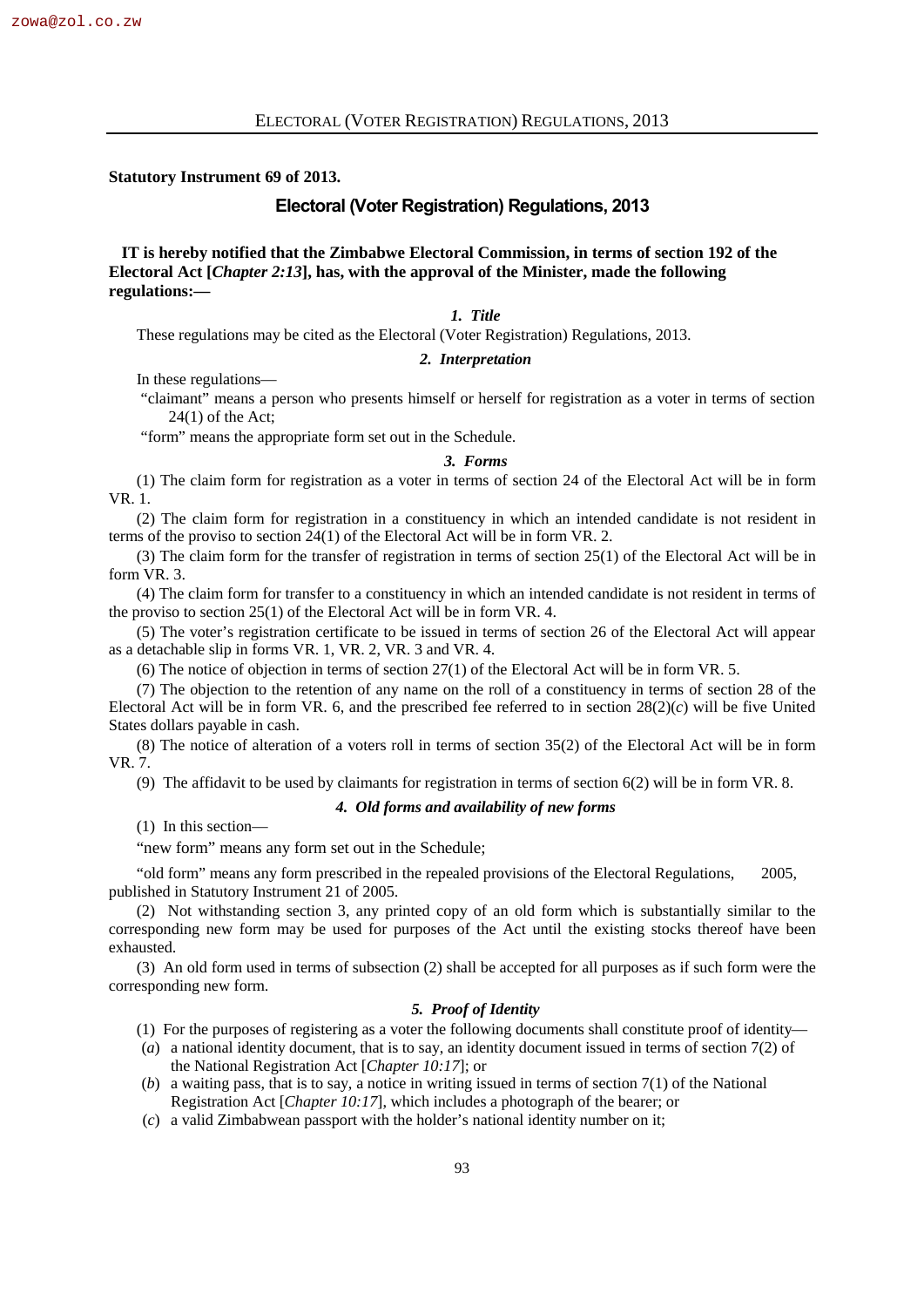**Statutory Instrument 69 of 2013.**

## Electoral (Voter Registration) Regulations, 2013

**IT is hereby notified that the Zimbabwe Electoral Commission, in terms of section 192 of the Electoral Act [*Chapter 2:13*], has, with the approval of the Minister, made the following regulations:—**

### *1. Title*

These regulations may be cited as the Electoral (Voter Registration) Regulations, 2013.

### *2. Interpretation*

In these regulations—

"claimant" means a person who presents himself or herself for registration as a voter in terms of section 24(1) of the Act;

"form" means the appropriate form set out in the Schedule.

### *3. Forms*

(1) The claim form for registration as a voter in terms of section 24 of the Electoral Act will be in form VR. 1.

(2) The claim form for registration in a constituency in which an intended candidate is not resident in terms of the proviso to section 24(1) of the Electoral Act will be in form VR. 2.

(3) The claim form for the transfer of registration in terms of section 25(1) of the Electoral Act will be in form VR. 3.

(4) The claim form for transfer to a constituency in which an intended candidate is not resident in terms of the proviso to section 25(1) of the Electoral Act will be in form VR. 4.

(5) The voter's registration certificate to be issued in terms of section 26 of the Electoral Act will appear as a detachable slip in forms VR. 1, VR. 2, VR. 3 and VR. 4.

(6) The notice of objection in terms of section 27(1) of the Electoral Act will be in form VR. 5.

(7) The objection to the retention of any name on the roll of a constituency in terms of section 28 of the Electoral Act will be in form VR. 6, and the prescribed fee referred to in section 28(2)(*c*) will be five United States dollars payable in cash.

(8) The notice of alteration of a voters roll in terms of section 35(2) of the Electoral Act will be in form VR. 7.

(9) The affidavit to be used by claimants for registration in terms of section 6(2) will be in form VR. 8.

### *4. Old forms and availability of new forms*

(1) In this section—

"new form" means any form set out in the Schedule;

"old form" means any form prescribed in the repealed provisions of the Electoral Regulations, 2005, published in Statutory Instrument 21 of 2005.

(2) Not withstanding section 3, any printed copy of an old form which is substantially similar to the corresponding new form may be used for purposes of the Act until the existing stocks thereof have been exhausted.

(3) An old form used in terms of subsection (2) shall be accepted for all purposes as if such form were the corresponding new form.

### *5. Proof of Identity*

(1) For the purposes of registering as a voter the following documents shall constitute proof of identity—

(*a*) a national identity document, that is to say, an identity document issued in terms of section 7(2) of the National Registration Act [*Chapter 10:17*]; or

(*b*) a waiting pass, that is to say, a notice in writing issued in terms of section 7(1) of the National Registration Act [*Chapter 10:17*], which includes a photograph of the bearer; or

(*c*) a valid Zimbabwean passport with the holder's national identity number on it;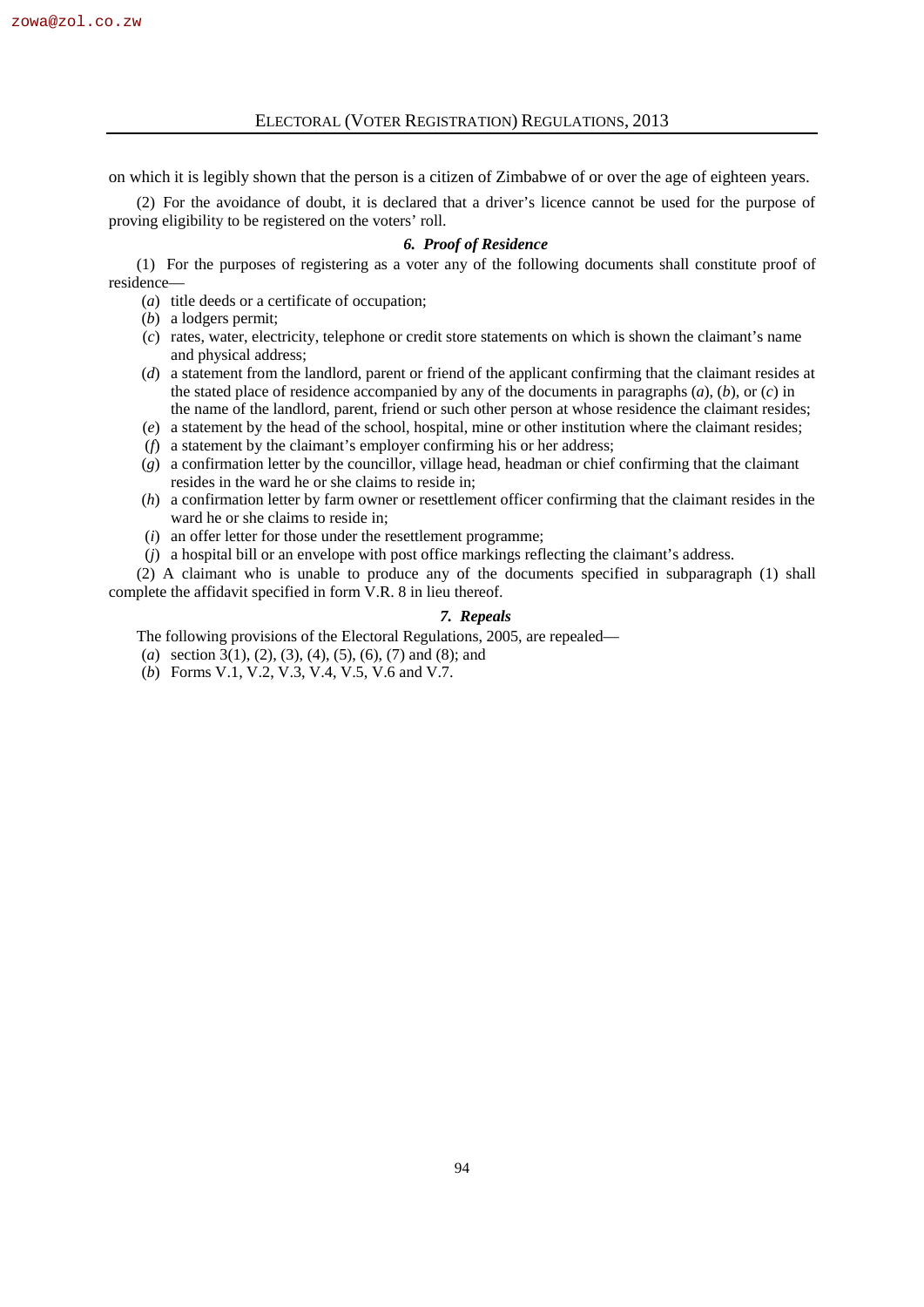on which it is legibly shown that the person is a citizen of Zimbabwe of or over the age of eighteen years.

(2) For the avoidance of doubt, it is declared that a driver's licence cannot be used for the purpose of proving eligibility to be registered on the voters' roll.

### *6. Proof of Residence*

(1) For the purposes of registering as a voter any of the following documents shall constitute proof of residence—

(*a*) title deeds or a certificate of occupation;

(*b*) a lodgers permit;

(*c*) rates, water, electricity, telephone or credit store statements on which is shown the claimant's name and physical address;

(*d*) a statement from the landlord, parent or friend of the applicant confirming that the claimant resides at the stated place of residence accompanied by any of the documents in paragraphs (*a*), (*b*), or (*c*) in the name of the landlord, parent, friend or such other person at whose residence the claimant resides;

(*e*) a statement by the head of the school, hospital, mine or other institution where the claimant resides;

(*f*) a statement by the claimant's employer confirming his or her address;

(*g*) a confirmation letter by the councillor, village head, headman or chief confirming that the claimant resides in the ward he or she claims to reside in;

(*h*) a confirmation letter by farm owner or resettlement officer confirming that the claimant resides in the ward he or she claims to reside in;

(*i*) an offer letter for those under the resettlement programme;

(*j*) a hospital bill or an envelope with post office markings reflecting the claimant's address.

(2) A claimant who is unable to produce any of the documents specified in subparagraph (1) shall complete the affidavit specified in form V.R. 8 in lieu thereof.

### *7. Repeals*

The following provisions of the Electoral Regulations, 2005, are repealed—

(*a*) section 3(1), (2), (3), (4), (5), (6), (7) and (8); and

(*b*) Forms V.1, V.2, V.3, V.4, V.5, V.6 and V.7.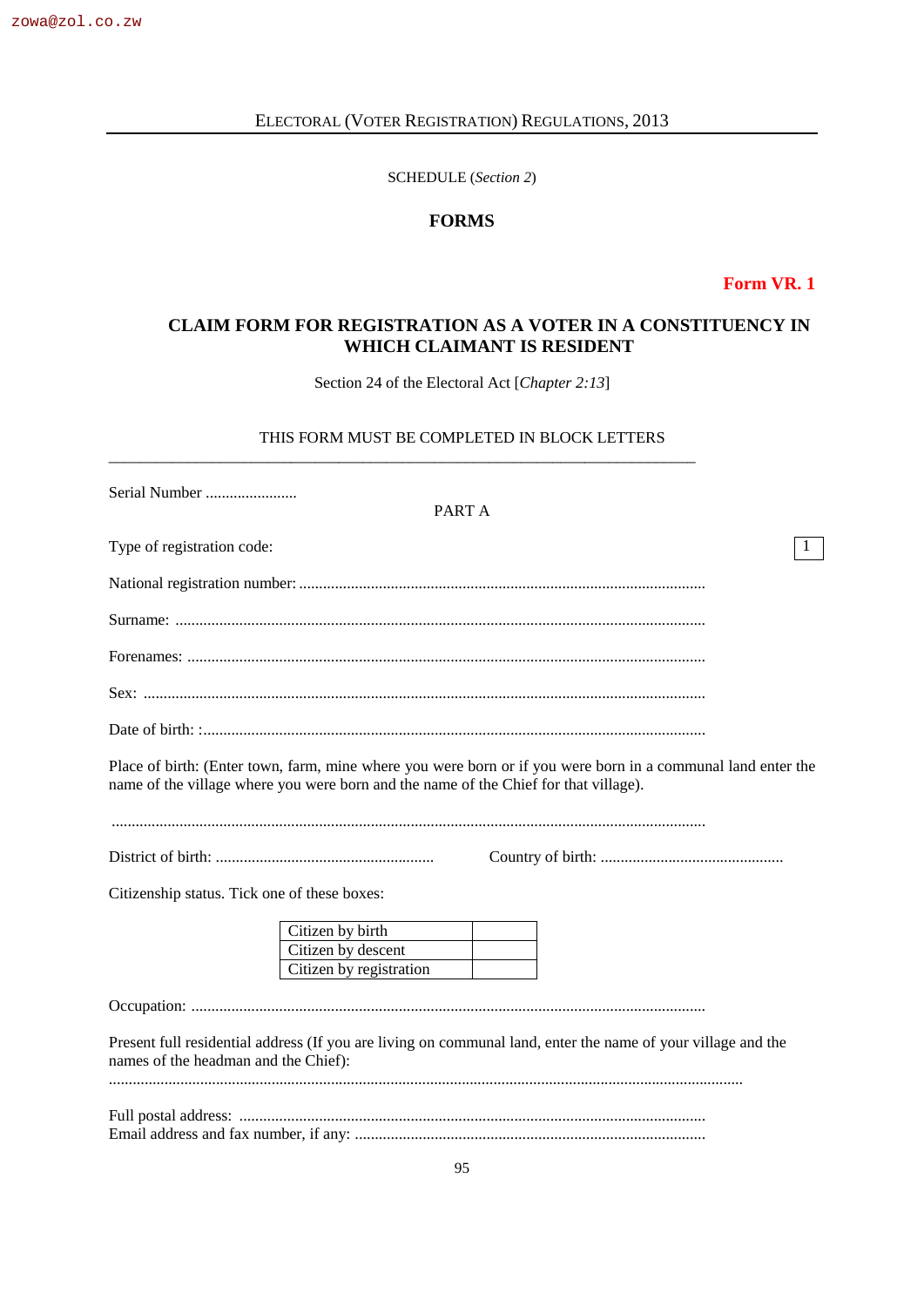SCHEDULE (*Section 2*)

## FORMS

**Form VR. 1**

### CLAIM FORM FOR REGISTRATION AS A VOTER IN A CONSTITUENCY IN WHICH CLAIMANT IS RESIDENT

Section 24 of the Electoral Act [*Chapter 2:13*]

THIS FORM MUST BE COMPLETED IN BLOCK LETTERS

Serial Number .......................

PART A

Type of registration code: 1

National registration number: ....................................................................................................

Surname: ....................................................................................................................................

Forenames: ................................................................................................................................

Sex: ...........................................................................................................................................

Date of birth: :............................................................................................................................

Place of birth: (Enter town, farm, mine where you were born or if you were born in a communal land enter the name of the village where you were born and the name of the Chief for that village).

...................................................................................................................................................

District of birth: ....................................................... Country of birth: .............................................

Citizenship status. Tick one of these boxes:

| Citizen by birth | |
|---|---|
| Citizen by descent | |
| Citizen by registration | |

Occupation: ...............................................................................................................................

Present full residential address (If you are living on communal land, enter the name of your village and the names of the headman and the Chief):

...................................................................................................................................................

Full postal address: ...................................................................................................................
Email address and fax number, if any: ......................................................................................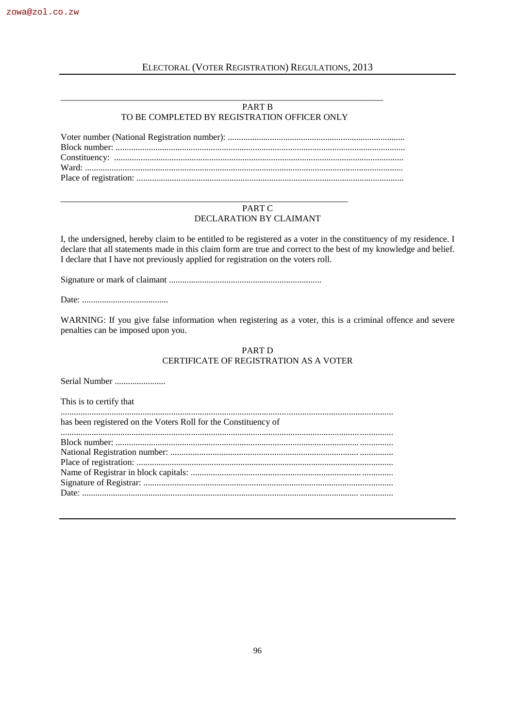## PART B
## TO BE COMPLETED BY REGISTRATION OFFICER ONLY

Voter number (National Registration number): ...............................................................................
Block number: .................................................................................................................................
Constituency: .................................................................................................................................
Ward: ..............................................................................................................................................
Place of registration: .......................................................................................................................

## PART C
## DECLARATION BY CLAIMANT

I, the undersigned, hereby claim to be entitled to be registered as a voter in the constituency of my residence. I declare that all statements made in this claim form are true and correct to the best of my knowledge and belief. I declare that I have not previously applied for registration on the voters roll.

Signature or mark of claimant ....................................................................

Date: .......................................

WARNING: If you give false information when registering as a voter, this is a criminal offence and severe penalties can be imposed upon you.

## PART D
## CERTIFICATE OF REGISTRATION AS A VOTER

Serial Number .......................

This is to certify that

.....................................................................................................................................................
has been registered on the Voters Roll for the Constituency of

.....................................................................................................................................................
Block number: ...............................................................................................................................
National Registration number: .......................................................................................................
Place of registration: ......................................................................................................................
Name of Registrar in block capitals: ..............................................................................................
Signature of Registrar: ....................................................................................................................
Date: ...............................................................................................................................................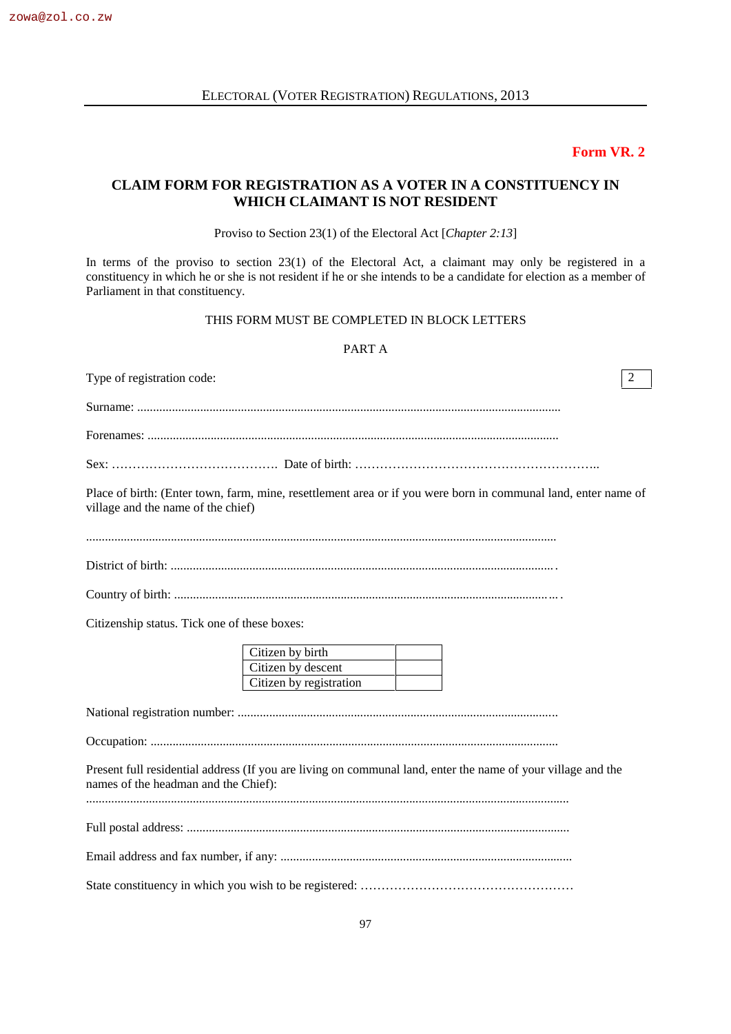**Form VR. 2**

## CLAIM FORM FOR REGISTRATION AS A VOTER IN A CONSTITUENCY IN WHICH CLAIMANT IS NOT RESIDENT

Proviso to Section 23(1) of the Electoral Act [*Chapter 2:13*]

In terms of the proviso to section 23(1) of the Electoral Act, a claimant may only be registered in a constituency in which he or she is not resident if he or she intends to be a candidate for election as a member of Parliament in that constituency.

THIS FORM MUST BE COMPLETED IN BLOCK LETTERS

PART A

Type of registration code: | 2 |

Surname: ......................................................................................................................................

Forenames: ..................................................................................................................................

Sex: …………………………………. Date of birth: …………………………………………………..

Place of birth: (Enter town, farm, mine, resettlement area or if you were born in communal land, enter name of village and the name of the chief)

....................................................................................................................................................

District of birth: ..........................................................................................................................

Country of birth: .........................................................................................................................

Citizenship status. Tick one of these boxes:

| | |
|---|---|
| Citizen by birth | |
| Citizen by descent | |
| Citizen by registration | |

National registration number: .....................................................................................................

Occupation: ..................................................................................................................................

Present full residential address (If you are living on communal land, enter the name of your village and the names of the headman and the Chief):

.........................................................................................................................................................

Full postal address: .........................................................................................................................

Email address and fax number, if any: ............................................................................................

State constituency in which you wish to be registered: ……………………………………………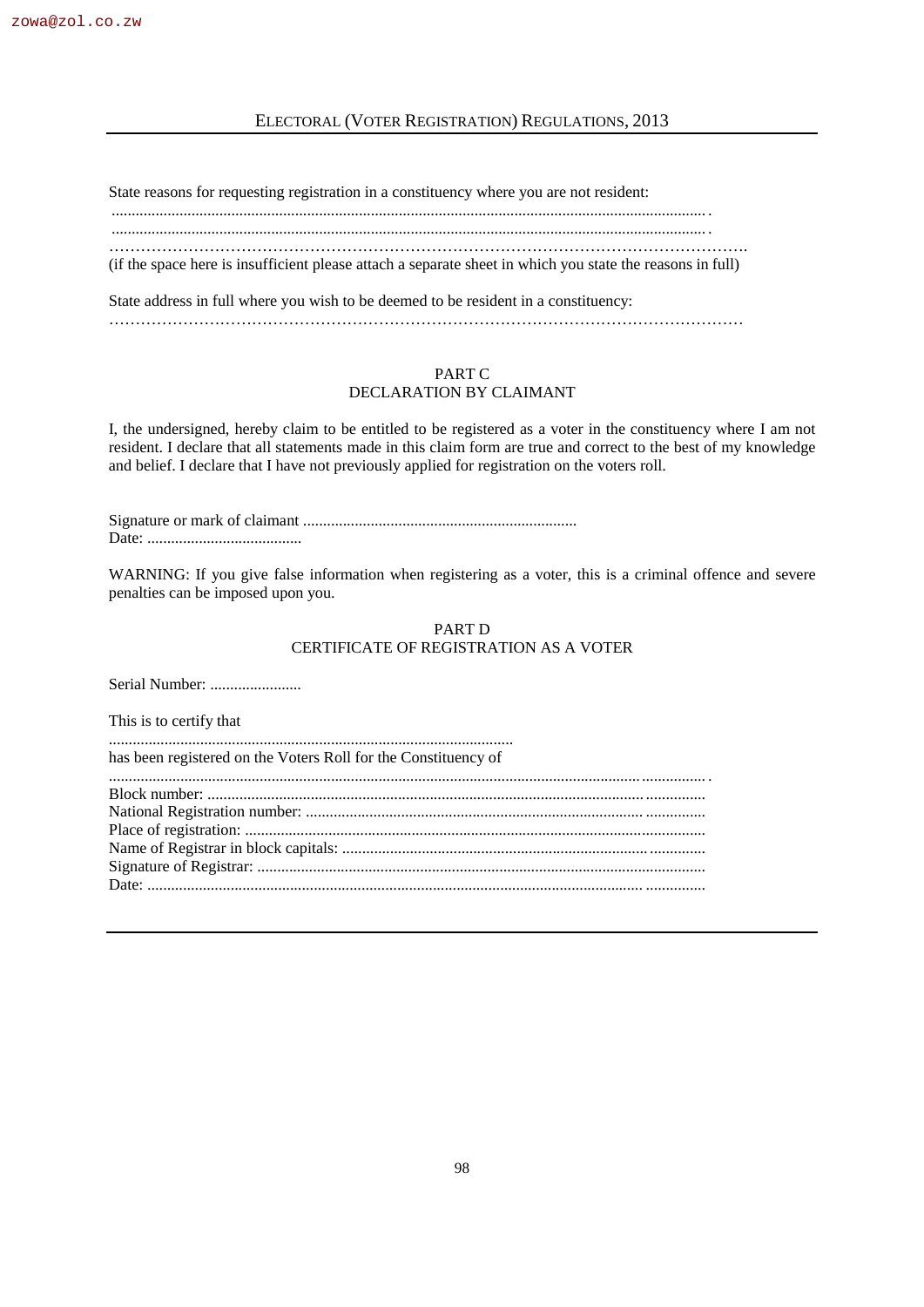State reasons for requesting registration in a constituency where you are not resident:

.....................................................................................................................................................

.....................................................................................................................................................

…………………………………………………………………………………………………….

(if the space here is insufficient please attach a separate sheet in which you state the reasons in full)

State address in full where you wish to be deemed to be resident in a constituency:

……………………………………………………………………………………………………

## PART C
## DECLARATION BY CLAIMANT

I, the undersigned, hereby claim to be entitled to be registered as a voter in the constituency where I am not resident. I declare that all statements made in this claim form are true and correct to the best of my knowledge and belief. I declare that I have not previously applied for registration on the voters roll.

Signature or mark of claimant .....................................................................

Date: .......................................

WARNING: If you give false information when registering as a voter, this is a criminal offence and severe penalties can be imposed upon you.

## PART D
## CERTIFICATE OF REGISTRATION AS A VOTER

Serial Number: .......................

This is to certify that

......................................................................................................

has been registered on the Voters Roll for the Constituency of

.....................................................................................................................................................

Block number: ............................................................................................................................

National Registration number: ...................................................................................................

Place of registration: ...................................................................................................................

Name of Registrar in block capitals: ..........................................................................................

Signature of Registrar: ................................................................................................................

Date: ...........................................................................................................................................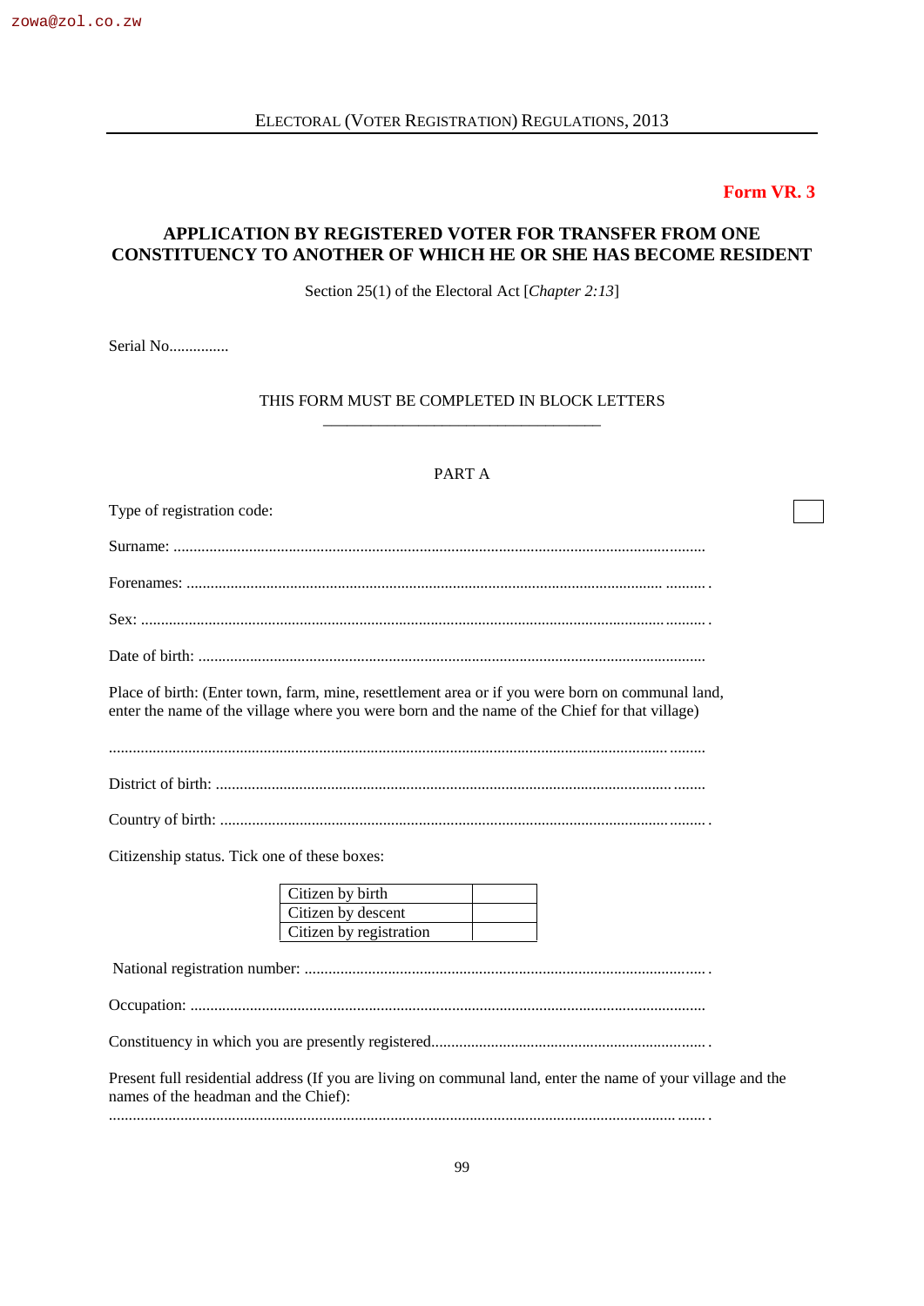**Form VR. 3**

## APPLICATION BY REGISTERED VOTER FOR TRANSFER FROM ONE CONSTITUENCY TO ANOTHER OF WHICH HE OR SHE HAS BECOME RESIDENT

Section 25(1) of the Electoral Act [*Chapter 2:13*]

Serial No...............

THIS FORM MUST BE COMPLETED IN BLOCK LETTERS

PART A

Type of registration code: ☐

Surname: .....................................................................................................................................

Forenames: ....................................................................................................................................

Sex: ..............................................................................................................................................

Date of birth: ................................................................................................................................

Place of birth: (Enter town, farm, mine, resettlement area or if you were born on communal land, enter the name of the village where you were born and the name of the Chief for that village)

...................................................................................................................................................

District of birth: .............................................................................................................................

Country of birth: ............................................................................................................................

Citizenship status. Tick one of these boxes:

| | |
|---|---|
| Citizen by birth | |
| Citizen by descent | |
| Citizen by registration | |

National registration number: ......................................................................................................

Occupation: ..................................................................................................................................

Constituency in which you are presently registered.....................................................................

Present full residential address (If you are living on communal land, enter the name of your village and the names of the headman and the Chief):

...................................................................................................................................................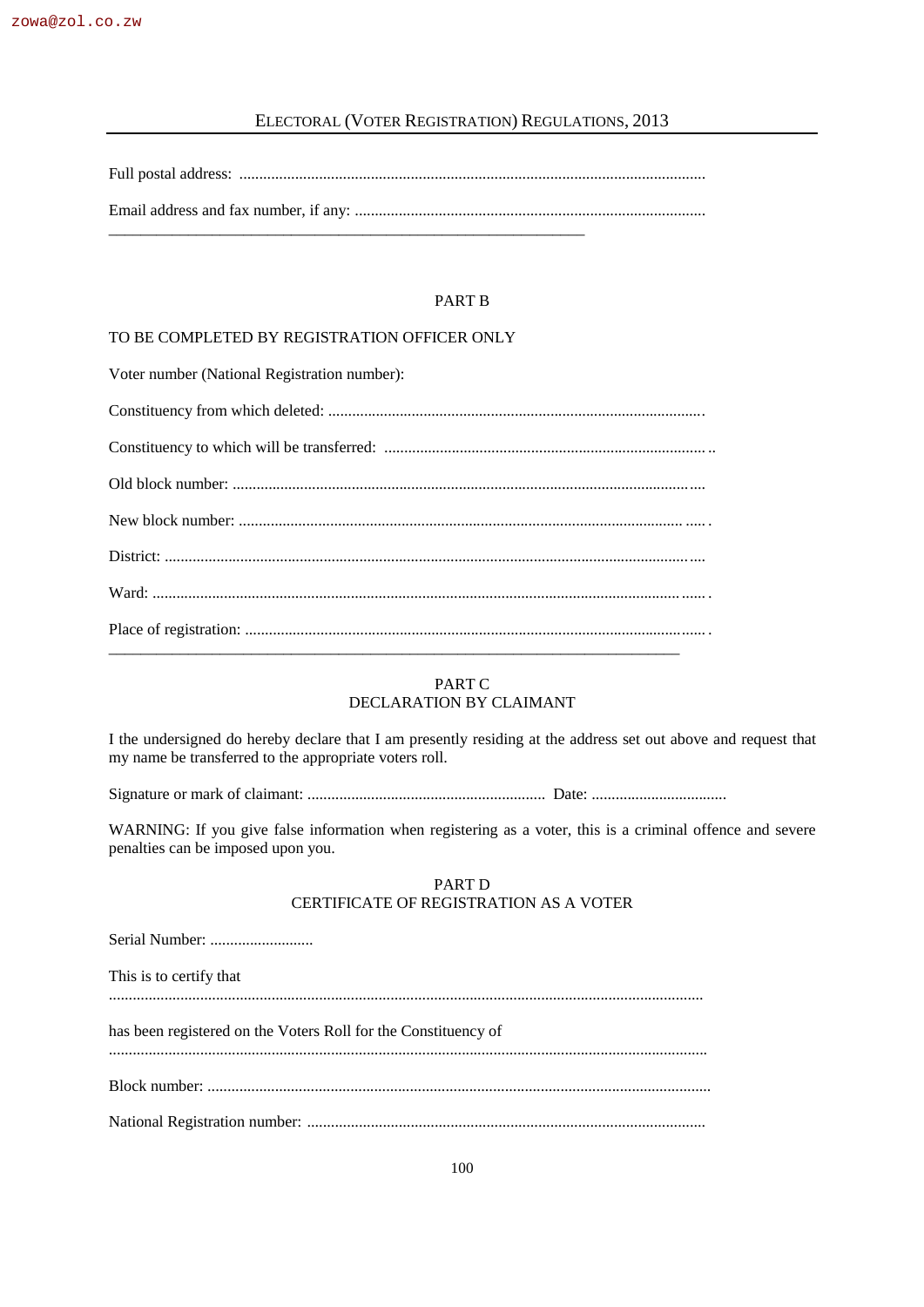Full postal address: ....................................................................................................................

Email address and fax number, if any: .........................................................................................

---

PART B

TO BE COMPLETED BY REGISTRATION OFFICER ONLY

Voter number (National Registration number):

Constituency from which deleted: ..............................................................................................

Constituency to which will be transferred: ..................................................................................

Old block number: .......................................................................................................................

New block number: .....................................................................................................................

District: ........................................................................................................................................

Ward: ...........................................................................................................................................

Place of registration: ....................................................................................................................

---

PART C
DECLARATION BY CLAIMANT

I the undersigned do hereby declare that I am presently residing at the address set out above and request that my name be transferred to the appropriate voters roll.

Signature or mark of claimant: ............................................................ Date: ..................................

WARNING: If you give false information when registering as a voter, this is a criminal offence and severe penalties can be imposed upon you.

PART D
CERTIFICATE OF REGISTRATION AS A VOTER

Serial Number: ..........................

This is to certify that
.....................................................................................................................................................

has been registered on the Voters Roll for the Constituency of
.....................................................................................................................................................

Block number: ..............................................................................................................................

National Registration number: ....................................................................................................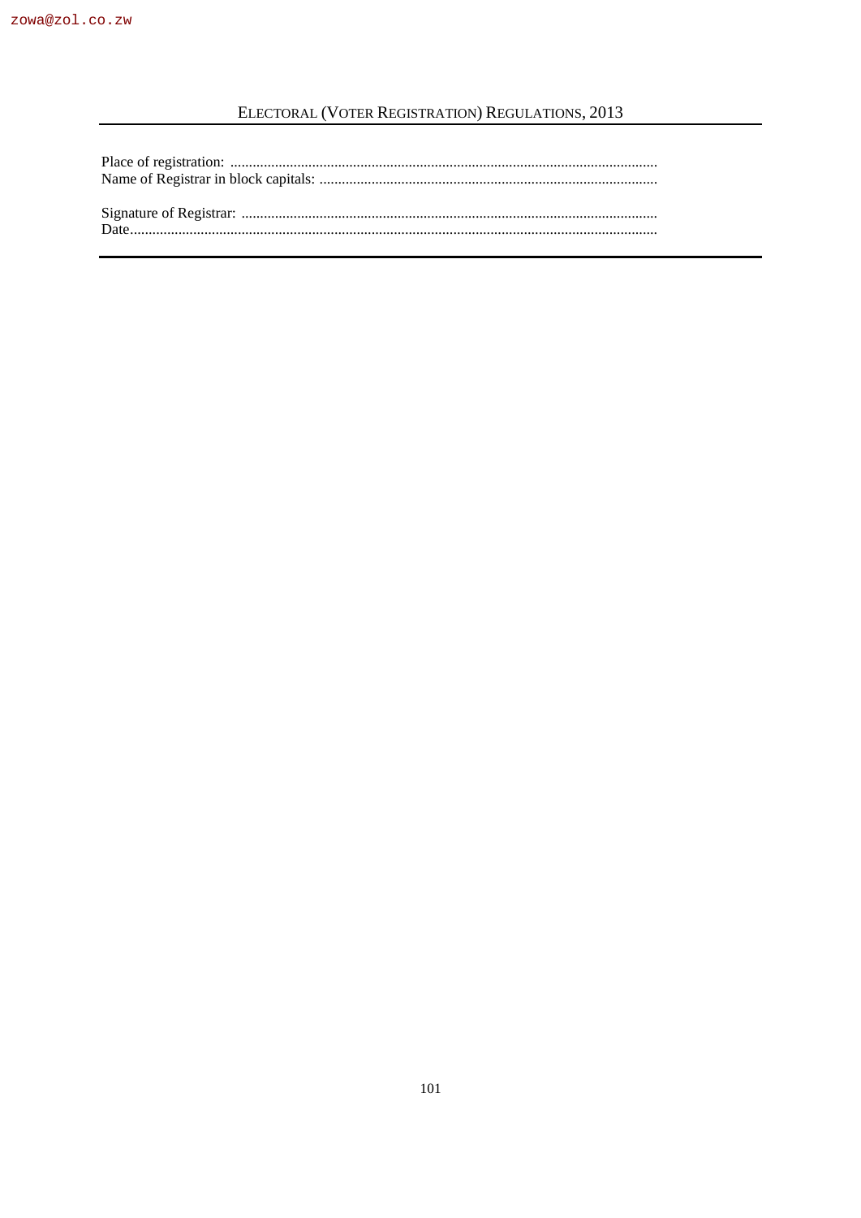Place of registration: ..................................................................................................................
Name of Registrar in block capitals: ..........................................................................................

Signature of Registrar: ...............................................................................................................
Date............................................................................................................................................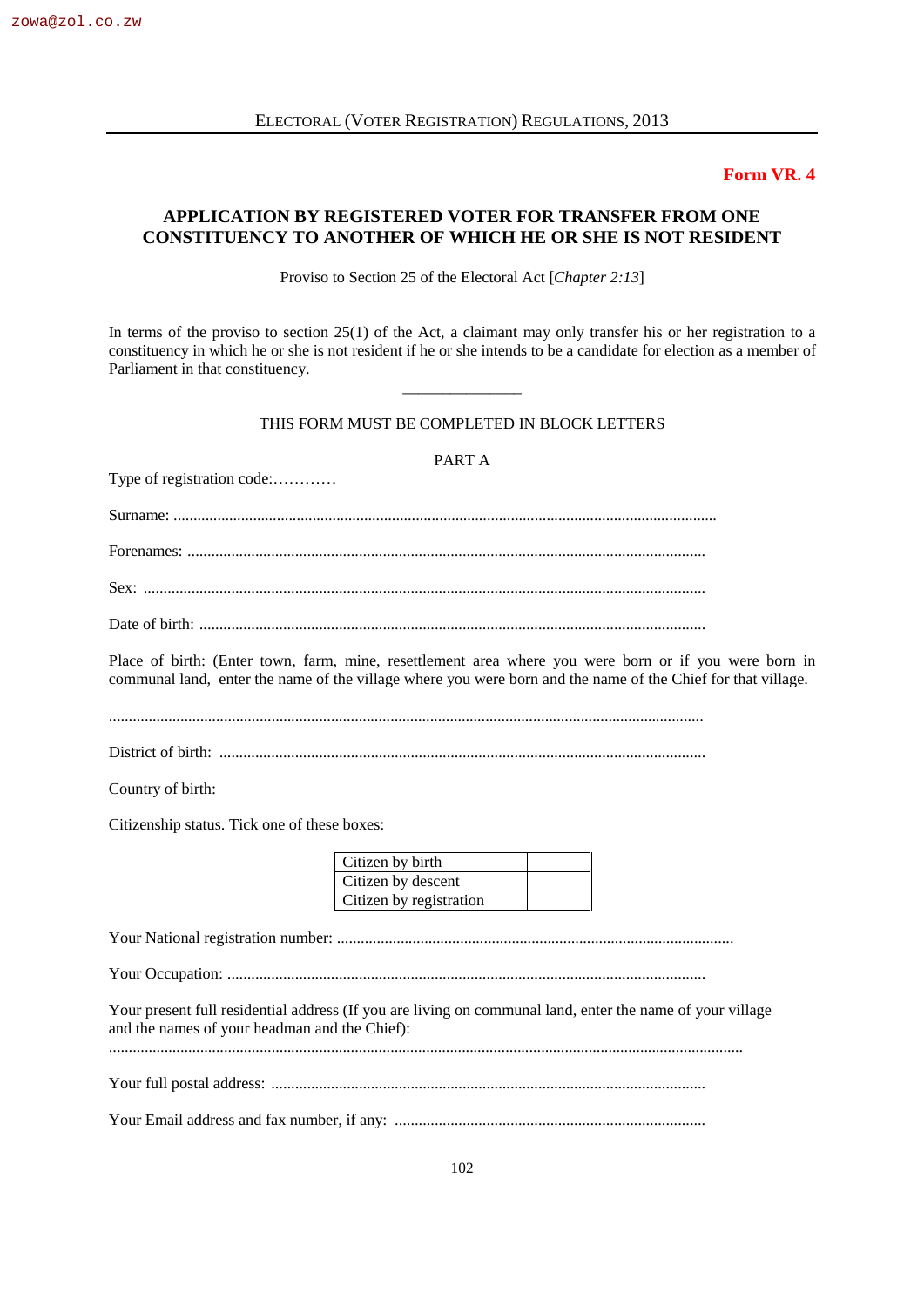**Form VR. 4**

## APPLICATION BY REGISTERED VOTER FOR TRANSFER FROM ONE CONSTITUENCY TO ANOTHER OF WHICH HE OR SHE IS NOT RESIDENT

Proviso to Section 25 of the Electoral Act [*Chapter 2:13*]

In terms of the proviso to section 25(1) of the Act, a claimant may only transfer his or her registration to a constituency in which he or she is not resident if he or she intends to be a candidate for election as a member of Parliament in that constituency.

---

THIS FORM MUST BE COMPLETED IN BLOCK LETTERS

PART A

Type of registration code:…………

Surname: ........................................................................................................................................

Forenames: ..................................................................................................................................

Sex: ..............................................................................................................................................

Date of birth: ...............................................................................................................................

Place of birth: (Enter town, farm, mine, resettlement area where you were born or if you were born in communal land, enter the name of the village where you were born and the name of the Chief for that village.

.....................................................................................................................................................

District of birth: ..........................................................................................................................

Country of birth:

Citizenship status. Tick one of these boxes:

| Citizen by birth | |
|---|---|
| Citizen by descent | |
| Citizen by registration | |

Your National registration number: ....................................................................................................

Your Occupation: ........................................................................................................................

Your present full residential address (If you are living on communal land, enter the name of your village and the names of your headman and the Chief):

................................................................................................................................................................

Your full postal address: .............................................................................................................

Your Email address and fax number, if any: ..............................................................................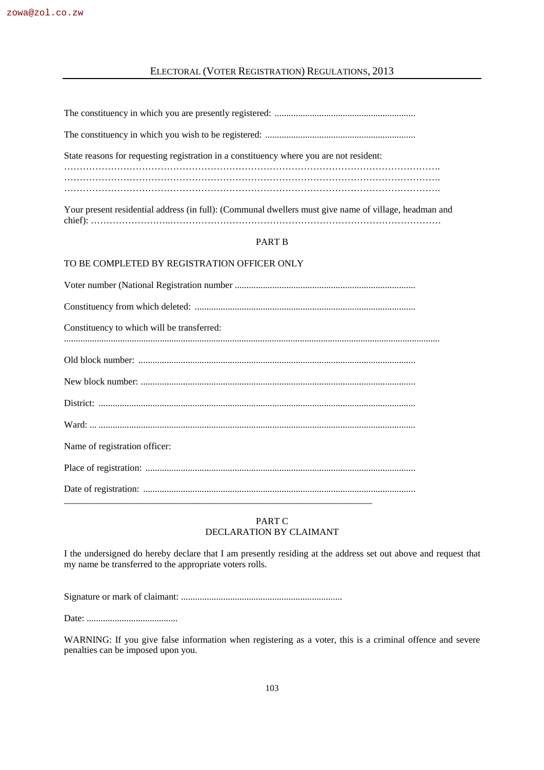The constituency in which you are presently registered: ............................................................

The constituency in which you wish to be registered: ...............................................................

State reasons for requesting registration in a constituency where you are not resident:
……………………………………………………………………………………………………….
……………………………………………………………………………………………………….
……………………………………………………………………………………………………….

Your present residential address (in full): (Communal dwellers must give name of village, headman and chief): ……………………..……………………………………………………………………………

PART B

TO BE COMPLETED BY REGISTRATION OFFICER ONLY

Voter number (National Registration number ............................................................................

Constituency from which deleted: .............................................................................................

Constituency to which will be transferred:
..............................................................................................................................................

Old block number: .....................................................................................................................

New block number: ....................................................................................................................

District: ......................................................................................................................................

Ward: ... ......................................................................................................................................

Name of registration officer:

Place of registration: ..................................................................................................................

Date of registration: ...................................................................................................................

---

PART C
DECLARATION BY CLAIMANT

I the undersigned do hereby declare that I am presently residing at the address set out above and request that my name be transferred to the appropriate voters rolls.

Signature or mark of claimant: .....................................................................

Date: .......................................

WARNING: If you give false information when registering as a voter, this is a criminal offence and severe penalties can be imposed upon you.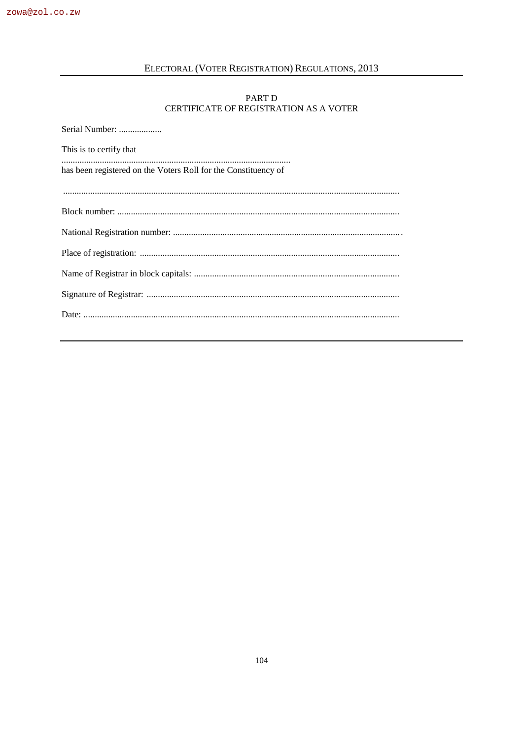## PART D
## CERTIFICATE OF REGISTRATION AS A VOTER

Serial Number: ...................

This is to certify that

.....................................................................................................

has been registered on the Voters Roll for the Constituency of

....................................................................................................................................................

Block number: ............................................................................................................................

National Registration number: ....................................................................................................

Place of registration: ..................................................................................................................

Name of Registrar in block capitals: ..........................................................................................

Signature of Registrar: ...............................................................................................................

Date: ...........................................................................................................................................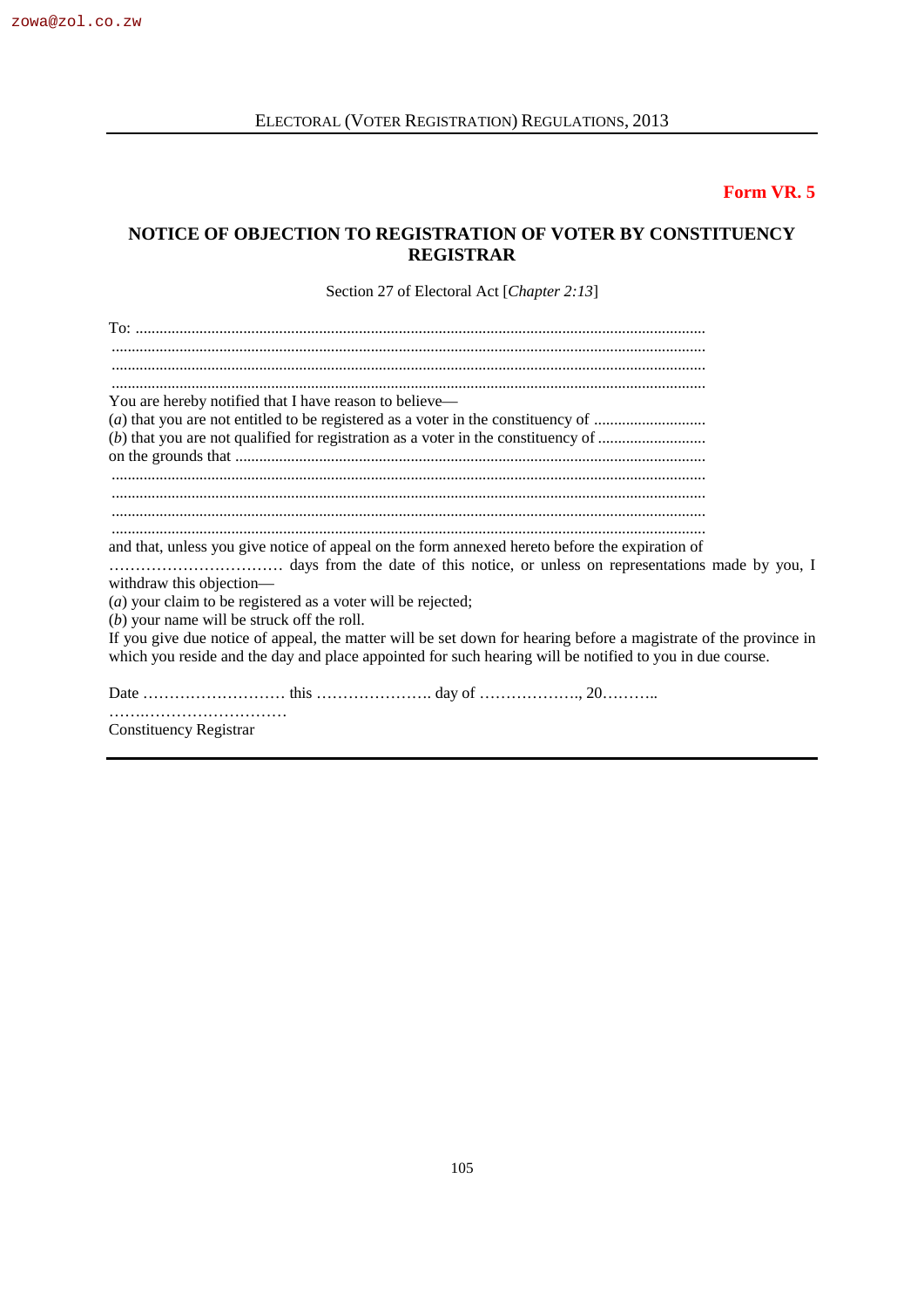**Form VR. 5**

## NOTICE OF OBJECTION TO REGISTRATION OF VOTER BY CONSTITUENCY REGISTRAR

Section 27 of Electoral Act [*Chapter 2:13*]

To: ......................................................................................................................................

.............................................................................................................................................

.............................................................................................................................................

.............................................................................................................................................

You are hereby notified that I have reason to believe—

(*a*) that you are not entitled to be registered as a voter in the constituency of ............................

(*b*) that you are not qualified for registration as a voter in the constituency of ...........................

on the grounds that ......................................................................................................................

.............................................................................................................................................

.............................................................................................................................................

.............................................................................................................................................

.............................................................................................................................................

and that, unless you give notice of appeal on the form annexed hereto before the expiration of ……………………………. days from the date of this notice, or unless on representations made by you, I withdraw this objection—

(*a*) your claim to be registered as a voter will be rejected;

(*b*) your name will be struck off the roll.

If you give due notice of appeal, the matter will be set down for hearing before a magistrate of the province in which you reside and the day and place appointed for such hearing will be notified to you in due course.

Date ……………………… this …………………. day of ………………., 20………..

……..……………………….

Constituency Registrar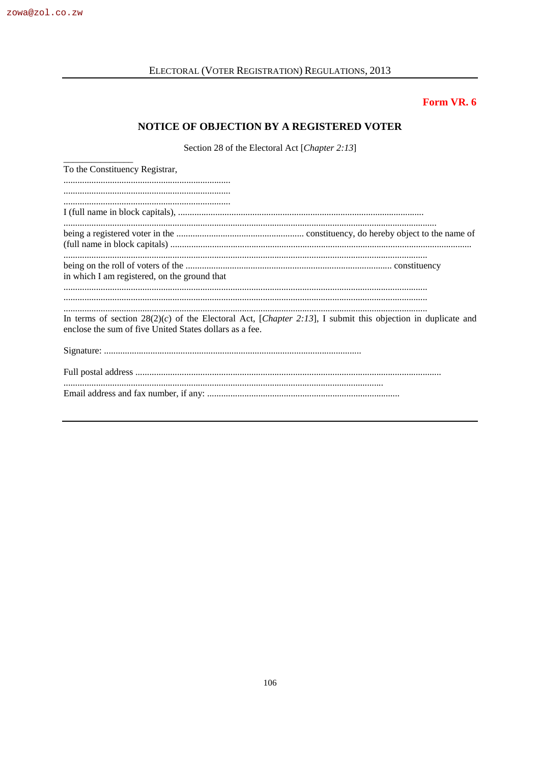**Form VR. 6**

## NOTICE OF OBJECTION BY A REGISTERED VOTER

Section 28 of the Electoral Act [*Chapter 2:13*]

To the Constituency Registrar,

........................................................................
........................................................................
........................................................................

I (full name in block capitals), ..........................................................................................................

...............................................................................................................................................

being a registered voter in the ....................................................... constituency, do hereby object to the name of (full name in block capitals) ................................................................................................................................

...........................................................................................................................................

being on the roll of voters of the ......................................................................................... constituency in which I am registered, on the ground that

...........................................................................................................................................
...........................................................................................................................................
...........................................................................................................................................

In terms of section 28(2)(*c*) of the Electoral Act, [*Chapter 2:13*], I submit this objection in duplicate and enclose the sum of five United States dollars as a fee.

Signature: .............................................................................................................

Full postal address ..................................................................................................................

........................................................................................................................................

Email address and fax number, if any: ..................................................................................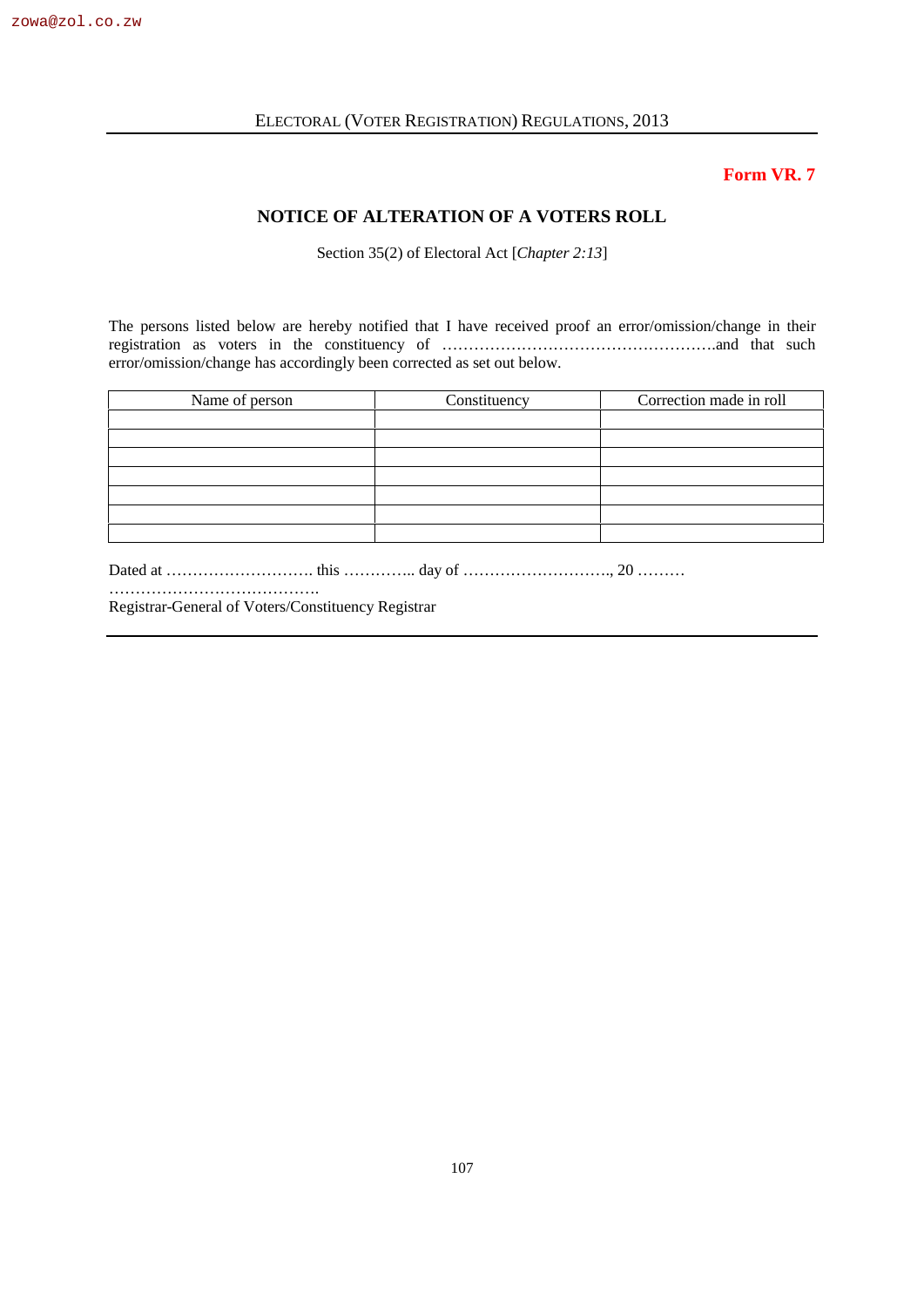**Form VR. 7**

## NOTICE OF ALTERATION OF A VOTERS ROLL

Section 35(2) of Electoral Act [*Chapter 2:13*]

The persons listed below are hereby notified that I have received proof an error/omission/change in their registration as voters in the constituency of …………………………………………….and that such error/omission/change has accordingly been corrected as set out below.

| Name of person | Constituency | Correction made in roll |
|---|---|---|
| | | |
| | | |
| | | |
| | | |
| | | |
| | | |
| | | |

Dated at ………………………. this ………….. day of ………………………., 20 ………

………………………………….
Registrar-General of Voters/Constituency Registrar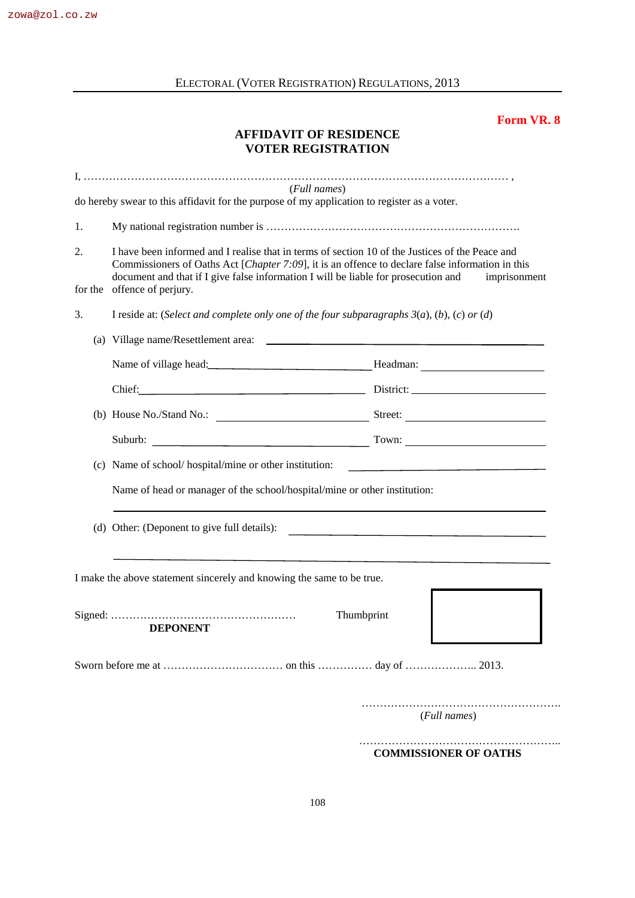**Form VR. 8**

## AFFIDAVIT OF RESIDENCE
## VOTER REGISTRATION

I, ………………………………………………………………………………………………………… ,
(*Full names*)
do hereby swear to this affidavit for the purpose of my application to register as a voter.

1. My national registration number is …………………………………………………………….

2. I have been informed and I realise that in terms of section 10 of the Justices of the Peace and Commissioners of Oaths Act [*Chapter 7:09*], it is an offence to declare false information in this document and that if I give false information I will be liable for prosecution and imprisonment for the offence of perjury.

3. I reside at: (*Select and complete only one of the four subparagraphs 3*(*a*), (*b*), (*c*) *or* (*d*)

   (a) Village name/Resettlement area: ______________________________

   Name of village head: ______________________ Headman: ______________________

   Chief: ______________________ District: ______________________

   (b) House No./Stand No.: ______________________ Street: ______________________

   Suburb: ______________________ Town: ______________________

   (c) Name of school/ hospital/mine or other institution: ______________________

   Name of head or manager of the school/hospital/mine or other institution:

   ______________________________________________

   (d) Other: (Deponent to give full details): ______________________

   ______________________________________________

I make the above statement sincerely and knowing the same to be true.

Signed: ……………………………………………  Thumbprint
**DEPONENT**

Sworn before me at …………………………… on this …………… day of ……………….. 2013.

……………………………………………….
(*Full names*)

………………………………………………..
**COMMISSIONER OF OATHS**